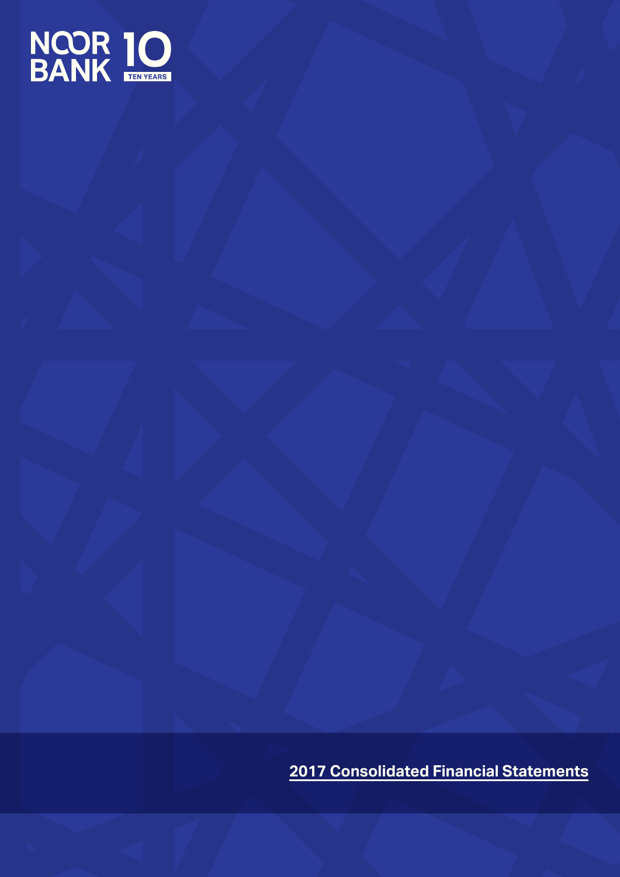NOOR BANK 10 TEN YEARS

# 2017 Consolidated Financial Statements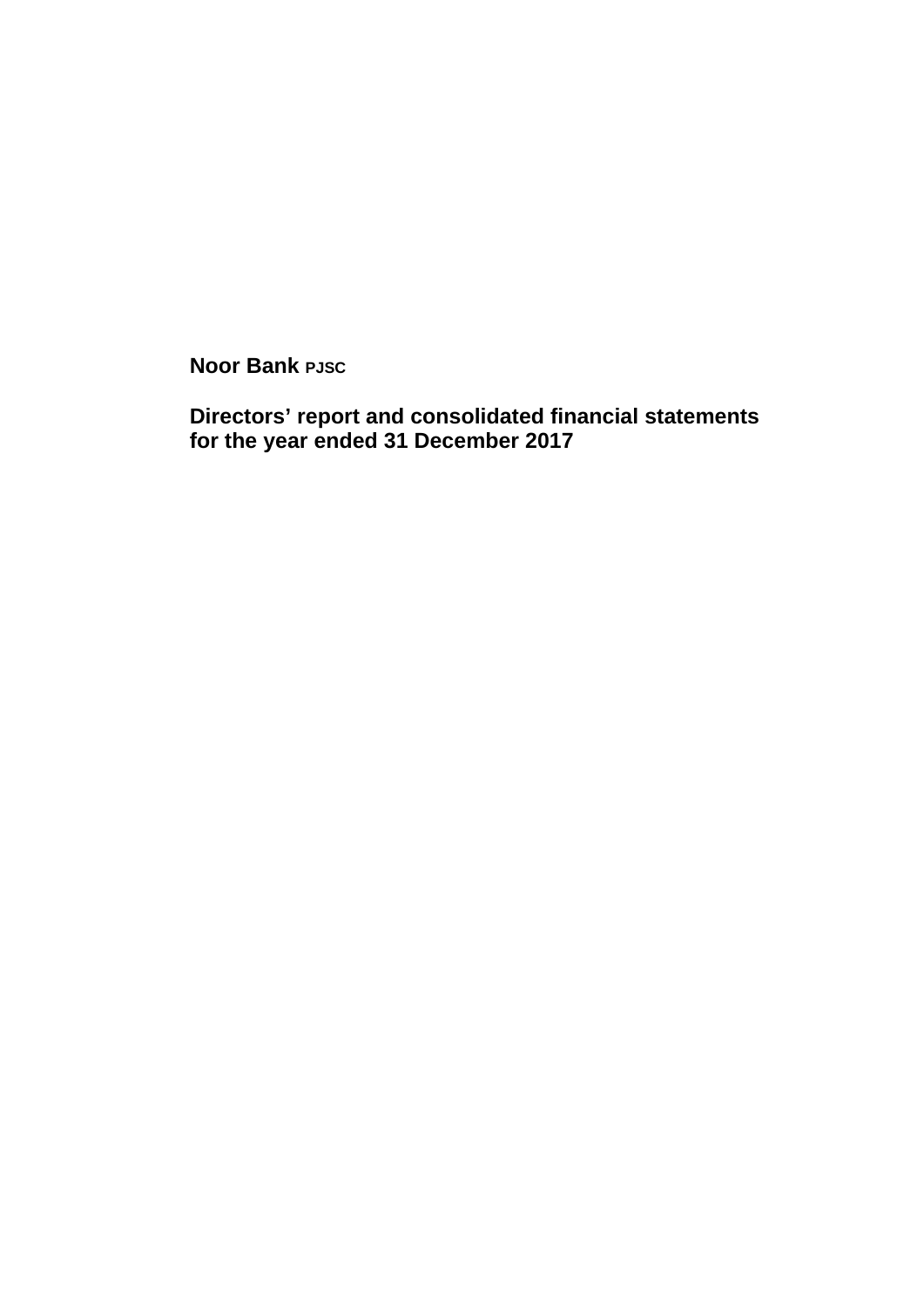**Noor Bank PJSC**

**Directors’ report and consolidated financial statements for the year ended 31 December 2017**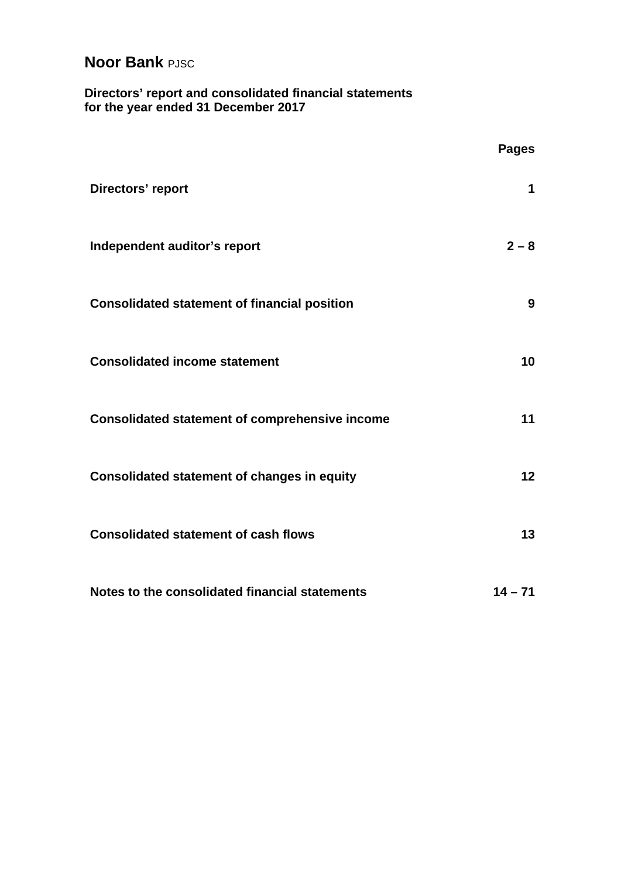# Noor Bank PJSC

**Directors' report and consolidated financial statements for the year ended 31 December 2017**

| | Pages |
|---|---|
| **Directors' report** | **1** |
| **Independent auditor's report** | **2 – 8** |
| **Consolidated statement of financial position** | **9** |
| **Consolidated income statement** | **10** |
| **Consolidated statement of comprehensive income** | **11** |
| **Consolidated statement of changes in equity** | **12** |
| **Consolidated statement of cash flows** | **13** |
| **Notes to the consolidated financial statements** | **14 – 71** |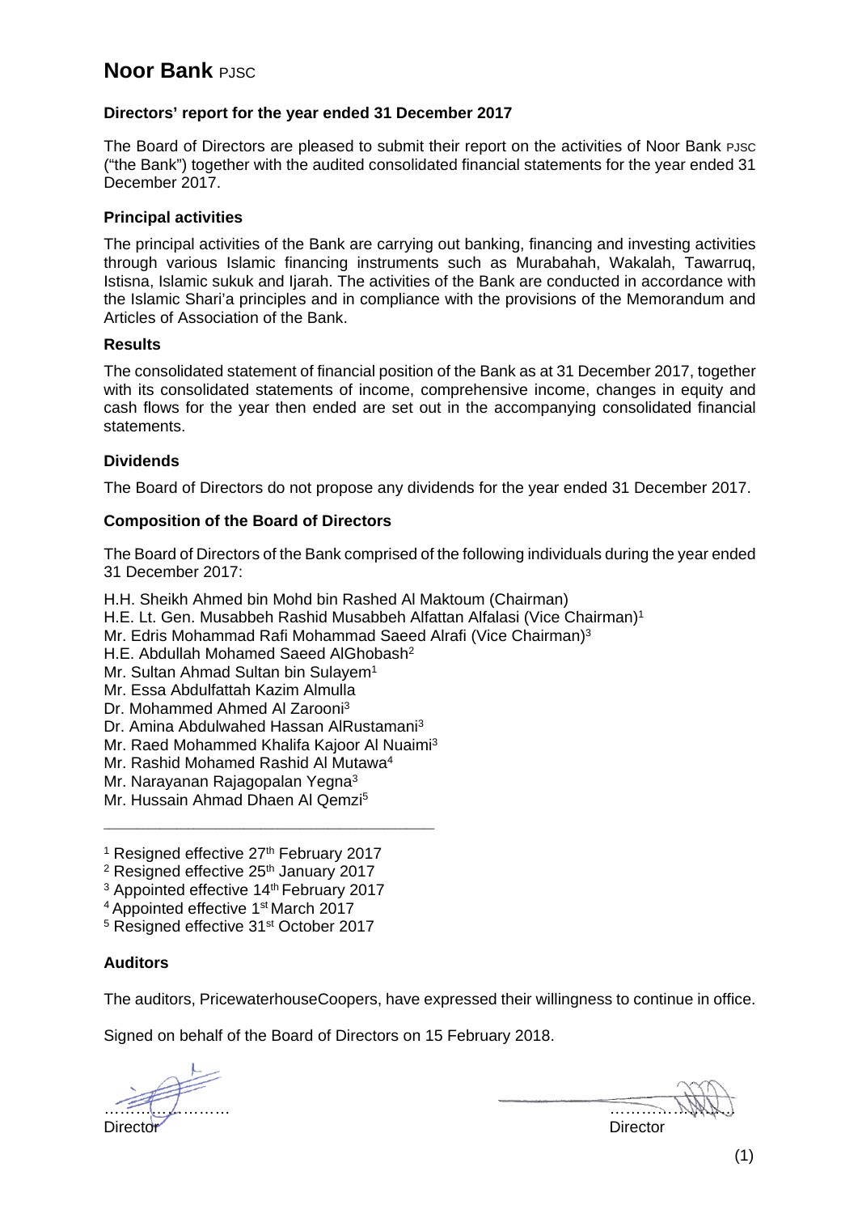# Noor Bank PJSC

**Directors' report for the year ended 31 December 2017**

The Board of Directors are pleased to submit their report on the activities of Noor Bank PJSC ("the Bank") together with the audited consolidated financial statements for the year ended 31 December 2017.

**Principal activities**

The principal activities of the Bank are carrying out banking, financing and investing activities through various Islamic financing instruments such as Murabahah, Wakalah, Tawarruq, Istisna, Islamic sukuk and Ijarah. The activities of the Bank are conducted in accordance with the Islamic Shari'a principles and in compliance with the provisions of the Memorandum and Articles of Association of the Bank.

**Results**

The consolidated statement of financial position of the Bank as at 31 December 2017, together with its consolidated statements of income, comprehensive income, changes in equity and cash flows for the year then ended are set out in the accompanying consolidated financial statements.

**Dividends**

The Board of Directors do not propose any dividends for the year ended 31 December 2017.

**Composition of the Board of Directors**

The Board of Directors of the Bank comprised of the following individuals during the year ended 31 December 2017:

H.H. Sheikh Ahmed bin Mohd bin Rashed Al Maktoum (Chairman)
H.E. Lt. Gen. Musabbeh Rashid Musabbeh Alfattan Alfalasi (Vice Chairman)[1]
Mr. Edris Mohammad Rafi Mohammad Saeed Alrafi (Vice Chairman)[3]
H.E. Abdullah Mohamed Saeed AlGhobash[2]
Mr. Sultan Ahmad Sultan bin Sulayem[1]
Mr. Essa Abdulfattah Kazim Almulla
Dr. Mohammed Ahmed Al Zarooni[3]
Dr. Amina Abdulwahed Hassan AlRustamani[3]
Mr. Raed Mohammed Khalifa Kajoor Al Nuaimi[3]
Mr. Rashid Mohamed Rashid Al Mutawa[4]
Mr. Narayanan Rajagopalan Yegna[3]
Mr. Hussain Ahmad Dhaen Al Qemzi[5]

---

[1] Resigned effective 27th February 2017
[2] Resigned effective 25th January 2017
[3] Appointed effective 14th February 2017
[4] Appointed effective 1st March 2017
[5] Resigned effective 31st October 2017

**Auditors**

The auditors, PricewaterhouseCoopers, have expressed their willingness to continue in office.

Signed on behalf of the Board of Directors on 15 February 2018.

…………………… Director

…………………… Director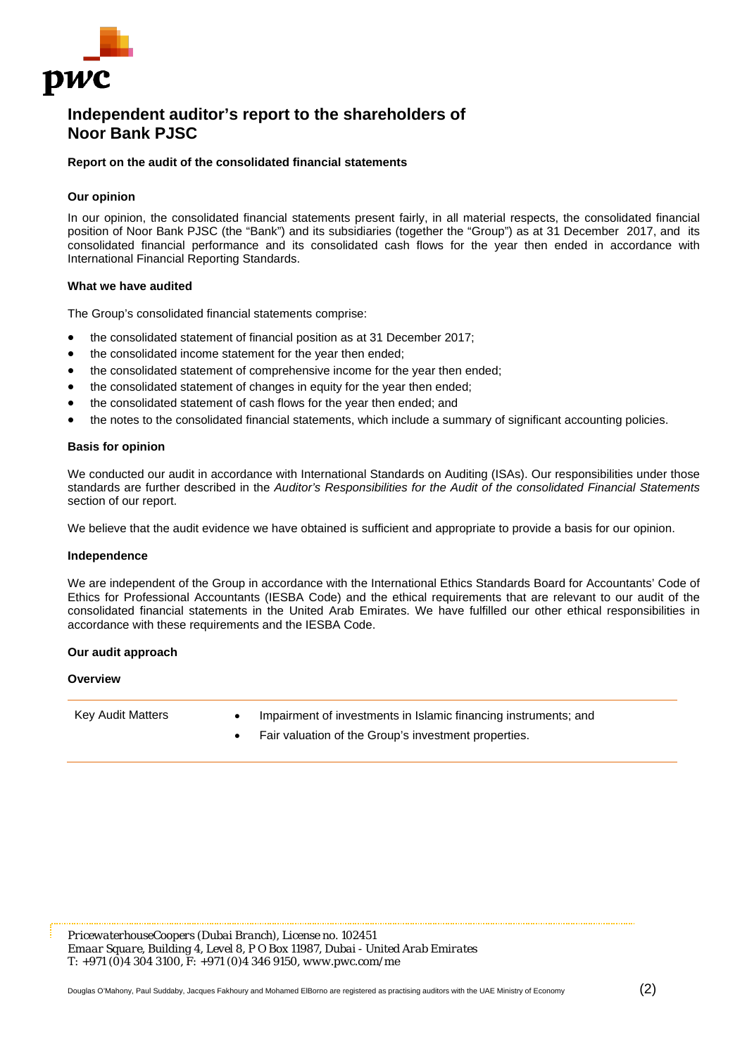# Independent auditor's report to the shareholders of Noor Bank PJSC

## Report on the audit of the consolidated financial statements

### Our opinion

In our opinion, the consolidated financial statements present fairly, in all material respects, the consolidated financial position of Noor Bank PJSC (the "Bank") and its subsidiaries (together the "Group") as at 31 December 2017, and its consolidated financial performance and its consolidated cash flows for the year then ended in accordance with International Financial Reporting Standards.

### What we have audited

The Group's consolidated financial statements comprise:

- the consolidated statement of financial position as at 31 December 2017;
- the consolidated income statement for the year then ended;
- the consolidated statement of comprehensive income for the year then ended;
- the consolidated statement of changes in equity for the year then ended;
- the consolidated statement of cash flows for the year then ended; and
- the notes to the consolidated financial statements, which include a summary of significant accounting policies.

### Basis for opinion

We conducted our audit in accordance with International Standards on Auditing (ISAs). Our responsibilities under those standards are further described in the *Auditor's Responsibilities for the Audit of the consolidated Financial Statements* section of our report.

We believe that the audit evidence we have obtained is sufficient and appropriate to provide a basis for our opinion.

### Independence

We are independent of the Group in accordance with the International Ethics Standards Board for Accountants' Code of Ethics for Professional Accountants (IESBA Code) and the ethical requirements that are relevant to our audit of the consolidated financial statements in the United Arab Emirates. We have fulfilled our other ethical responsibilities in accordance with these requirements and the IESBA Code.

### Our audit approach

#### Overview

| | |
|---|---|
| Key Audit Matters | • Impairment of investments in Islamic financing instruments; and<br>• Fair valuation of the Group's investment properties. |

*PricewaterhouseCoopers (Dubai Branch), License no. 102451*
*Emaar Square, Building 4, Level 8, P O Box 11987, Dubai - United Arab Emirates*
*T: +971 (0)4 304 3100, F: +971 (0)4 346 9150, www.pwc.com/me*

Douglas O'Mahony, Paul Suddaby, Jacques Fakhoury and Mohamed ElBorno are registered as practising auditors with the UAE Ministry of Economy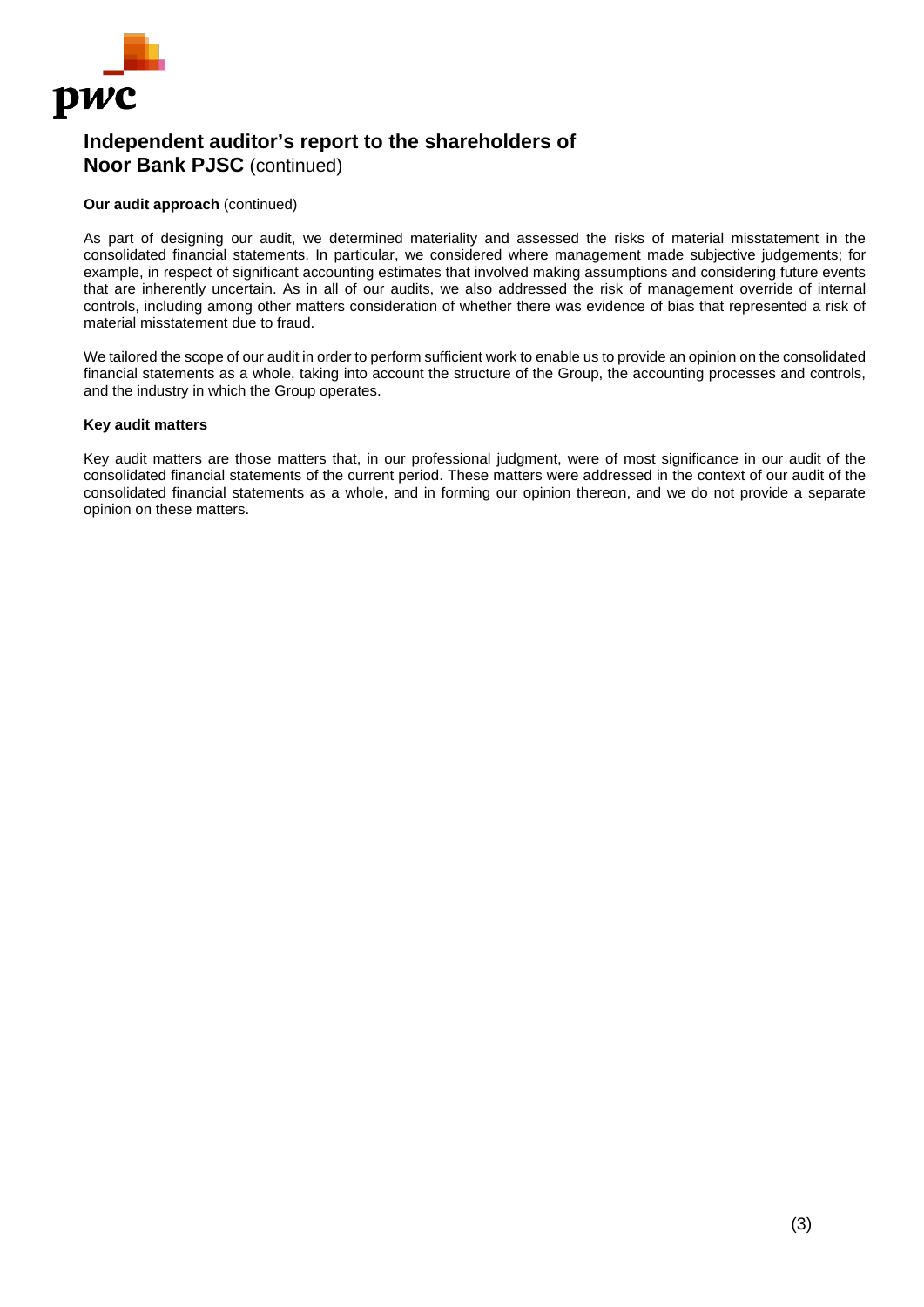## Independent auditor's report to the shareholders of Noor Bank PJSC (continued)

**Our audit approach** (continued)

As part of designing our audit, we determined materiality and assessed the risks of material misstatement in the consolidated financial statements. In particular, we considered where management made subjective judgements; for example, in respect of significant accounting estimates that involved making assumptions and considering future events that are inherently uncertain. As in all of our audits, we also addressed the risk of management override of internal controls, including among other matters consideration of whether there was evidence of bias that represented a risk of material misstatement due to fraud.

We tailored the scope of our audit in order to perform sufficient work to enable us to provide an opinion on the consolidated financial statements as a whole, taking into account the structure of the Group, the accounting processes and controls, and the industry in which the Group operates.

**Key audit matters**

Key audit matters are those matters that, in our professional judgment, were of most significance in our audit of the consolidated financial statements of the current period. These matters were addressed in the context of our audit of the consolidated financial statements as a whole, and in forming our opinion thereon, and we do not provide a separate opinion on these matters.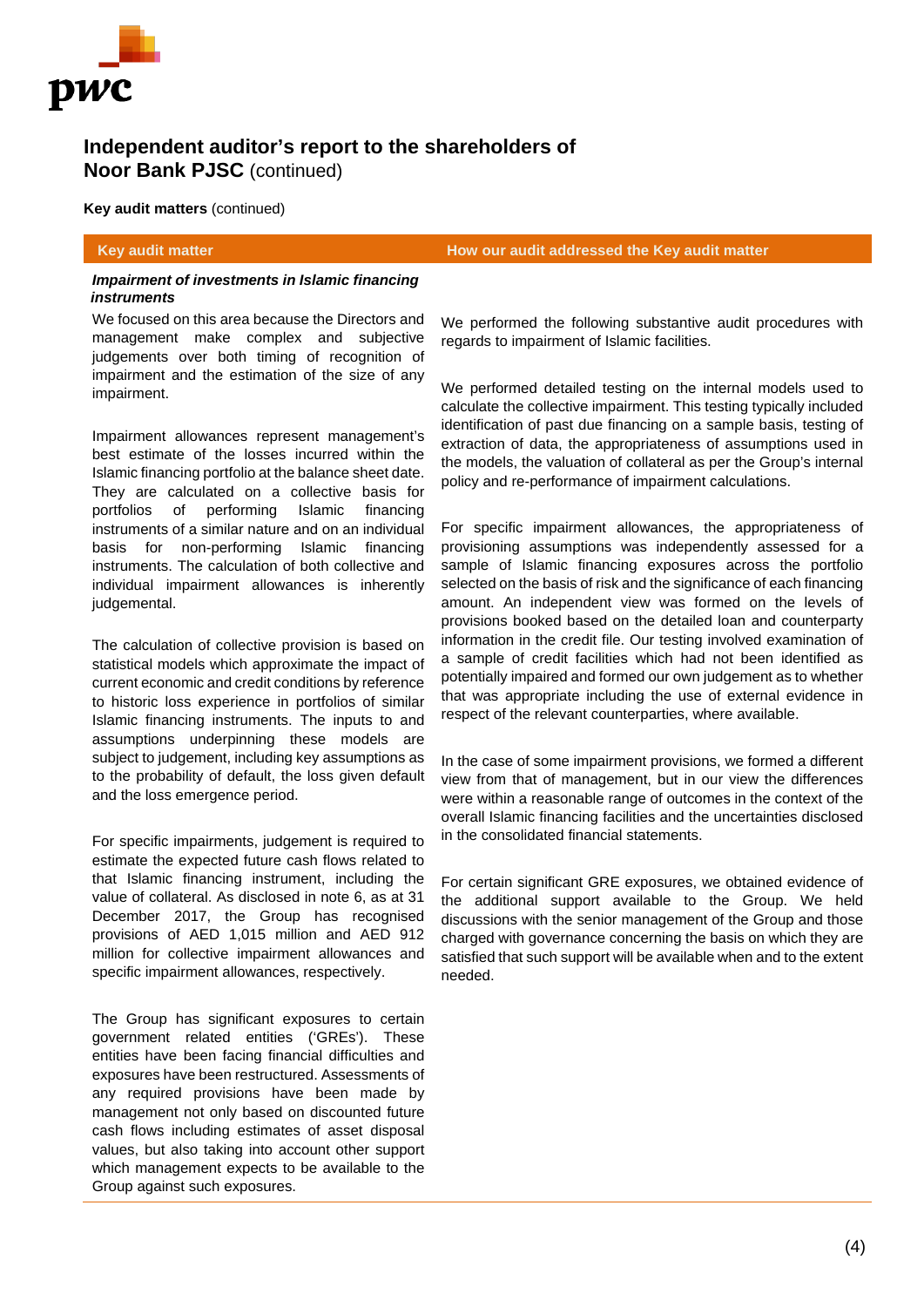# Independent auditor's report to the shareholders of Noor Bank PJSC (continued)

**Key audit matters** (continued)

| Key audit matter | How our audit addressed the Key audit matter |
|---|---|
| ***Impairment of investments in Islamic financing instruments*** | |
| We focused on this area because the Directors and management make complex and subjective judgements over both timing of recognition of impairment and the estimation of the size of any impairment.<br><br>Impairment allowances represent management's best estimate of the losses incurred within the Islamic financing portfolio at the balance sheet date. They are calculated on a collective basis for portfolios of performing Islamic financing instruments of a similar nature and on an individual basis for non-performing Islamic financing instruments. The calculation of both collective and individual impairment allowances is inherently judgemental.<br><br>The calculation of collective provision is based on statistical models which approximate the impact of current economic and credit conditions by reference to historic loss experience in portfolios of similar Islamic financing instruments. The inputs to and assumptions underpinning these models are subject to judgement, including key assumptions as to the probability of default, the loss given default and the loss emergence period.<br><br>For specific impairments, judgement is required to estimate the expected future cash flows related to that Islamic financing instrument, including the value of collateral. As disclosed in note 6, as at 31 December 2017, the Group has recognised provisions of AED 1,015 million and AED 912 million for collective impairment allowances and specific impairment allowances, respectively.<br><br>The Group has significant exposures to certain government related entities ('GREs'). These entities have been facing financial difficulties and exposures have been restructured. Assessments of any required provisions have been made by management not only based on discounted future cash flows including estimates of asset disposal values, but also taking into account other support which management expects to be available to the Group against such exposures. | We performed the following substantive audit procedures with regards to impairment of Islamic facilities.<br><br>We performed detailed testing on the internal models used to calculate the collective impairment. This testing typically included identification of past due financing on a sample basis, testing of extraction of data, the appropriateness of assumptions used in the models, the valuation of collateral as per the Group's internal policy and re-performance of impairment calculations.<br><br>For specific impairment allowances, the appropriateness of provisioning assumptions was independently assessed for a sample of Islamic financing exposures across the portfolio selected on the basis of risk and the significance of each financing amount. An independent view was formed on the levels of provisions booked based on the detailed loan and counterparty information in the credit file. Our testing involved examination of a sample of credit facilities which had not been identified as potentially impaired and formed our own judgement as to whether that was appropriate including the use of external evidence in respect of the relevant counterparties, where available.<br><br>In the case of some impairment provisions, we formed a different view from that of management, but in our view the differences were within a reasonable range of outcomes in the context of the overall Islamic financing facilities and the uncertainties disclosed in the consolidated financial statements.<br><br>For certain significant GRE exposures, we obtained evidence of the additional support available to the Group. We held discussions with the senior management of the Group and those charged with governance concerning the basis on which they are satisfied that such support will be available when and to the extent needed. |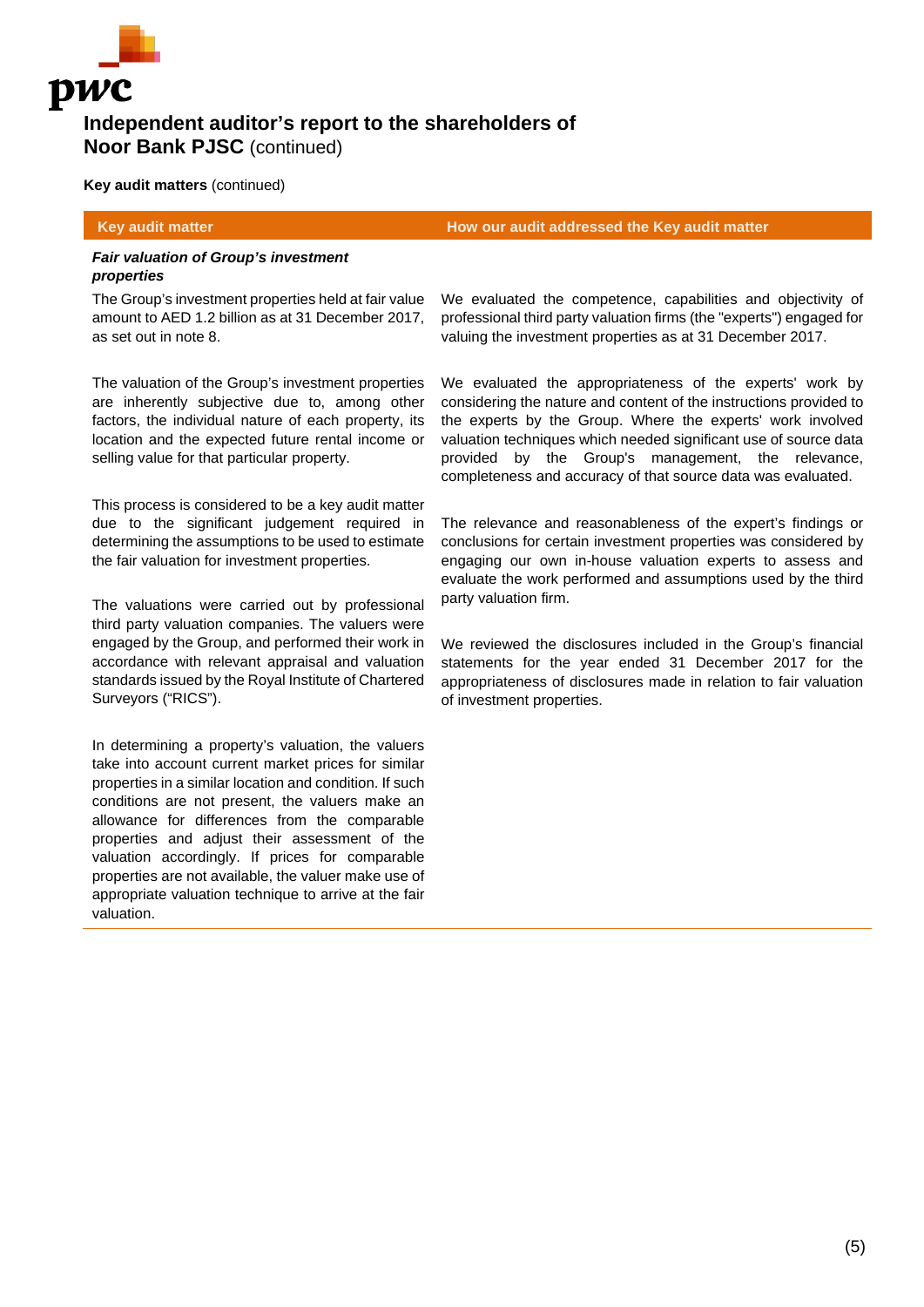# Independent auditor's report to the shareholders of Noor Bank PJSC (continued)

**Key audit matters** (continued)

| Key audit matter | How our audit addressed the Key audit matter |
|---|---|
| ***Fair valuation of Group's investment properties*** | |
| The Group's investment properties held at fair value amount to AED 1.2 billion as at 31 December 2017, as set out in note 8. | We evaluated the competence, capabilities and objectivity of professional third party valuation firms (the "experts") engaged for valuing the investment properties as at 31 December 2017. |
| The valuation of the Group's investment properties are inherently subjective due to, among other factors, the individual nature of each property, its location and the expected future rental income or selling value for that particular property. | We evaluated the appropriateness of the experts' work by considering the nature and content of the instructions provided to the experts by the Group. Where the experts' work involved valuation techniques which needed significant use of source data provided by the Group's management, the relevance, completeness and accuracy of that source data was evaluated. |
| This process is considered to be a key audit matter due to the significant judgement required in determining the assumptions to be used to estimate the fair valuation for investment properties. | The relevance and reasonableness of the expert's findings or conclusions for certain investment properties was considered by engaging our own in-house valuation experts to assess and evaluate the work performed and assumptions used by the third party valuation firm. |
| The valuations were carried out by professional third party valuation companies. The valuers were engaged by the Group, and performed their work in accordance with relevant appraisal and valuation standards issued by the Royal Institute of Chartered Surveyors ("RICS"). | We reviewed the disclosures included in the Group's financial statements for the year ended 31 December 2017 for the appropriateness of disclosures made in relation to fair valuation of investment properties. |
| In determining a property's valuation, the valuers take into account current market prices for similar properties in a similar location and condition. If such conditions are not present, the valuers make an allowance for differences from the comparable properties and adjust their assessment of the valuation accordingly. If prices for comparable properties are not available, the valuer make use of appropriate valuation technique to arrive at the fair valuation. | |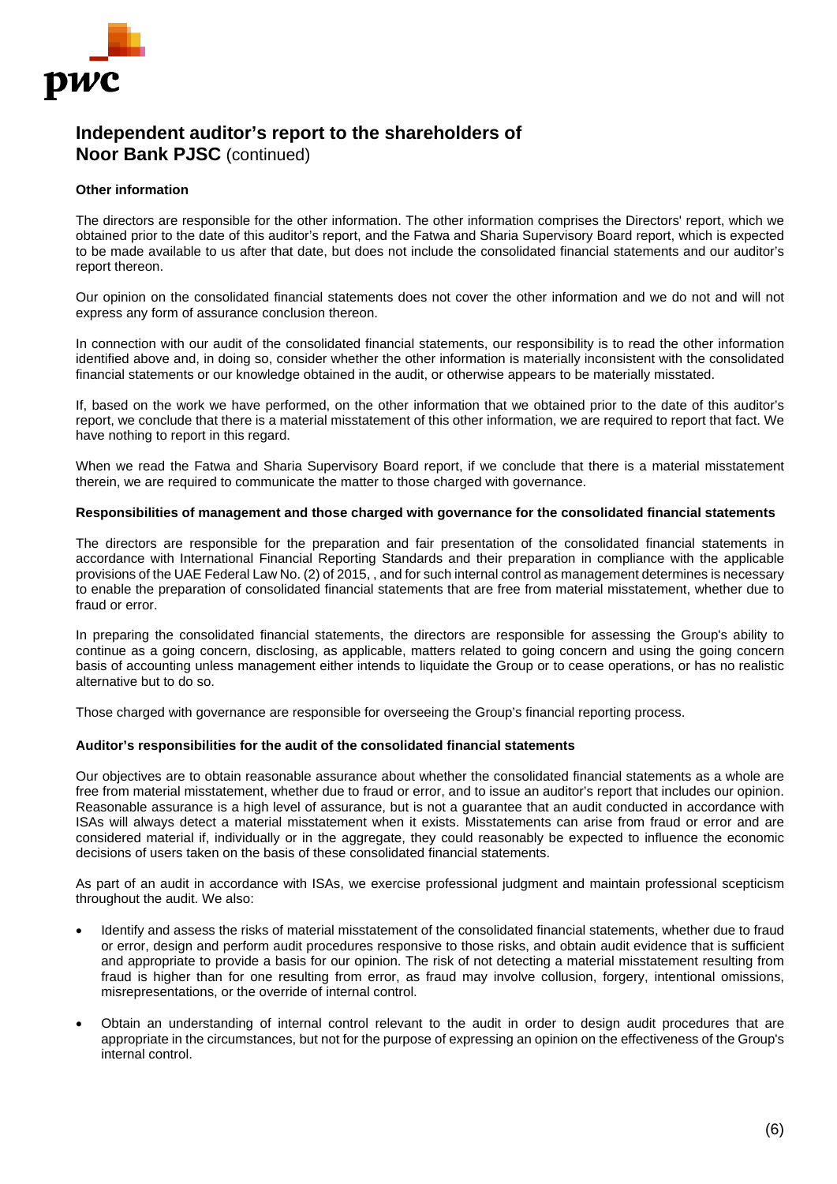# Independent auditor's report to the shareholders of Noor Bank PJSC (continued)

**Other information**

The directors are responsible for the other information. The other information comprises the Directors' report, which we obtained prior to the date of this auditor's report, and the Fatwa and Sharia Supervisory Board report, which is expected to be made available to us after that date, but does not include the consolidated financial statements and our auditor's report thereon.

Our opinion on the consolidated financial statements does not cover the other information and we do not and will not express any form of assurance conclusion thereon.

In connection with our audit of the consolidated financial statements, our responsibility is to read the other information identified above and, in doing so, consider whether the other information is materially inconsistent with the consolidated financial statements or our knowledge obtained in the audit, or otherwise appears to be materially misstated.

If, based on the work we have performed, on the other information that we obtained prior to the date of this auditor's report, we conclude that there is a material misstatement of this other information, we are required to report that fact. We have nothing to report in this regard.

When we read the Fatwa and Sharia Supervisory Board report, if we conclude that there is a material misstatement therein, we are required to communicate the matter to those charged with governance.

**Responsibilities of management and those charged with governance for the consolidated financial statements**

The directors are responsible for the preparation and fair presentation of the consolidated financial statements in accordance with International Financial Reporting Standards and their preparation in compliance with the applicable provisions of the UAE Federal Law No. (2) of 2015, , and for such internal control as management determines is necessary to enable the preparation of consolidated financial statements that are free from material misstatement, whether due to fraud or error.

In preparing the consolidated financial statements, the directors are responsible for assessing the Group's ability to continue as a going concern, disclosing, as applicable, matters related to going concern and using the going concern basis of accounting unless management either intends to liquidate the Group or to cease operations, or has no realistic alternative but to do so.

Those charged with governance are responsible for overseeing the Group's financial reporting process.

**Auditor's responsibilities for the audit of the consolidated financial statements**

Our objectives are to obtain reasonable assurance about whether the consolidated financial statements as a whole are free from material misstatement, whether due to fraud or error, and to issue an auditor's report that includes our opinion. Reasonable assurance is a high level of assurance, but is not a guarantee that an audit conducted in accordance with ISAs will always detect a material misstatement when it exists. Misstatements can arise from fraud or error and are considered material if, individually or in the aggregate, they could reasonably be expected to influence the economic decisions of users taken on the basis of these consolidated financial statements.

As part of an audit in accordance with ISAs, we exercise professional judgment and maintain professional scepticism throughout the audit. We also:

- Identify and assess the risks of material misstatement of the consolidated financial statements, whether due to fraud or error, design and perform audit procedures responsive to those risks, and obtain audit evidence that is sufficient and appropriate to provide a basis for our opinion. The risk of not detecting a material misstatement resulting from fraud is higher than for one resulting from error, as fraud may involve collusion, forgery, intentional omissions, misrepresentations, or the override of internal control.

- Obtain an understanding of internal control relevant to the audit in order to design audit procedures that are appropriate in the circumstances, but not for the purpose of expressing an opinion on the effectiveness of the Group's internal control.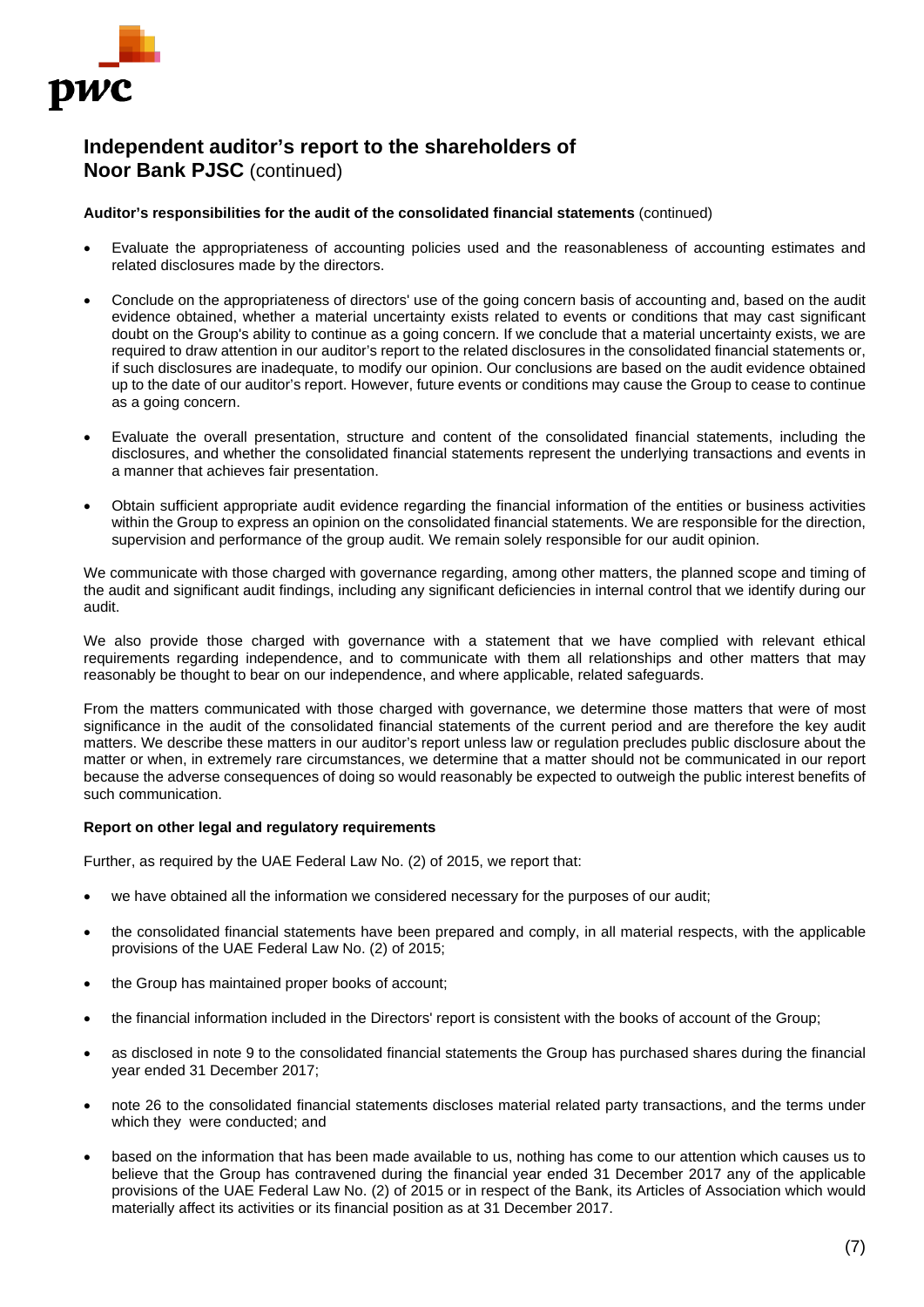## Independent auditor's report to the shareholders of Noor Bank PJSC (continued)

**Auditor's responsibilities for the audit of the consolidated financial statements** (continued)

- Evaluate the appropriateness of accounting policies used and the reasonableness of accounting estimates and related disclosures made by the directors.
- Conclude on the appropriateness of directors' use of the going concern basis of accounting and, based on the audit evidence obtained, whether a material uncertainty exists related to events or conditions that may cast significant doubt on the Group's ability to continue as a going concern. If we conclude that a material uncertainty exists, we are required to draw attention in our auditor's report to the related disclosures in the consolidated financial statements or, if such disclosures are inadequate, to modify our opinion. Our conclusions are based on the audit evidence obtained up to the date of our auditor's report. However, future events or conditions may cause the Group to cease to continue as a going concern.
- Evaluate the overall presentation, structure and content of the consolidated financial statements, including the disclosures, and whether the consolidated financial statements represent the underlying transactions and events in a manner that achieves fair presentation.
- Obtain sufficient appropriate audit evidence regarding the financial information of the entities or business activities within the Group to express an opinion on the consolidated financial statements. We are responsible for the direction, supervision and performance of the group audit. We remain solely responsible for our audit opinion.

We communicate with those charged with governance regarding, among other matters, the planned scope and timing of the audit and significant audit findings, including any significant deficiencies in internal control that we identify during our audit.

We also provide those charged with governance with a statement that we have complied with relevant ethical requirements regarding independence, and to communicate with them all relationships and other matters that may reasonably be thought to bear on our independence, and where applicable, related safeguards.

From the matters communicated with those charged with governance, we determine those matters that were of most significance in the audit of the consolidated financial statements of the current period and are therefore the key audit matters. We describe these matters in our auditor's report unless law or regulation precludes public disclosure about the matter or when, in extremely rare circumstances, we determine that a matter should not be communicated in our report because the adverse consequences of doing so would reasonably be expected to outweigh the public interest benefits of such communication.

**Report on other legal and regulatory requirements**

Further, as required by the UAE Federal Law No. (2) of 2015, we report that:

- we have obtained all the information we considered necessary for the purposes of our audit;
- the consolidated financial statements have been prepared and comply, in all material respects, with the applicable provisions of the UAE Federal Law No. (2) of 2015;
- the Group has maintained proper books of account;
- the financial information included in the Directors' report is consistent with the books of account of the Group;
- as disclosed in note 9 to the consolidated financial statements the Group has purchased shares during the financial year ended 31 December 2017;
- note 26 to the consolidated financial statements discloses material related party transactions, and the terms under which they were conducted; and
- based on the information that has been made available to us, nothing has come to our attention which causes us to believe that the Group has contravened during the financial year ended 31 December 2017 any of the applicable provisions of the UAE Federal Law No. (2) of 2015 or in respect of the Bank, its Articles of Association which would materially affect its activities or its financial position as at 31 December 2017.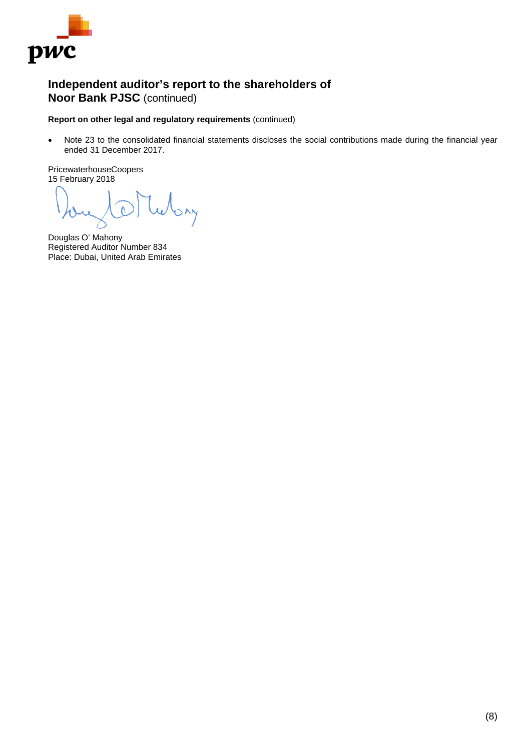# Independent auditor's report to the shareholders of Noor Bank PJSC (continued)

**Report on other legal and regulatory requirements** (continued)

- Note 23 to the consolidated financial statements discloses the social contributions made during the financial year ended 31 December 2017.

PricewaterhouseCoopers
15 February 2018

Douglas O' Mahony
Registered Auditor Number 834
Place: Dubai, United Arab Emirates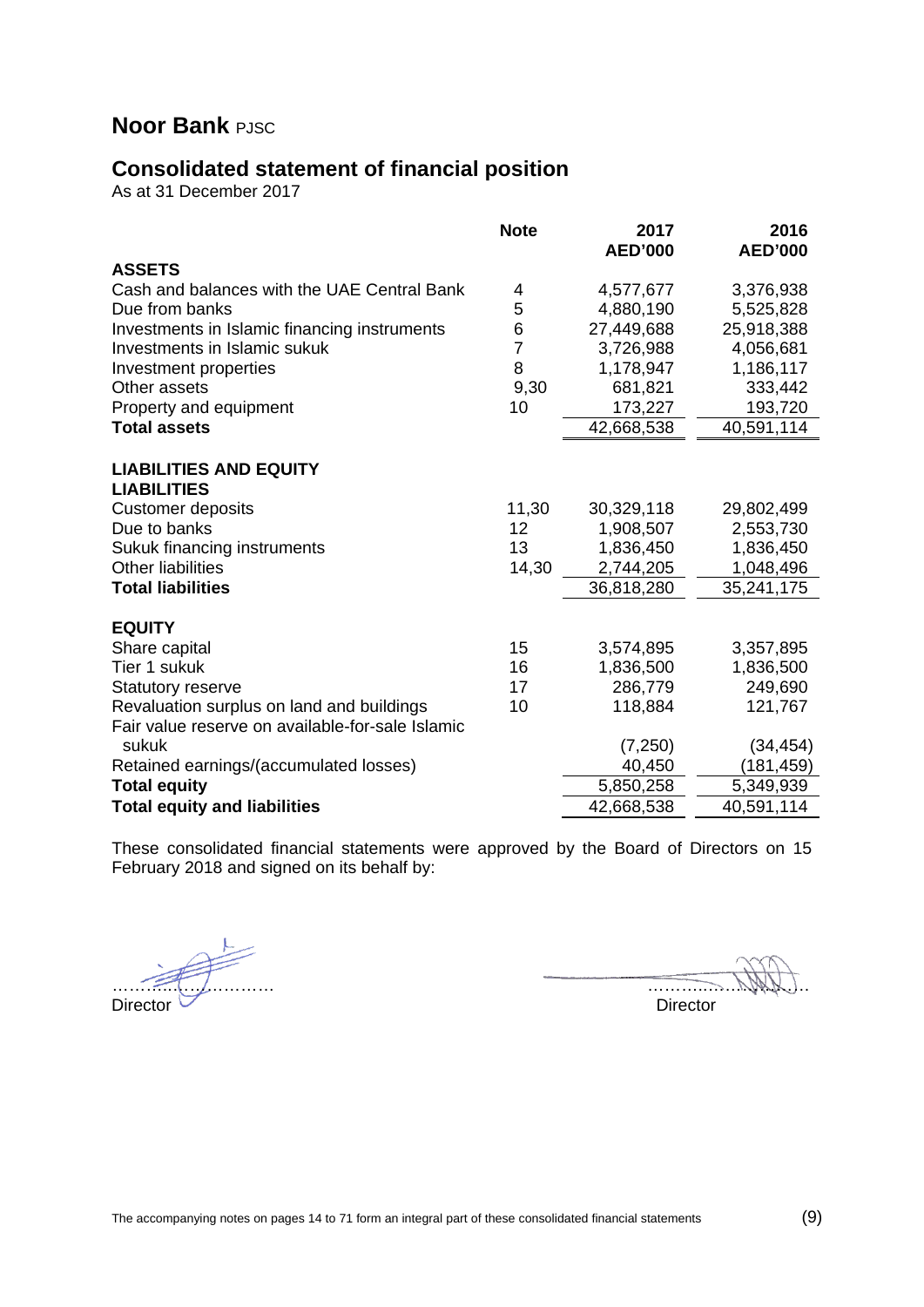# Noor Bank PJSC

## Consolidated statement of financial position

As at 31 December 2017

| | Note | 2017 AED'000 | 2016 AED'000 |
|---|---|---|---|
| **ASSETS** | | | |
| Cash and balances with the UAE Central Bank | 4 | 4,577,677 | 3,376,938 |
| Due from banks | 5 | 4,880,190 | 5,525,828 |
| Investments in Islamic financing instruments | 6 | 27,449,688 | 25,918,388 |
| Investments in Islamic sukuk | 7 | 3,726,988 | 4,056,681 |
| Investment properties | 8 | 1,178,947 | 1,186,117 |
| Other assets | 9,30 | 681,821 | 333,442 |
| Property and equipment | 10 | 173,227 | 193,720 |
| **Total assets** | | 42,668,538 | 40,591,114 |
| **LIABILITIES AND EQUITY** | | | |
| **LIABILITIES** | | | |
| Customer deposits | 11,30 | 30,329,118 | 29,802,499 |
| Due to banks | 12 | 1,908,507 | 2,553,730 |
| Sukuk financing instruments | 13 | 1,836,450 | 1,836,450 |
| Other liabilities | 14,30 | 2,744,205 | 1,048,496 |
| **Total liabilities** | | 36,818,280 | 35,241,175 |
| **EQUITY** | | | |
| Share capital | 15 | 3,574,895 | 3,357,895 |
| Tier 1 sukuk | 16 | 1,836,500 | 1,836,500 |
| Statutory reserve | 17 | 286,779 | 249,690 |
| Revaluation surplus on land and buildings | 10 | 118,884 | 121,767 |
| Fair value reserve on available-for-sale Islamic sukuk | | (7,250) | (34,454) |
| Retained earnings/(accumulated losses) | | 40,450 | (181,459) |
| **Total equity** | | 5,850,258 | 5,349,939 |
| **Total equity and liabilities** | | 42,668,538 | 40,591,114 |

These consolidated financial statements were approved by the Board of Directors on 15 February 2018 and signed on its behalf by:

……………………………… Director

……………………………… Director

The accompanying notes on pages 14 to 71 form an integral part of these consolidated financial statements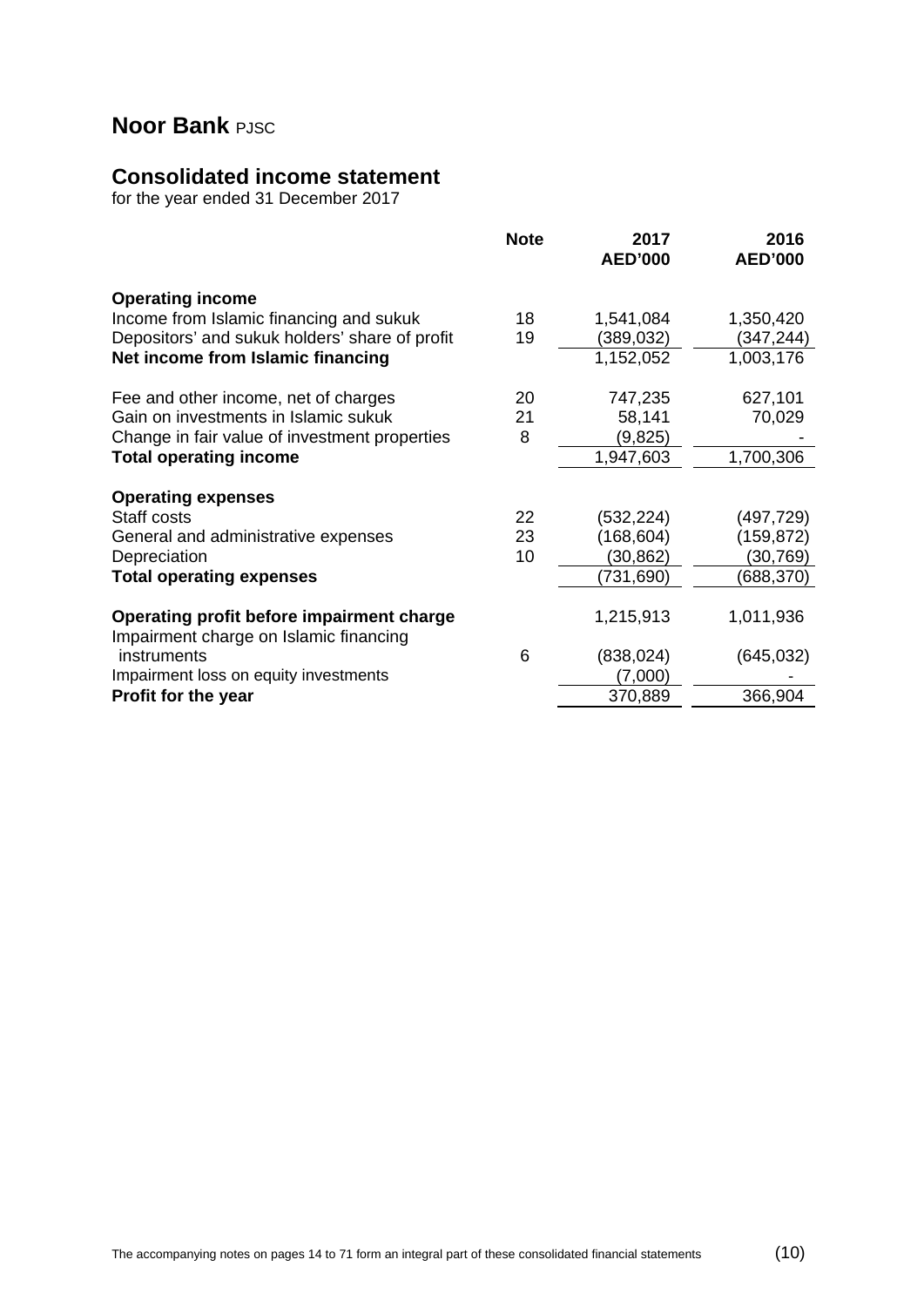# Noor Bank PJSC

## Consolidated income statement

for the year ended 31 December 2017

| | Note | 2017 AED'000 | 2016 AED'000 |
|---|---|---|---|
| **Operating income** | | | |
| Income from Islamic financing and sukuk | 18 | 1,541,084 | 1,350,420 |
| Depositors' and sukuk holders' share of profit | 19 | (389,032) | (347,244) |
| **Net income from Islamic financing** | | 1,152,052 | 1,003,176 |
| Fee and other income, net of charges | 20 | 747,235 | 627,101 |
| Gain on investments in Islamic sukuk | 21 | 58,141 | 70,029 |
| Change in fair value of investment properties | 8 | (9,825) | - |
| **Total operating income** | | 1,947,603 | 1,700,306 |
| **Operating expenses** | | | |
| Staff costs | 22 | (532,224) | (497,729) |
| General and administrative expenses | 23 | (168,604) | (159,872) |
| Depreciation | 10 | (30,862) | (30,769) |
| **Total operating expenses** | | (731,690) | (688,370) |
| **Operating profit before impairment charge** | | 1,215,913 | 1,011,936 |
| Impairment charge on Islamic financing instruments | 6 | (838,024) | (645,032) |
| Impairment loss on equity investments | | (7,000) | - |
| **Profit for the year** | | 370,889 | 366,904 |

The accompanying notes on pages 14 to 71 form an integral part of these consolidated financial statements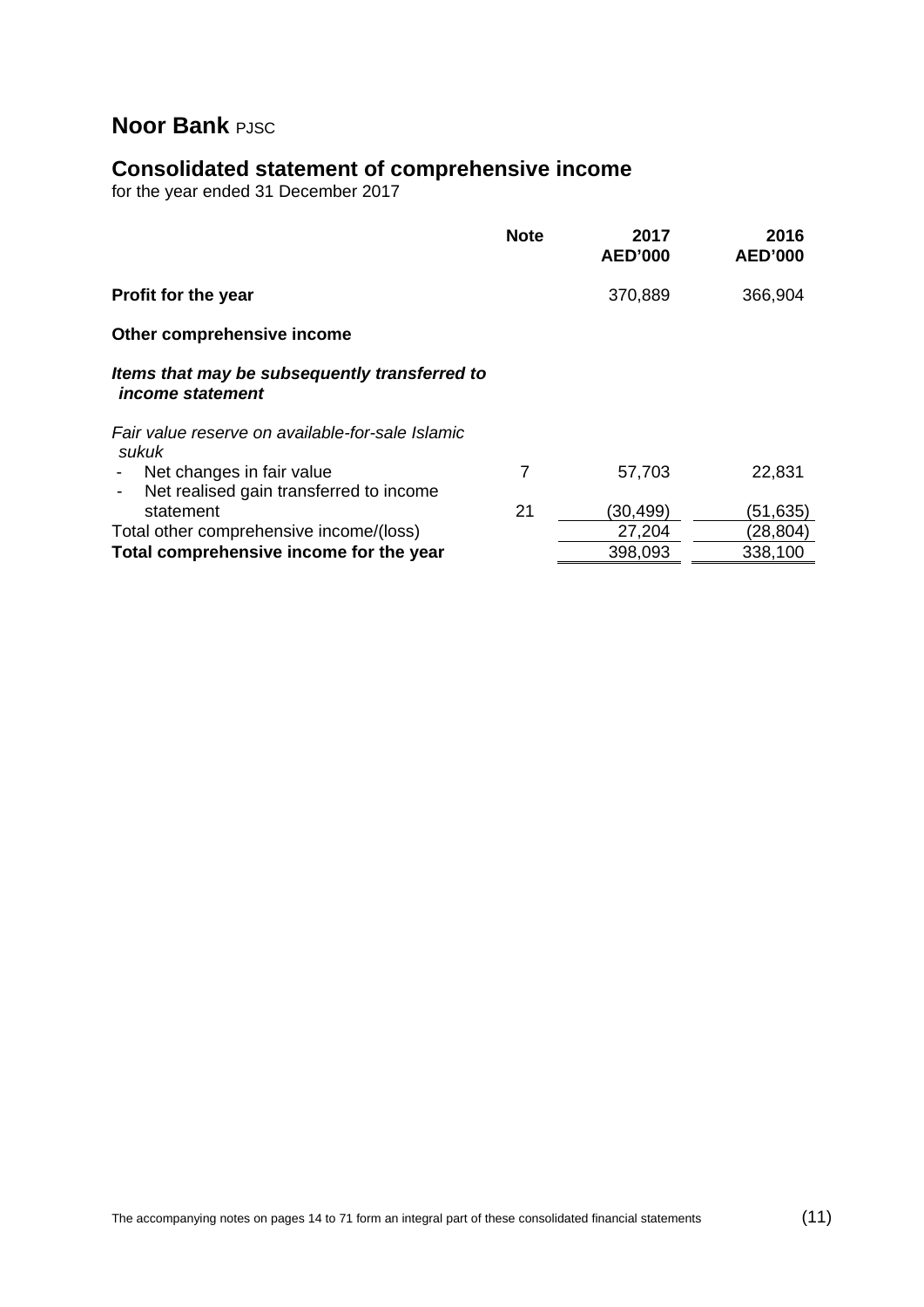# Noor Bank PJSC

## Consolidated statement of comprehensive income

for the year ended 31 December 2017

| | Note | 2017 AED'000 | 2016 AED'000 |
|---|---|---|---|
| **Profit for the year** | | 370,889 | 366,904 |
| **Other comprehensive income** | | | |
| ***Items that may be subsequently transferred to income statement*** | | | |
| *Fair value reserve on available-for-sale Islamic sukuk* | | | |
| - Net changes in fair value | 7 | 57,703 | 22,831 |
| - Net realised gain transferred to income statement | 21 | (30,499) | (51,635) |
| Total other comprehensive income/(loss) | | 27,204 | (28,804) |
| **Total comprehensive income for the year** | | 398,093 | 338,100 |

The accompanying notes on pages 14 to 71 form an integral part of these consolidated financial statements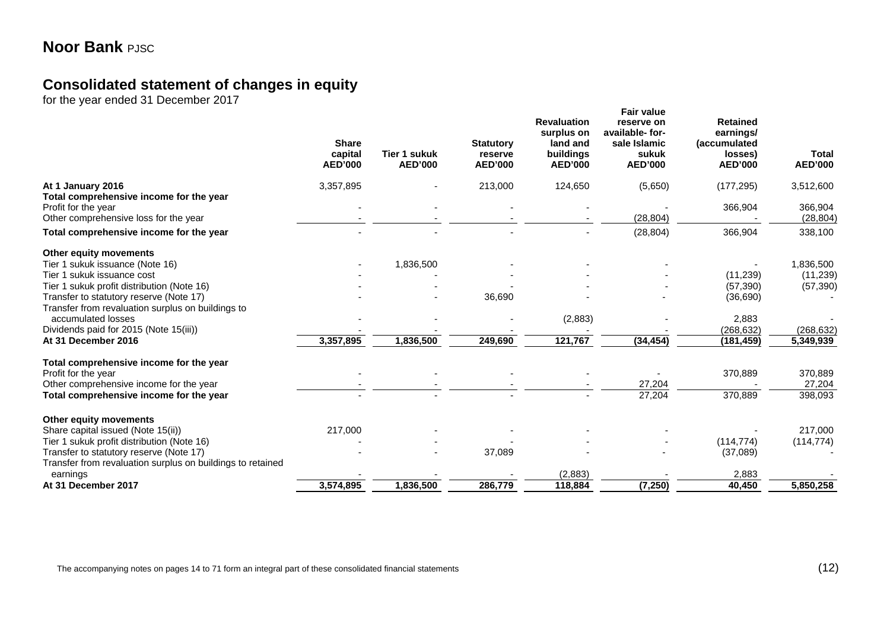# Noor Bank PJSC

## Consolidated statement of changes in equity

for the year ended 31 December 2017

| | Share capital AED'000 | Tier 1 sukuk AED'000 | Statutory reserve AED'000 | Revaluation surplus on land and buildings AED'000 | Fair value reserve on available- for-sale Islamic sukuk AED'000 | Retained earnings/ (accumulated losses) AED'000 | Total AED'000 |
|---|---|---|---|---|---|---|---|
| **At 1 January 2016** | 3,357,895 | - | 213,000 | 124,650 | (5,650) | (177,295) | 3,512,600 |
| **Total comprehensive income for the year** | | | | | | | |
| Profit for the year | - | - | - | - | - | 366,904 | 366,904 |
| Other comprehensive loss for the year | - | - | - | - | (28,804) | - | (28,804) |
| **Total comprehensive income for the year** | - | - | - | - | (28,804) | 366,904 | 338,100 |
| **Other equity movements** | | | | | | | |
| Tier 1 sukuk issuance (Note 16) | - | 1,836,500 | - | - | - | - | 1,836,500 |
| Tier 1 sukuk issuance cost | - | - | - | - | - | (11,239) | (11,239) |
| Tier 1 sukuk profit distribution (Note 16) | - | - | - | - | - | (57,390) | (57,390) |
| Transfer to statutory reserve (Note 17) | - | - | 36,690 | - | - | (36,690) | - |
| Transfer from revaluation surplus on buildings to accumulated losses | - | - | - | (2,883) | - | 2,883 | - |
| Dividends paid for 2015 (Note 15(iii)) | - | - | - | - | - | (268,632) | (268,632) |
| **At 31 December 2016** | **3,357,895** | **1,836,500** | **249,690** | **121,767** | **(34,454)** | **(181,459)** | **5,349,939** |
| **Total comprehensive income for the year** | | | | | | | |
| Profit for the year | - | - | - | - | - | 370,889 | 370,889 |
| Other comprehensive income for the year | - | - | - | - | 27,204 | - | 27,204 |
| **Total comprehensive income for the year** | - | - | - | - | 27,204 | 370,889 | 398,093 |
| **Other equity movements** | | | | | | | |
| Share capital issued (Note 15(ii)) | 217,000 | - | - | - | - | - | 217,000 |
| Tier 1 sukuk profit distribution (Note 16) | - | - | - | - | - | (114,774) | (114,774) |
| Transfer to statutory reserve (Note 17) | - | - | 37,089 | - | - | (37,089) | - |
| Transfer from revaluation surplus on buildings to retained earnings | - | - | - | (2,883) | - | 2,883 | - |
| **At 31 December 2017** | **3,574,895** | **1,836,500** | **286,779** | **118,884** | **(7,250)** | **40,450** | **5,850,258** |

The accompanying notes on pages 14 to 71 form an integral part of these consolidated financial statements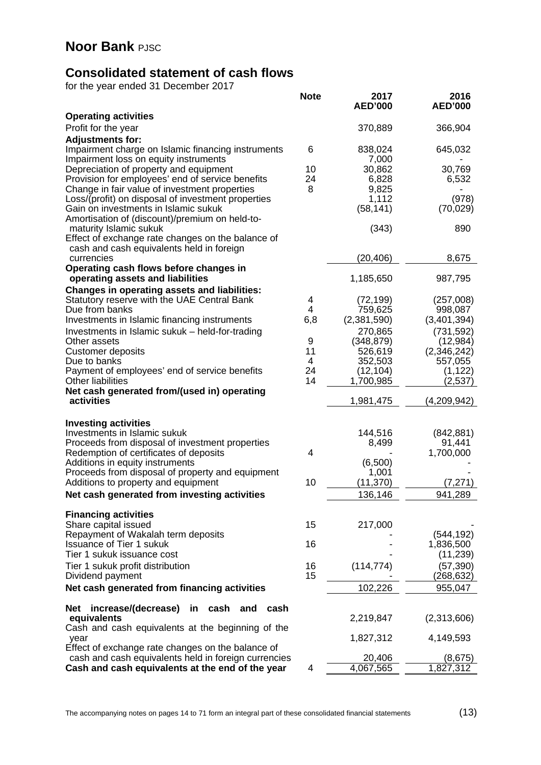# Noor Bank PJSC

## Consolidated statement of cash flows

for the year ended 31 December 2017

| | Note | 2017 AED'000 | 2016 AED'000 |
|---|---|---|---|
| **Operating activities** | | | |
| Profit for the year | | 370,889 | 366,904 |
| **Adjustments for:** | | | |
| Impairment charge on Islamic financing instruments | 6 | 838,024 | 645,032 |
| Impairment loss on equity instruments | | 7,000 | - |
| Depreciation of property and equipment | 10 | 30,862 | 30,769 |
| Provision for employees' end of service benefits | 24 | 6,828 | 6,532 |
| Change in fair value of investment properties | 8 | 9,825 | - |
| Loss/(profit) on disposal of investment properties | | 1,112 | (978) |
| Gain on investments in Islamic sukuk | | (58,141) | (70,029) |
| Amortisation of (discount)/premium on held-to-maturity Islamic sukuk | | (343) | 890 |
| Effect of exchange rate changes on the balance of cash and cash equivalents held in foreign currencies | | (20,406) | 8,675 |
| **Operating cash flows before changes in operating assets and liabilities** | | 1,185,650 | 987,795 |
| **Changes in operating assets and liabilities:** | | | |
| Statutory reserve with the UAE Central Bank | 4 | (72,199) | (257,008) |
| Due from banks | 4 | 759,625 | 998,087 |
| Investments in Islamic financing instruments | 6,8 | (2,381,590) | (3,401,394) |
| Investments in Islamic sukuk – held-for-trading | | 270,865 | (731,592) |
| Other assets | 9 | (348,879) | (12,984) |
| Customer deposits | 11 | 526,619 | (2,346,242) |
| Due to banks | 4 | 352,503 | 557,055 |
| Payment of employees' end of service benefits | 24 | (12,104) | (1,122) |
| Other liabilities | 14 | 1,700,985 | (2,537) |
| **Net cash generated from/(used in) operating activities** | | 1,981,475 | (4,209,942) |
| **Investing activities** | | | |
| Investments in Islamic sukuk | | 144,516 | (842,881) |
| Proceeds from disposal of investment properties | | 8,499 | 91,441 |
| Redemption of certificates of deposits | 4 | - | 1,700,000 |
| Additions in equity instruments | | (6,500) | - |
| Proceeds from disposal of property and equipment | | 1,001 | - |
| Additions to property and equipment | 10 | (11,370) | (7,271) |
| **Net cash generated from investing activities** | | 136,146 | 941,289 |
| **Financing activities** | | | |
| Share capital issued | 15 | 217,000 | - |
| Repayment of Wakalah term deposits | | - | (544,192) |
| Issuance of Tier 1 sukuk | 16 | - | 1,836,500 |
| Tier 1 sukuk issuance cost | | - | (11,239) |
| Tier 1 sukuk profit distribution | 16 | (114,774) | (57,390) |
| Dividend payment | 15 | - | (268,632) |
| **Net cash generated from financing activities** | | 102,226 | 955,047 |
| **Net increase/(decrease) in cash and cash equivalents** | | 2,219,847 | (2,313,606) |
| Cash and cash equivalents at the beginning of the year | | 1,827,312 | 4,149,593 |
| Effect of exchange rate changes on the balance of cash and cash equivalents held in foreign currencies | | 20,406 | (8,675) |
| **Cash and cash equivalents at the end of the year** | 4 | 4,067,565 | 1,827,312 |

The accompanying notes on pages 14 to 71 form an integral part of these consolidated financial statements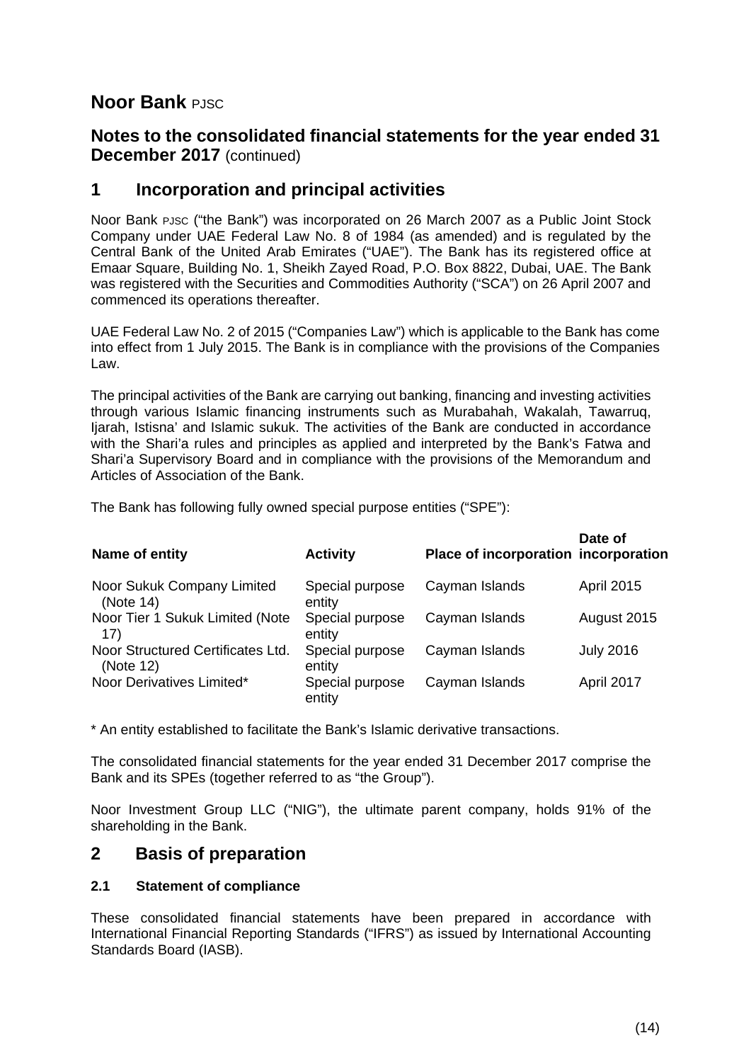# Noor Bank PJSC

## Notes to the consolidated financial statements for the year ended 31 December 2017 (continued)

## 1 Incorporation and principal activities

Noor Bank PJSC ("the Bank") was incorporated on 26 March 2007 as a Public Joint Stock Company under UAE Federal Law No. 8 of 1984 (as amended) and is regulated by the Central Bank of the United Arab Emirates ("UAE"). The Bank has its registered office at Emaar Square, Building No. 1, Sheikh Zayed Road, P.O. Box 8822, Dubai, UAE. The Bank was registered with the Securities and Commodities Authority ("SCA") on 26 April 2007 and commenced its operations thereafter.

UAE Federal Law No. 2 of 2015 ("Companies Law") which is applicable to the Bank has come into effect from 1 July 2015. The Bank is in compliance with the provisions of the Companies Law.

The principal activities of the Bank are carrying out banking, financing and investing activities through various Islamic financing instruments such as Murabahah, Wakalah, Tawarruq, Ijarah, Istisna' and Islamic sukuk. The activities of the Bank are conducted in accordance with the Shari'a rules and principles as applied and interpreted by the Bank's Fatwa and Shari'a Supervisory Board and in compliance with the provisions of the Memorandum and Articles of Association of the Bank.

The Bank has following fully owned special purpose entities ("SPE"):

| Name of entity | Activity | Place of incorporation | Date of incorporation |
|---|---|---|---|
| Noor Sukuk Company Limited (Note 14) | Special purpose entity | Cayman Islands | April 2015 |
| Noor Tier 1 Sukuk Limited (Note 17) | Special purpose entity | Cayman Islands | August 2015 |
| Noor Structured Certificates Ltd. (Note 12) | Special purpose entity | Cayman Islands | July 2016 |
| Noor Derivatives Limited* | Special purpose entity | Cayman Islands | April 2017 |

* An entity established to facilitate the Bank's Islamic derivative transactions.

The consolidated financial statements for the year ended 31 December 2017 comprise the Bank and its SPEs (together referred to as "the Group").

Noor Investment Group LLC ("NIG"), the ultimate parent company, holds 91% of the shareholding in the Bank.

## 2 Basis of preparation

### 2.1 Statement of compliance

These consolidated financial statements have been prepared in accordance with International Financial Reporting Standards ("IFRS") as issued by International Accounting Standards Board (IASB).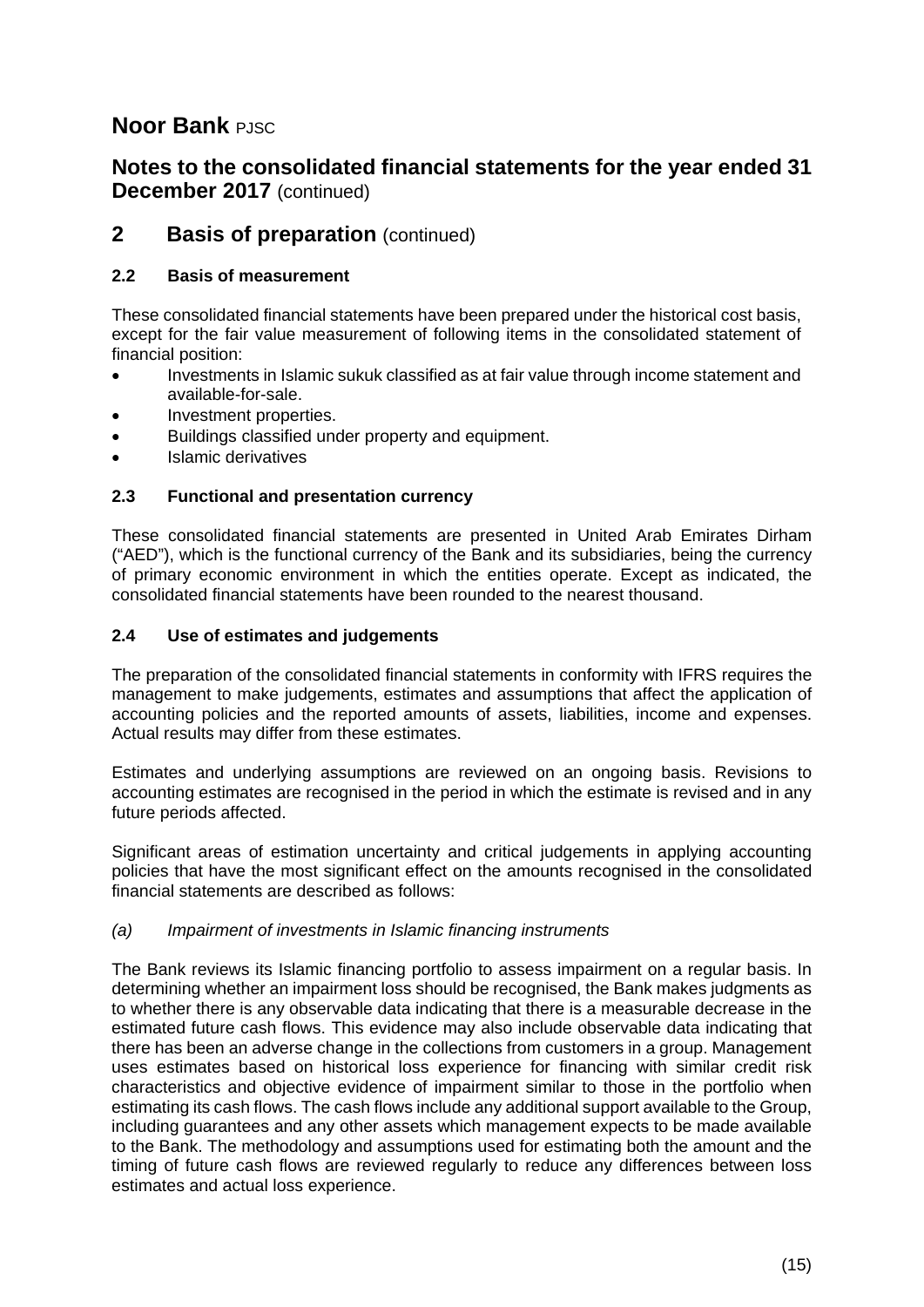# Noor Bank PJSC

## Notes to the consolidated financial statements for the year ended 31 December 2017 (continued)

## 2 Basis of preparation (continued)

### 2.2 Basis of measurement

These consolidated financial statements have been prepared under the historical cost basis, except for the fair value measurement of following items in the consolidated statement of financial position:

- Investments in Islamic sukuk classified as at fair value through income statement and available-for-sale.
- Investment properties.
- Buildings classified under property and equipment.
- Islamic derivatives

### 2.3 Functional and presentation currency

These consolidated financial statements are presented in United Arab Emirates Dirham ("AED"), which is the functional currency of the Bank and its subsidiaries, being the currency of primary economic environment in which the entities operate. Except as indicated, the consolidated financial statements have been rounded to the nearest thousand.

### 2.4 Use of estimates and judgements

The preparation of the consolidated financial statements in conformity with IFRS requires the management to make judgements, estimates and assumptions that affect the application of accounting policies and the reported amounts of assets, liabilities, income and expenses. Actual results may differ from these estimates.

Estimates and underlying assumptions are reviewed on an ongoing basis. Revisions to accounting estimates are recognised in the period in which the estimate is revised and in any future periods affected.

Significant areas of estimation uncertainty and critical judgements in applying accounting policies that have the most significant effect on the amounts recognised in the consolidated financial statements are described as follows:

*(a) Impairment of investments in Islamic financing instruments*

The Bank reviews its Islamic financing portfolio to assess impairment on a regular basis. In determining whether an impairment loss should be recognised, the Bank makes judgments as to whether there is any observable data indicating that there is a measurable decrease in the estimated future cash flows. This evidence may also include observable data indicating that there has been an adverse change in the collections from customers in a group. Management uses estimates based on historical loss experience for financing with similar credit risk characteristics and objective evidence of impairment similar to those in the portfolio when estimating its cash flows. The cash flows include any additional support available to the Group, including guarantees and any other assets which management expects to be made available to the Bank. The methodology and assumptions used for estimating both the amount and the timing of future cash flows are reviewed regularly to reduce any differences between loss estimates and actual loss experience.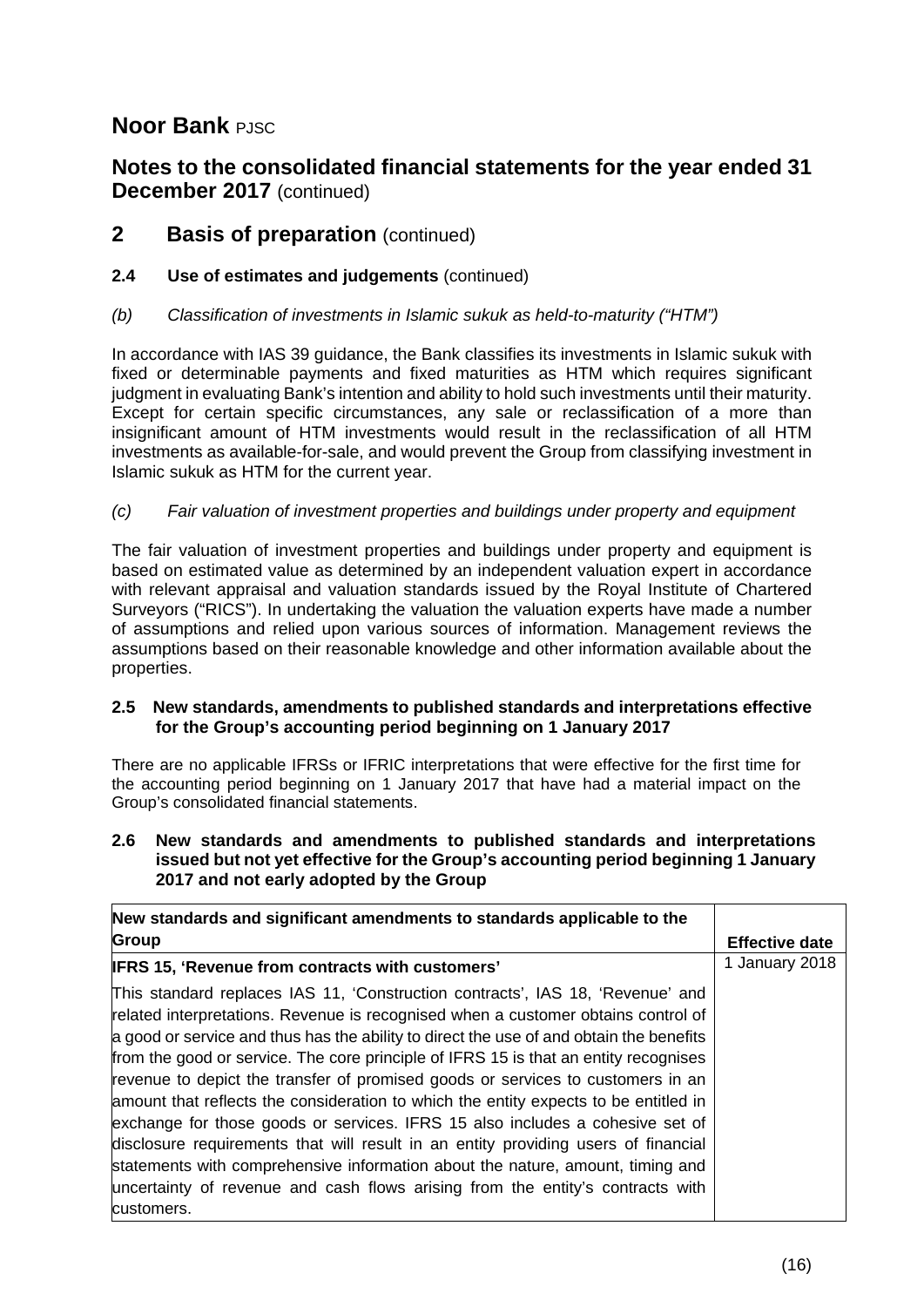# Noor Bank PJSC

## Notes to the consolidated financial statements for the year ended 31 December 2017 (continued)

## 2 Basis of preparation (continued)

### 2.4 Use of estimates and judgements (continued)

*(b) Classification of investments in Islamic sukuk as held-to-maturity ("HTM")*

In accordance with IAS 39 guidance, the Bank classifies its investments in Islamic sukuk with fixed or determinable payments and fixed maturities as HTM which requires significant judgment in evaluating Bank's intention and ability to hold such investments until their maturity. Except for certain specific circumstances, any sale or reclassification of a more than insignificant amount of HTM investments would result in the reclassification of all HTM investments as available-for-sale, and would prevent the Group from classifying investment in Islamic sukuk as HTM for the current year.

*(c) Fair valuation of investment properties and buildings under property and equipment*

The fair valuation of investment properties and buildings under property and equipment is based on estimated value as determined by an independent valuation expert in accordance with relevant appraisal and valuation standards issued by the Royal Institute of Chartered Surveyors ("RICS"). In undertaking the valuation the valuation experts have made a number of assumptions and relied upon various sources of information. Management reviews the assumptions based on their reasonable knowledge and other information available about the properties.

### 2.5 New standards, amendments to published standards and interpretations effective for the Group's accounting period beginning on 1 January 2017

There are no applicable IFRSs or IFRIC interpretations that were effective for the first time for the accounting period beginning on 1 January 2017 that have had a material impact on the Group's consolidated financial statements.

### 2.6 New standards and amendments to published standards and interpretations issued but not yet effective for the Group's accounting period beginning 1 January 2017 and not early adopted by the Group

| New standards and significant amendments to standards applicable to the Group | Effective date |
|---|---|
| **IFRS 15, 'Revenue from contracts with customers'** | 1 January 2018 |
| This standard replaces IAS 11, 'Construction contracts', IAS 18, 'Revenue' and related interpretations. Revenue is recognised when a customer obtains control of a good or service and thus has the ability to direct the use of and obtain the benefits from the good or service. The core principle of IFRS 15 is that an entity recognises revenue to depict the transfer of promised goods or services to customers in an amount that reflects the consideration to which the entity expects to be entitled in exchange for those goods or services. IFRS 15 also includes a cohesive set of disclosure requirements that will result in an entity providing users of financial statements with comprehensive information about the nature, amount, timing and uncertainty of revenue and cash flows arising from the entity's contracts with customers. | |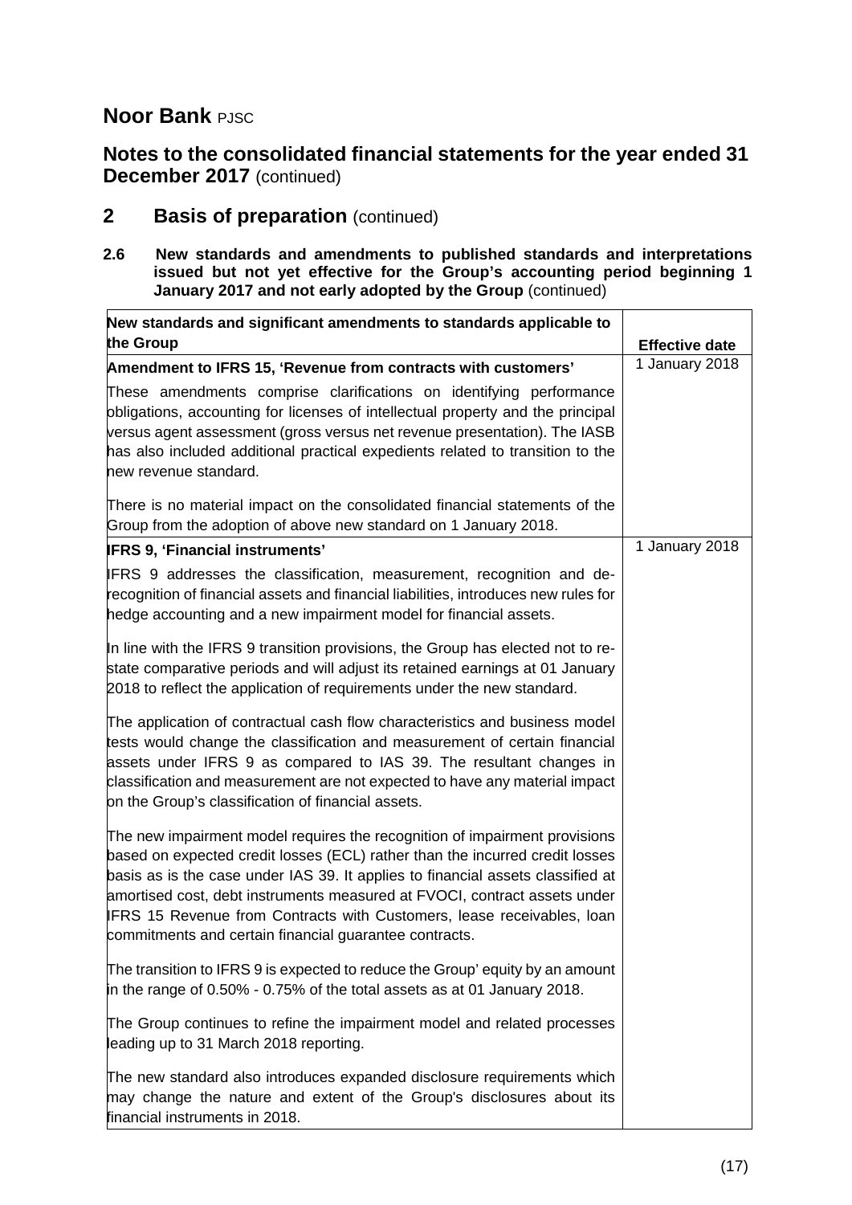# Noor Bank PJSC

## Notes to the consolidated financial statements for the year ended 31 December 2017 (continued)

## 2 Basis of preparation (continued)

### 2.6 New standards and amendments to published standards and interpretations issued but not yet effective for the Group's accounting period beginning 1 January 2017 and not early adopted by the Group (continued)

| New standards and significant amendments to standards applicable to the Group | Effective date |
|---|---|
| **Amendment to IFRS 15, 'Revenue from contracts with customers'**<br><br>These amendments comprise clarifications on identifying performance obligations, accounting for licenses of intellectual property and the principal versus agent assessment (gross versus net revenue presentation). The IASB has also included additional practical expedients related to transition to the new revenue standard.<br><br>There is no material impact on the consolidated financial statements of the Group from the adoption of above new standard on 1 January 2018. | 1 January 2018 |
| **IFRS 9, 'Financial instruments'**<br><br>IFRS 9 addresses the classification, measurement, recognition and de-recognition of financial assets and financial liabilities, introduces new rules for hedge accounting and a new impairment model for financial assets.<br><br>In line with the IFRS 9 transition provisions, the Group has elected not to re-state comparative periods and will adjust its retained earnings at 01 January 2018 to reflect the application of requirements under the new standard.<br><br>The application of contractual cash flow characteristics and business model tests would change the classification and measurement of certain financial assets under IFRS 9 as compared to IAS 39. The resultant changes in classification and measurement are not expected to have any material impact on the Group's classification of financial assets.<br><br>The new impairment model requires the recognition of impairment provisions based on expected credit losses (ECL) rather than the incurred credit losses basis as is the case under IAS 39. It applies to financial assets classified at amortised cost, debt instruments measured at FVOCI, contract assets under IFRS 15 Revenue from Contracts with Customers, lease receivables, loan commitments and certain financial guarantee contracts.<br><br>The transition to IFRS 9 is expected to reduce the Group' equity by an amount in the range of 0.50% - 0.75% of the total assets as at 01 January 2018.<br><br>The Group continues to refine the impairment model and related processes leading up to 31 March 2018 reporting.<br><br>The new standard also introduces expanded disclosure requirements which may change the nature and extent of the Group's disclosures about its financial instruments in 2018. | 1 January 2018 |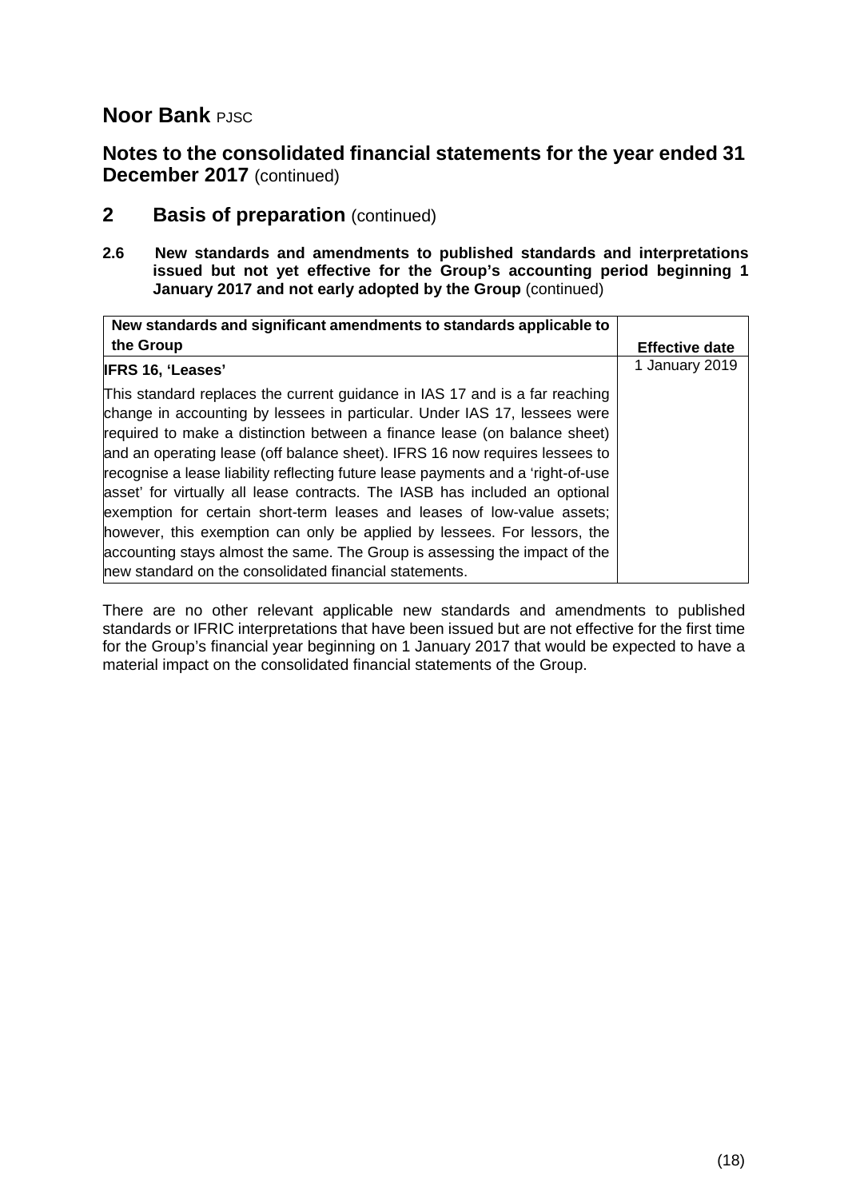# Noor Bank PJSC

## Notes to the consolidated financial statements for the year ended 31 December 2017 (continued)

## 2 Basis of preparation (continued)

### 2.6 New standards and amendments to published standards and interpretations issued but not yet effective for the Group's accounting period beginning 1 January 2017 and not early adopted by the Group (continued)

| New standards and significant amendments to standards applicable to the Group | Effective date |
|---|---|
| **IFRS 16, 'Leases'**<br><br>This standard replaces the current guidance in IAS 17 and is a far reaching change in accounting by lessees in particular. Under IAS 17, lessees were required to make a distinction between a finance lease (on balance sheet) and an operating lease (off balance sheet). IFRS 16 now requires lessees to recognise a lease liability reflecting future lease payments and a 'right-of-use asset' for virtually all lease contracts. The IASB has included an optional exemption for certain short-term leases and leases of low-value assets; however, this exemption can only be applied by lessees. For lessors, the accounting stays almost the same. The Group is assessing the impact of the new standard on the consolidated financial statements. | 1 January 2019 |

There are no other relevant applicable new standards and amendments to published standards or IFRIC interpretations that have been issued but are not effective for the first time for the Group's financial year beginning on 1 January 2017 that would be expected to have a material impact on the consolidated financial statements of the Group.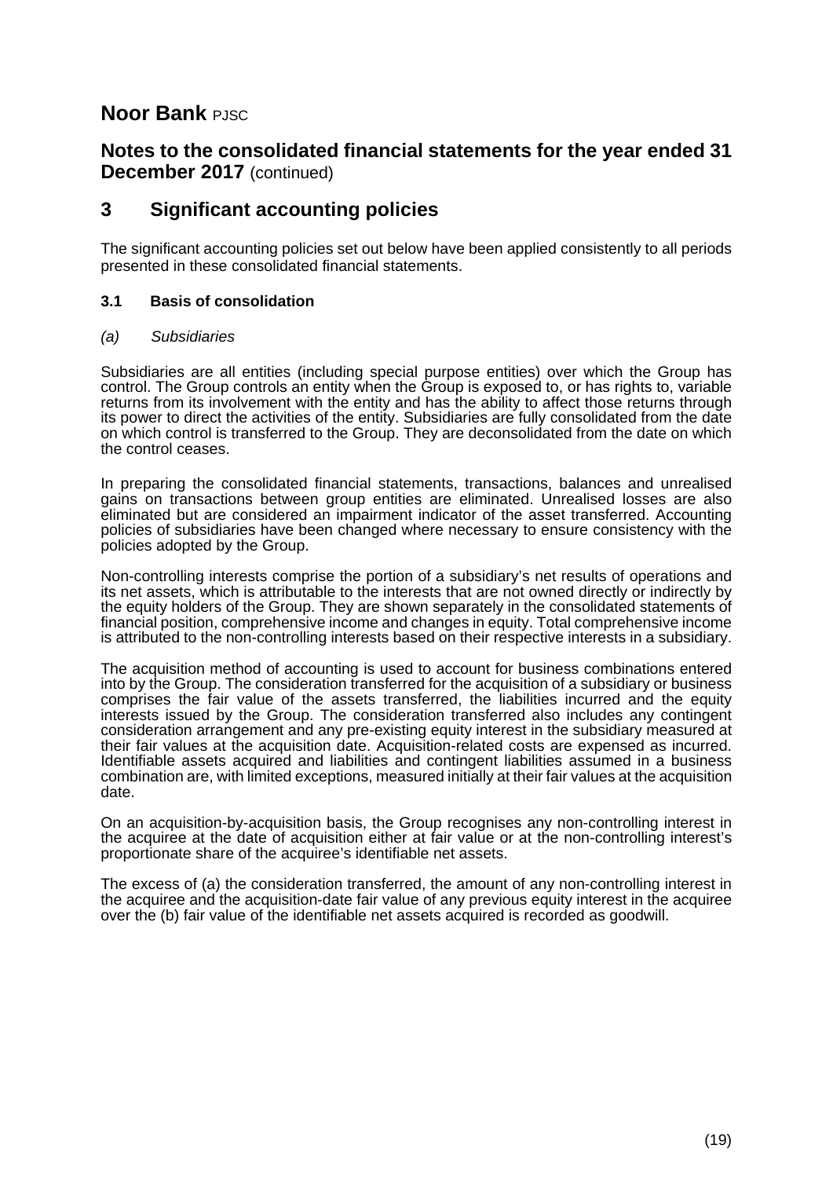# Noor Bank PJSC

## Notes to the consolidated financial statements for the year ended 31 December 2017 (continued)

## 3 Significant accounting policies

The significant accounting policies set out below have been applied consistently to all periods presented in these consolidated financial statements.

### 3.1 Basis of consolidation

*(a) Subsidiaries*

Subsidiaries are all entities (including special purpose entities) over which the Group has control. The Group controls an entity when the Group is exposed to, or has rights to, variable returns from its involvement with the entity and has the ability to affect those returns through its power to direct the activities of the entity. Subsidiaries are fully consolidated from the date on which control is transferred to the Group. They are deconsolidated from the date on which the control ceases.

In preparing the consolidated financial statements, transactions, balances and unrealised gains on transactions between group entities are eliminated. Unrealised losses are also eliminated but are considered an impairment indicator of the asset transferred. Accounting policies of subsidiaries have been changed where necessary to ensure consistency with the policies adopted by the Group.

Non-controlling interests comprise the portion of a subsidiary's net results of operations and its net assets, which is attributable to the interests that are not owned directly or indirectly by the equity holders of the Group. They are shown separately in the consolidated statements of financial position, comprehensive income and changes in equity. Total comprehensive income is attributed to the non-controlling interests based on their respective interests in a subsidiary.

The acquisition method of accounting is used to account for business combinations entered into by the Group. The consideration transferred for the acquisition of a subsidiary or business comprises the fair value of the assets transferred, the liabilities incurred and the equity interests issued by the Group. The consideration transferred also includes any contingent consideration arrangement and any pre-existing equity interest in the subsidiary measured at their fair values at the acquisition date. Acquisition-related costs are expensed as incurred. Identifiable assets acquired and liabilities and contingent liabilities assumed in a business combination are, with limited exceptions, measured initially at their fair values at the acquisition date.

On an acquisition-by-acquisition basis, the Group recognises any non-controlling interest in the acquiree at the date of acquisition either at fair value or at the non-controlling interest's proportionate share of the acquiree's identifiable net assets.

The excess of (a) the consideration transferred, the amount of any non-controlling interest in the acquiree and the acquisition-date fair value of any previous equity interest in the acquiree over the (b) fair value of the identifiable net assets acquired is recorded as goodwill.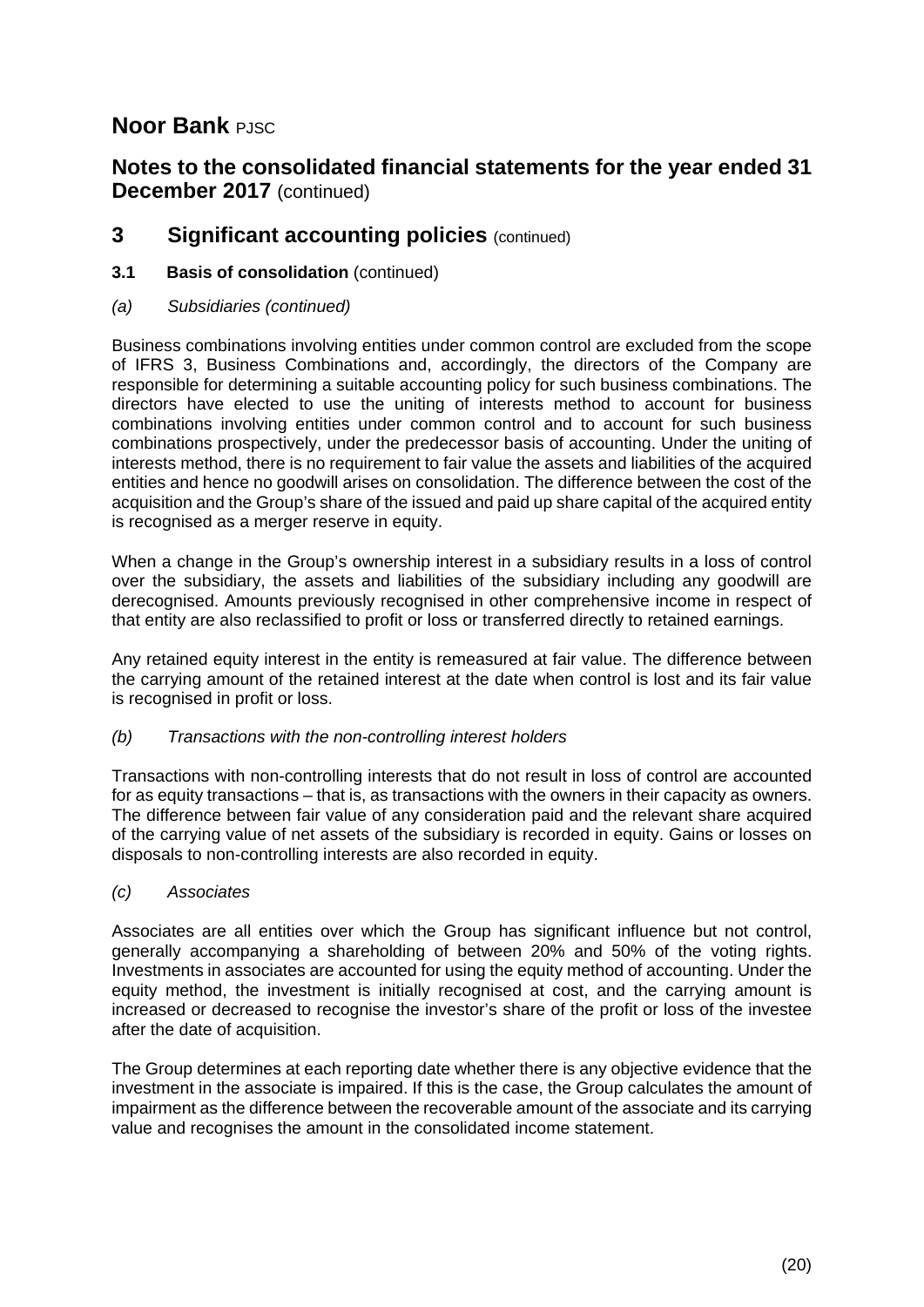# Noor Bank PJSC

## Notes to the consolidated financial statements for the year ended 31 December 2017 (continued)

## 3 Significant accounting policies (continued)

### 3.1 Basis of consolidation (continued)

*(a) Subsidiaries (continued)*

Business combinations involving entities under common control are excluded from the scope of IFRS 3, Business Combinations and, accordingly, the directors of the Company are responsible for determining a suitable accounting policy for such business combinations. The directors have elected to use the uniting of interests method to account for business combinations involving entities under common control and to account for such business combinations prospectively, under the predecessor basis of accounting. Under the uniting of interests method, there is no requirement to fair value the assets and liabilities of the acquired entities and hence no goodwill arises on consolidation. The difference between the cost of the acquisition and the Group's share of the issued and paid up share capital of the acquired entity is recognised as a merger reserve in equity.

When a change in the Group's ownership interest in a subsidiary results in a loss of control over the subsidiary, the assets and liabilities of the subsidiary including any goodwill are derecognised. Amounts previously recognised in other comprehensive income in respect of that entity are also reclassified to profit or loss or transferred directly to retained earnings.

Any retained equity interest in the entity is remeasured at fair value. The difference between the carrying amount of the retained interest at the date when control is lost and its fair value is recognised in profit or loss.

*(b) Transactions with the non-controlling interest holders*

Transactions with non-controlling interests that do not result in loss of control are accounted for as equity transactions – that is, as transactions with the owners in their capacity as owners. The difference between fair value of any consideration paid and the relevant share acquired of the carrying value of net assets of the subsidiary is recorded in equity. Gains or losses on disposals to non-controlling interests are also recorded in equity.

*(c) Associates*

Associates are all entities over which the Group has significant influence but not control, generally accompanying a shareholding of between 20% and 50% of the voting rights. Investments in associates are accounted for using the equity method of accounting. Under the equity method, the investment is initially recognised at cost, and the carrying amount is increased or decreased to recognise the investor's share of the profit or loss of the investee after the date of acquisition.

The Group determines at each reporting date whether there is any objective evidence that the investment in the associate is impaired. If this is the case, the Group calculates the amount of impairment as the difference between the recoverable amount of the associate and its carrying value and recognises the amount in the consolidated income statement.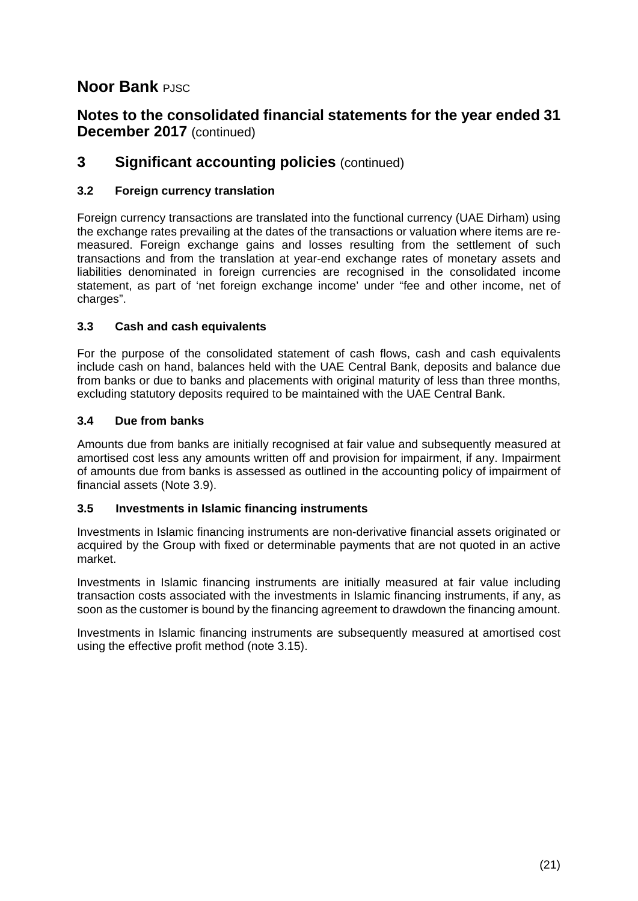# Noor Bank PJSC

## Notes to the consolidated financial statements for the year ended 31 December 2017 (continued)

## 3 Significant accounting policies (continued)

### 3.2 Foreign currency translation

Foreign currency transactions are translated into the functional currency (UAE Dirham) using the exchange rates prevailing at the dates of the transactions or valuation where items are re-measured. Foreign exchange gains and losses resulting from the settlement of such transactions and from the translation at year-end exchange rates of monetary assets and liabilities denominated in foreign currencies are recognised in the consolidated income statement, as part of 'net foreign exchange income' under "fee and other income, net of charges".

### 3.3 Cash and cash equivalents

For the purpose of the consolidated statement of cash flows, cash and cash equivalents include cash on hand, balances held with the UAE Central Bank, deposits and balance due from banks or due to banks and placements with original maturity of less than three months, excluding statutory deposits required to be maintained with the UAE Central Bank.

### 3.4 Due from banks

Amounts due from banks are initially recognised at fair value and subsequently measured at amortised cost less any amounts written off and provision for impairment, if any. Impairment of amounts due from banks is assessed as outlined in the accounting policy of impairment of financial assets (Note 3.9).

### 3.5 Investments in Islamic financing instruments

Investments in Islamic financing instruments are non-derivative financial assets originated or acquired by the Group with fixed or determinable payments that are not quoted in an active market.

Investments in Islamic financing instruments are initially measured at fair value including transaction costs associated with the investments in Islamic financing instruments, if any, as soon as the customer is bound by the financing agreement to drawdown the financing amount.

Investments in Islamic financing instruments are subsequently measured at amortised cost using the effective profit method (note 3.15).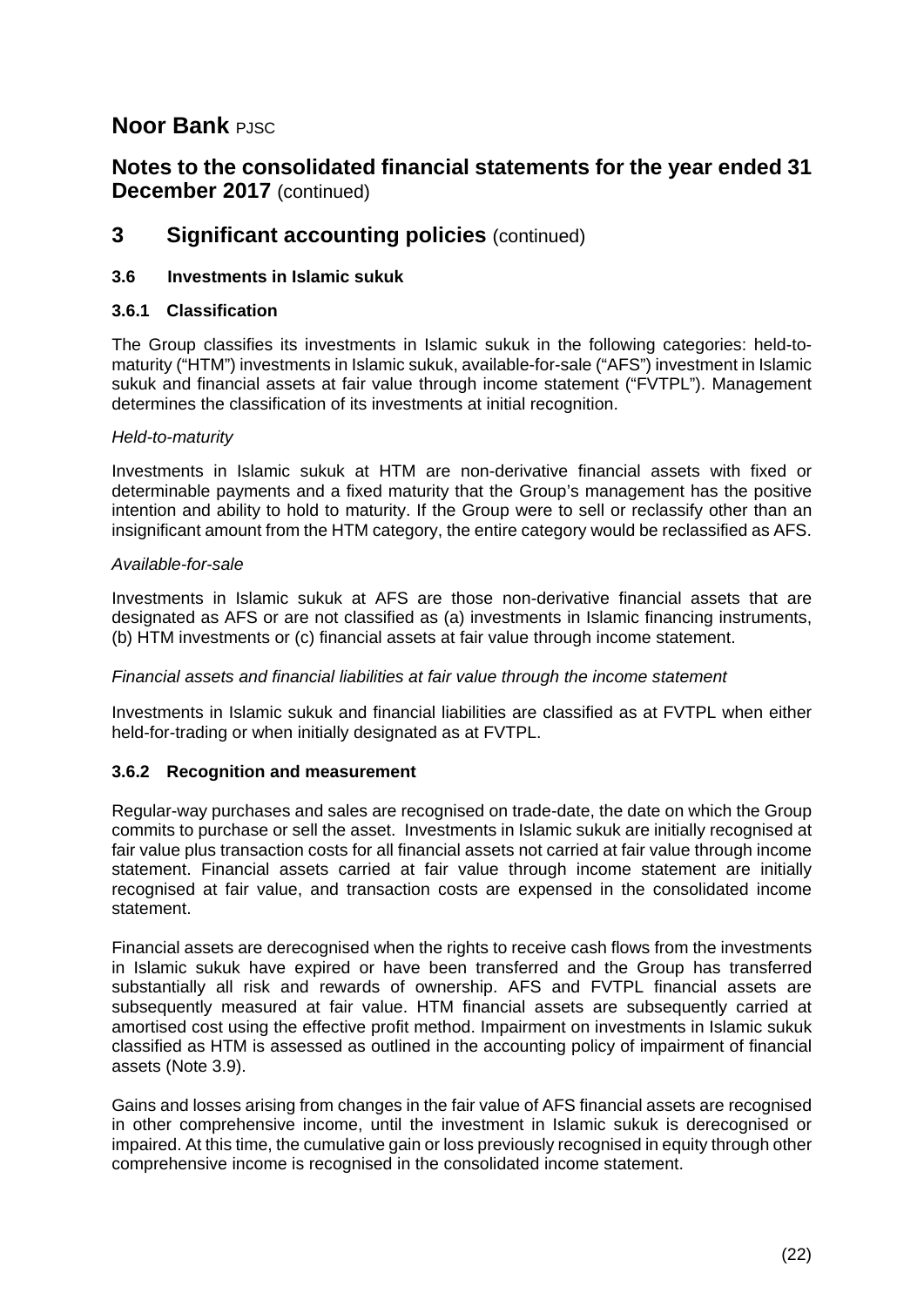# Noor Bank PJSC

## Notes to the consolidated financial statements for the year ended 31 December 2017 (continued)

## 3 Significant accounting policies (continued)

### 3.6 Investments in Islamic sukuk

#### 3.6.1 Classification

The Group classifies its investments in Islamic sukuk in the following categories: held-to-maturity ("HTM") investments in Islamic sukuk, available-for-sale ("AFS") investment in Islamic sukuk and financial assets at fair value through income statement ("FVTPL"). Management determines the classification of its investments at initial recognition.

*Held-to-maturity*

Investments in Islamic sukuk at HTM are non-derivative financial assets with fixed or determinable payments and a fixed maturity that the Group's management has the positive intention and ability to hold to maturity. If the Group were to sell or reclassify other than an insignificant amount from the HTM category, the entire category would be reclassified as AFS.

*Available-for-sale*

Investments in Islamic sukuk at AFS are those non-derivative financial assets that are designated as AFS or are not classified as (a) investments in Islamic financing instruments, (b) HTM investments or (c) financial assets at fair value through income statement.

*Financial assets and financial liabilities at fair value through the income statement*

Investments in Islamic sukuk and financial liabilities are classified as at FVTPL when either held-for-trading or when initially designated as at FVTPL.

#### 3.6.2 Recognition and measurement

Regular-way purchases and sales are recognised on trade-date, the date on which the Group commits to purchase or sell the asset. Investments in Islamic sukuk are initially recognised at fair value plus transaction costs for all financial assets not carried at fair value through income statement. Financial assets carried at fair value through income statement are initially recognised at fair value, and transaction costs are expensed in the consolidated income statement.

Financial assets are derecognised when the rights to receive cash flows from the investments in Islamic sukuk have expired or have been transferred and the Group has transferred substantially all risk and rewards of ownership. AFS and FVTPL financial assets are subsequently measured at fair value. HTM financial assets are subsequently carried at amortised cost using the effective profit method. Impairment on investments in Islamic sukuk classified as HTM is assessed as outlined in the accounting policy of impairment of financial assets (Note 3.9).

Gains and losses arising from changes in the fair value of AFS financial assets are recognised in other comprehensive income, until the investment in Islamic sukuk is derecognised or impaired. At this time, the cumulative gain or loss previously recognised in equity through other comprehensive income is recognised in the consolidated income statement.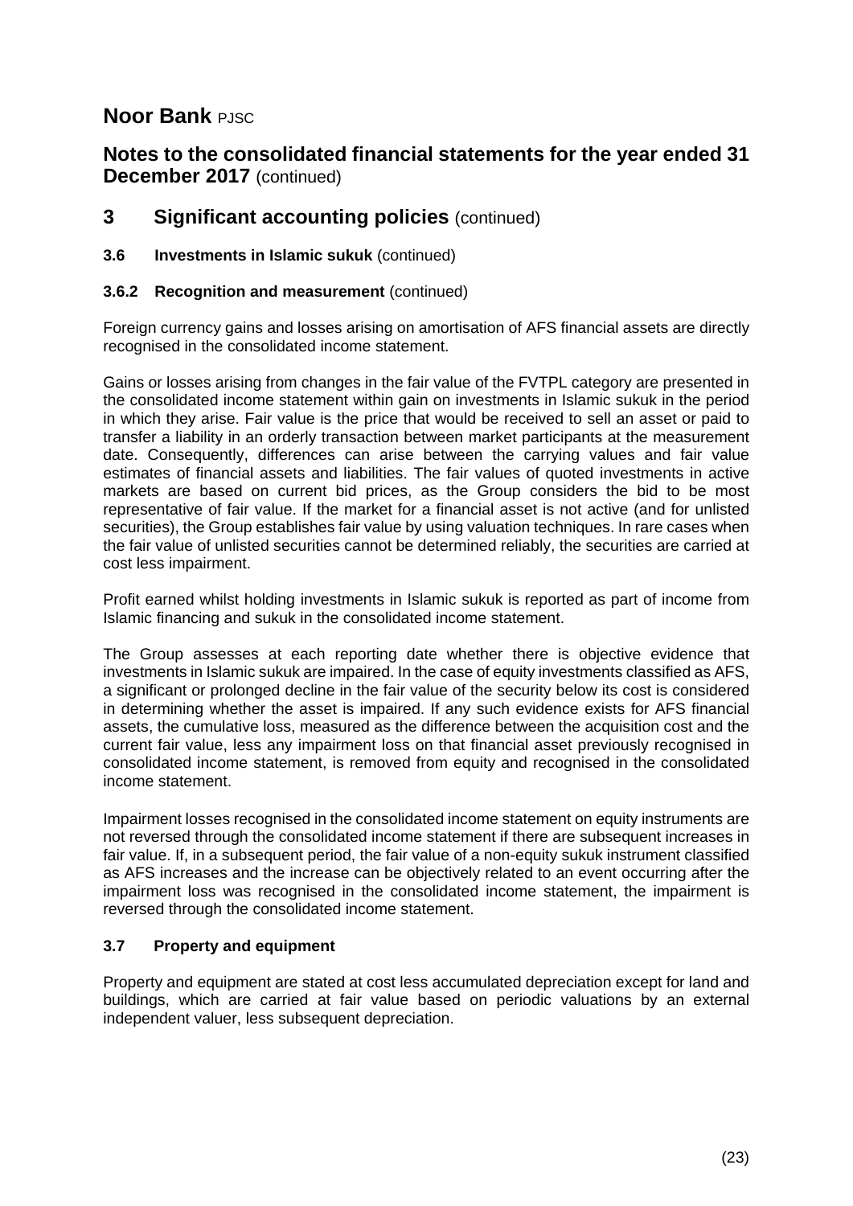# Noor Bank PJSC

## Notes to the consolidated financial statements for the year ended 31 December 2017 (continued)

## 3 Significant accounting policies (continued)

### 3.6 Investments in Islamic sukuk (continued)

#### 3.6.2 Recognition and measurement (continued)

Foreign currency gains and losses arising on amortisation of AFS financial assets are directly recognised in the consolidated income statement.

Gains or losses arising from changes in the fair value of the FVTPL category are presented in the consolidated income statement within gain on investments in Islamic sukuk in the period in which they arise. Fair value is the price that would be received to sell an asset or paid to transfer a liability in an orderly transaction between market participants at the measurement date. Consequently, differences can arise between the carrying values and fair value estimates of financial assets and liabilities. The fair values of quoted investments in active markets are based on current bid prices, as the Group considers the bid to be most representative of fair value. If the market for a financial asset is not active (and for unlisted securities), the Group establishes fair value by using valuation techniques. In rare cases when the fair value of unlisted securities cannot be determined reliably, the securities are carried at cost less impairment.

Profit earned whilst holding investments in Islamic sukuk is reported as part of income from Islamic financing and sukuk in the consolidated income statement.

The Group assesses at each reporting date whether there is objective evidence that investments in Islamic sukuk are impaired. In the case of equity investments classified as AFS, a significant or prolonged decline in the fair value of the security below its cost is considered in determining whether the asset is impaired. If any such evidence exists for AFS financial assets, the cumulative loss, measured as the difference between the acquisition cost and the current fair value, less any impairment loss on that financial asset previously recognised in consolidated income statement, is removed from equity and recognised in the consolidated income statement.

Impairment losses recognised in the consolidated income statement on equity instruments are not reversed through the consolidated income statement if there are subsequent increases in fair value. If, in a subsequent period, the fair value of a non-equity sukuk instrument classified as AFS increases and the increase can be objectively related to an event occurring after the impairment loss was recognised in the consolidated income statement, the impairment is reversed through the consolidated income statement.

### 3.7 Property and equipment

Property and equipment are stated at cost less accumulated depreciation except for land and buildings, which are carried at fair value based on periodic valuations by an external independent valuer, less subsequent depreciation.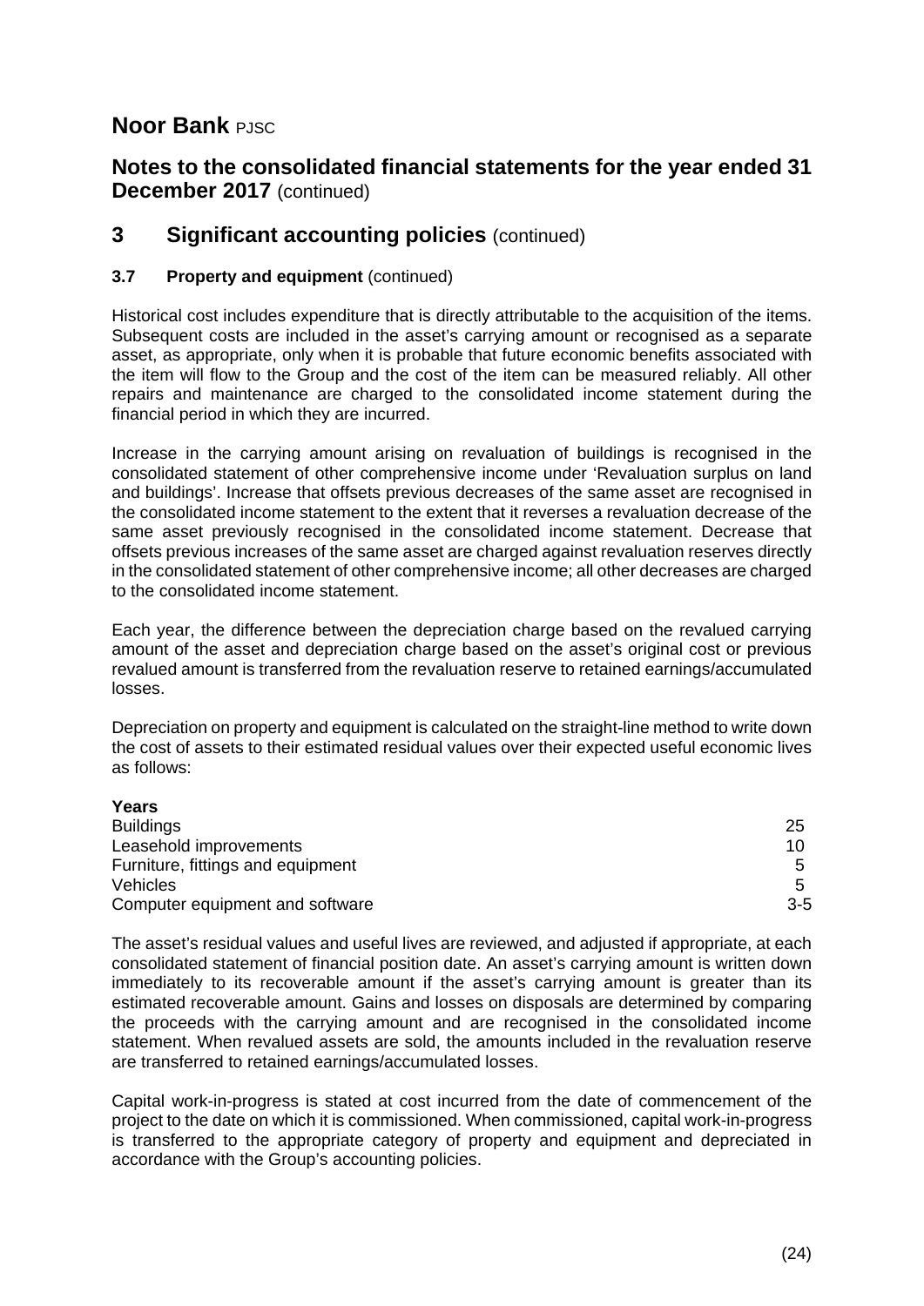# Noor Bank PJSC

## Notes to the consolidated financial statements for the year ended 31 December 2017 (continued)

## 3 Significant accounting policies (continued)

### 3.7 Property and equipment (continued)

Historical cost includes expenditure that is directly attributable to the acquisition of the items. Subsequent costs are included in the asset's carrying amount or recognised as a separate asset, as appropriate, only when it is probable that future economic benefits associated with the item will flow to the Group and the cost of the item can be measured reliably. All other repairs and maintenance are charged to the consolidated income statement during the financial period in which they are incurred.

Increase in the carrying amount arising on revaluation of buildings is recognised in the consolidated statement of other comprehensive income under 'Revaluation surplus on land and buildings'. Increase that offsets previous decreases of the same asset are recognised in the consolidated income statement to the extent that it reverses a revaluation decrease of the same asset previously recognised in the consolidated income statement. Decrease that offsets previous increases of the same asset are charged against revaluation reserves directly in the consolidated statement of other comprehensive income; all other decreases are charged to the consolidated income statement.

Each year, the difference between the depreciation charge based on the revalued carrying amount of the asset and depreciation charge based on the asset's original cost or previous revalued amount is transferred from the revaluation reserve to retained earnings/accumulated losses.

Depreciation on property and equipment is calculated on the straight-line method to write down the cost of assets to their estimated residual values over their expected useful economic lives as follows:

| **Years** | |
|---|---|
| Buildings | 25 |
| Leasehold improvements | 10 |
| Furniture, fittings and equipment | 5 |
| Vehicles | 5 |
| Computer equipment and software | 3-5 |

The asset's residual values and useful lives are reviewed, and adjusted if appropriate, at each consolidated statement of financial position date. An asset's carrying amount is written down immediately to its recoverable amount if the asset's carrying amount is greater than its estimated recoverable amount. Gains and losses on disposals are determined by comparing the proceeds with the carrying amount and are recognised in the consolidated income statement. When revalued assets are sold, the amounts included in the revaluation reserve are transferred to retained earnings/accumulated losses.

Capital work-in-progress is stated at cost incurred from the date of commencement of the project to the date on which it is commissioned. When commissioned, capital work-in-progress is transferred to the appropriate category of property and equipment and depreciated in accordance with the Group's accounting policies.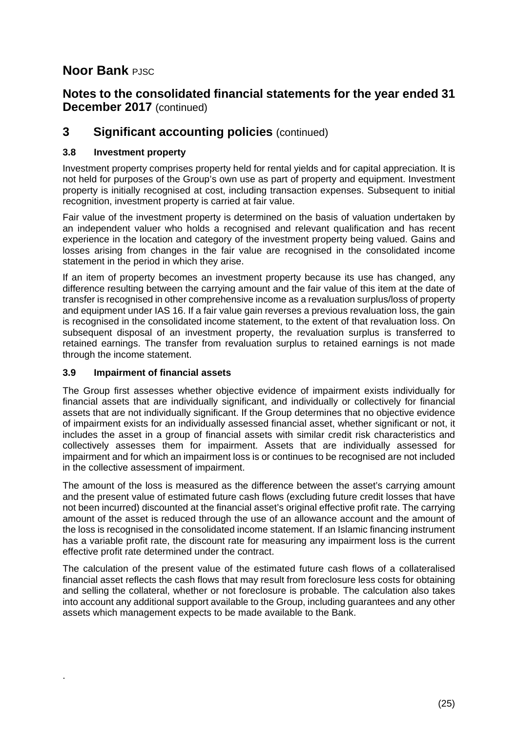## 3 Significant accounting policies (continued)

### 3.8 Investment property

Investment property comprises property held for rental yields and for capital appreciation. It is not held for purposes of the Group's own use as part of property and equipment. Investment property is initially recognised at cost, including transaction expenses. Subsequent to initial recognition, investment property is carried at fair value.

Fair value of the investment property is determined on the basis of valuation undertaken by an independent valuer who holds a recognised and relevant qualification and has recent experience in the location and category of the investment property being valued. Gains and losses arising from changes in the fair value are recognised in the consolidated income statement in the period in which they arise.

If an item of property becomes an investment property because its use has changed, any difference resulting between the carrying amount and the fair value of this item at the date of transfer is recognised in other comprehensive income as a revaluation surplus/loss of property and equipment under IAS 16. If a fair value gain reverses a previous revaluation loss, the gain is recognised in the consolidated income statement, to the extent of that revaluation loss. On subsequent disposal of an investment property, the revaluation surplus is transferred to retained earnings. The transfer from revaluation surplus to retained earnings is not made through the income statement.

### 3.9 Impairment of financial assets

The Group first assesses whether objective evidence of impairment exists individually for financial assets that are individually significant, and individually or collectively for financial assets that are not individually significant. If the Group determines that no objective evidence of impairment exists for an individually assessed financial asset, whether significant or not, it includes the asset in a group of financial assets with similar credit risk characteristics and collectively assesses them for impairment. Assets that are individually assessed for impairment and for which an impairment loss is or continues to be recognised are not included in the collective assessment of impairment.

The amount of the loss is measured as the difference between the asset's carrying amount and the present value of estimated future cash flows (excluding future credit losses that have not been incurred) discounted at the financial asset's original effective profit rate. The carrying amount of the asset is reduced through the use of an allowance account and the amount of the loss is recognised in the consolidated income statement. If an Islamic financing instrument has a variable profit rate, the discount rate for measuring any impairment loss is the current effective profit rate determined under the contract.

The calculation of the present value of the estimated future cash flows of a collateralised financial asset reflects the cash flows that may result from foreclosure less costs for obtaining and selling the collateral, whether or not foreclosure is probable. The calculation also takes into account any additional support available to the Group, including guarantees and any other assets which management expects to be made available to the Bank.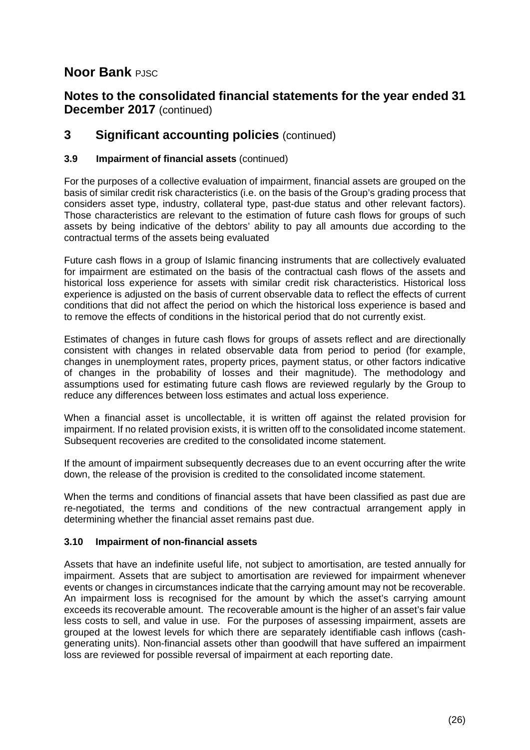# Noor Bank PJSC

## Notes to the consolidated financial statements for the year ended 31 December 2017 (continued)

## 3 Significant accounting policies (continued)

### 3.9 Impairment of financial assets (continued)

For the purposes of a collective evaluation of impairment, financial assets are grouped on the basis of similar credit risk characteristics (i.e. on the basis of the Group's grading process that considers asset type, industry, collateral type, past-due status and other relevant factors). Those characteristics are relevant to the estimation of future cash flows for groups of such assets by being indicative of the debtors' ability to pay all amounts due according to the contractual terms of the assets being evaluated

Future cash flows in a group of Islamic financing instruments that are collectively evaluated for impairment are estimated on the basis of the contractual cash flows of the assets and historical loss experience for assets with similar credit risk characteristics. Historical loss experience is adjusted on the basis of current observable data to reflect the effects of current conditions that did not affect the period on which the historical loss experience is based and to remove the effects of conditions in the historical period that do not currently exist.

Estimates of changes in future cash flows for groups of assets reflect and are directionally consistent with changes in related observable data from period to period (for example, changes in unemployment rates, property prices, payment status, or other factors indicative of changes in the probability of losses and their magnitude). The methodology and assumptions used for estimating future cash flows are reviewed regularly by the Group to reduce any differences between loss estimates and actual loss experience.

When a financial asset is uncollectable, it is written off against the related provision for impairment. If no related provision exists, it is written off to the consolidated income statement. Subsequent recoveries are credited to the consolidated income statement.

If the amount of impairment subsequently decreases due to an event occurring after the write down, the release of the provision is credited to the consolidated income statement.

When the terms and conditions of financial assets that have been classified as past due are re-negotiated, the terms and conditions of the new contractual arrangement apply in determining whether the financial asset remains past due.

### 3.10 Impairment of non-financial assets

Assets that have an indefinite useful life, not subject to amortisation, are tested annually for impairment. Assets that are subject to amortisation are reviewed for impairment whenever events or changes in circumstances indicate that the carrying amount may not be recoverable. An impairment loss is recognised for the amount by which the asset's carrying amount exceeds its recoverable amount. The recoverable amount is the higher of an asset's fair value less costs to sell, and value in use. For the purposes of assessing impairment, assets are grouped at the lowest levels for which there are separately identifiable cash inflows (cash-generating units). Non-financial assets other than goodwill that have suffered an impairment loss are reviewed for possible reversal of impairment at each reporting date.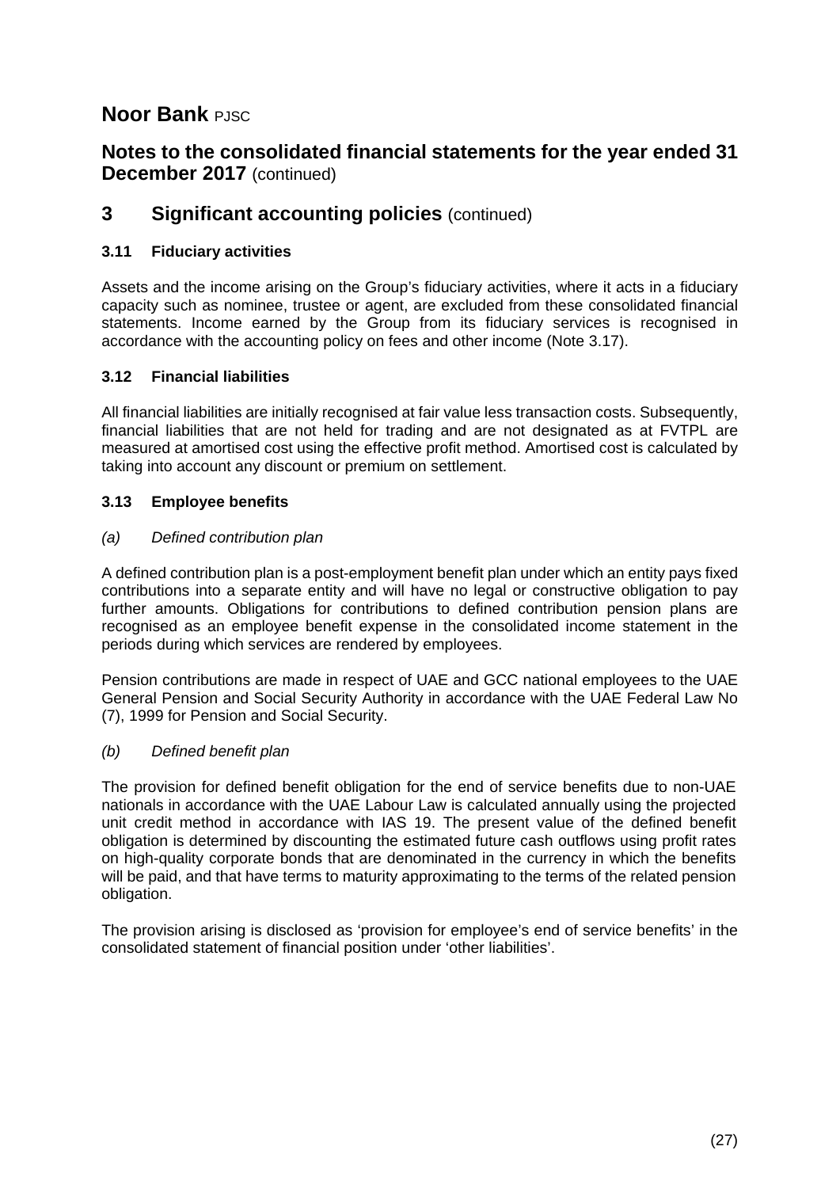# Noor Bank PJSC

## Notes to the consolidated financial statements for the year ended 31 December 2017 (continued)

## 3 Significant accounting policies (continued)

### 3.11 Fiduciary activities

Assets and the income arising on the Group's fiduciary activities, where it acts in a fiduciary capacity such as nominee, trustee or agent, are excluded from these consolidated financial statements. Income earned by the Group from its fiduciary services is recognised in accordance with the accounting policy on fees and other income (Note 3.17).

### 3.12 Financial liabilities

All financial liabilities are initially recognised at fair value less transaction costs. Subsequently, financial liabilities that are not held for trading and are not designated as at FVTPL are measured at amortised cost using the effective profit method. Amortised cost is calculated by taking into account any discount or premium on settlement.

### 3.13 Employee benefits

*(a) Defined contribution plan*

A defined contribution plan is a post-employment benefit plan under which an entity pays fixed contributions into a separate entity and will have no legal or constructive obligation to pay further amounts. Obligations for contributions to defined contribution pension plans are recognised as an employee benefit expense in the consolidated income statement in the periods during which services are rendered by employees.

Pension contributions are made in respect of UAE and GCC national employees to the UAE General Pension and Social Security Authority in accordance with the UAE Federal Law No (7), 1999 for Pension and Social Security.

*(b) Defined benefit plan*

The provision for defined benefit obligation for the end of service benefits due to non-UAE nationals in accordance with the UAE Labour Law is calculated annually using the projected unit credit method in accordance with IAS 19. The present value of the defined benefit obligation is determined by discounting the estimated future cash outflows using profit rates on high-quality corporate bonds that are denominated in the currency in which the benefits will be paid, and that have terms to maturity approximating to the terms of the related pension obligation.

The provision arising is disclosed as 'provision for employee's end of service benefits' in the consolidated statement of financial position under 'other liabilities'.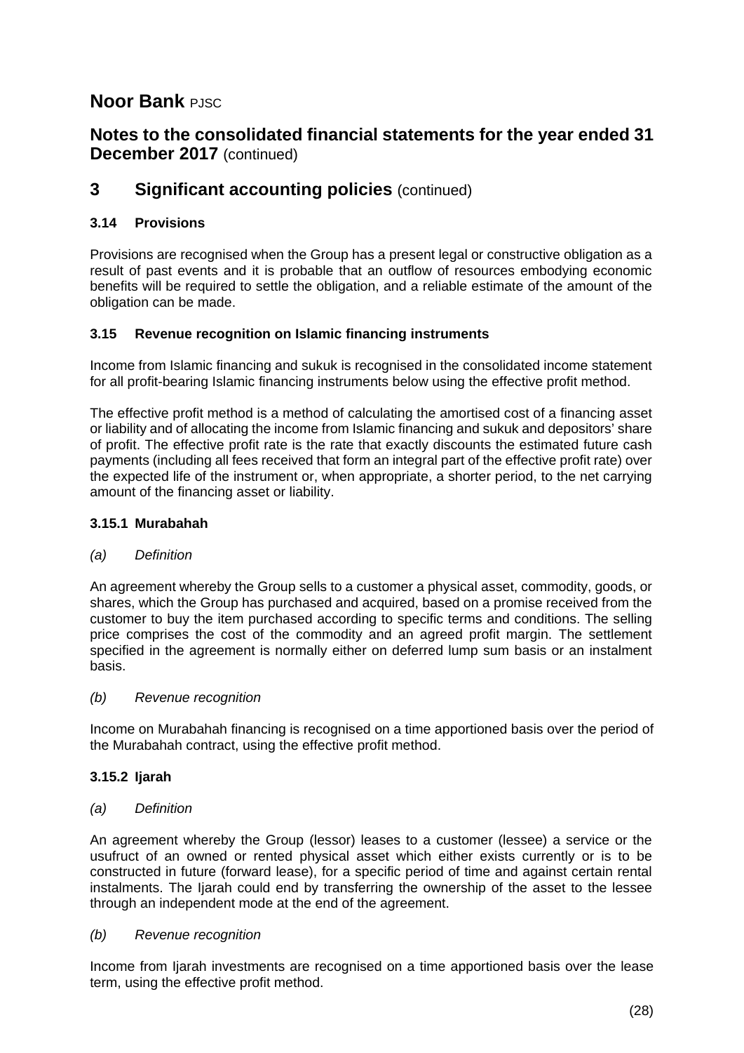# Noor Bank PJSC

## Notes to the consolidated financial statements for the year ended 31 December 2017 (continued)

## 3 Significant accounting policies (continued)

### 3.14 Provisions

Provisions are recognised when the Group has a present legal or constructive obligation as a result of past events and it is probable that an outflow of resources embodying economic benefits will be required to settle the obligation, and a reliable estimate of the amount of the obligation can be made.

### 3.15 Revenue recognition on Islamic financing instruments

Income from Islamic financing and sukuk is recognised in the consolidated income statement for all profit-bearing Islamic financing instruments below using the effective profit method.

The effective profit method is a method of calculating the amortised cost of a financing asset or liability and of allocating the income from Islamic financing and sukuk and depositors' share of profit. The effective profit rate is the rate that exactly discounts the estimated future cash payments (including all fees received that form an integral part of the effective profit rate) over the expected life of the instrument or, when appropriate, a shorter period, to the net carrying amount of the financing asset or liability.

#### 3.15.1 Murabahah

*(a) Definition*

An agreement whereby the Group sells to a customer a physical asset, commodity, goods, or shares, which the Group has purchased and acquired, based on a promise received from the customer to buy the item purchased according to specific terms and conditions. The selling price comprises the cost of the commodity and an agreed profit margin. The settlement specified in the agreement is normally either on deferred lump sum basis or an instalment basis.

*(b) Revenue recognition*

Income on Murabahah financing is recognised on a time apportioned basis over the period of the Murabahah contract, using the effective profit method.

#### 3.15.2 Ijarah

*(a) Definition*

An agreement whereby the Group (lessor) leases to a customer (lessee) a service or the usufruct of an owned or rented physical asset which either exists currently or is to be constructed in future (forward lease), for a specific period of time and against certain rental instalments. The Ijarah could end by transferring the ownership of the asset to the lessee through an independent mode at the end of the agreement.

*(b) Revenue recognition*

Income from Ijarah investments are recognised on a time apportioned basis over the lease term, using the effective profit method.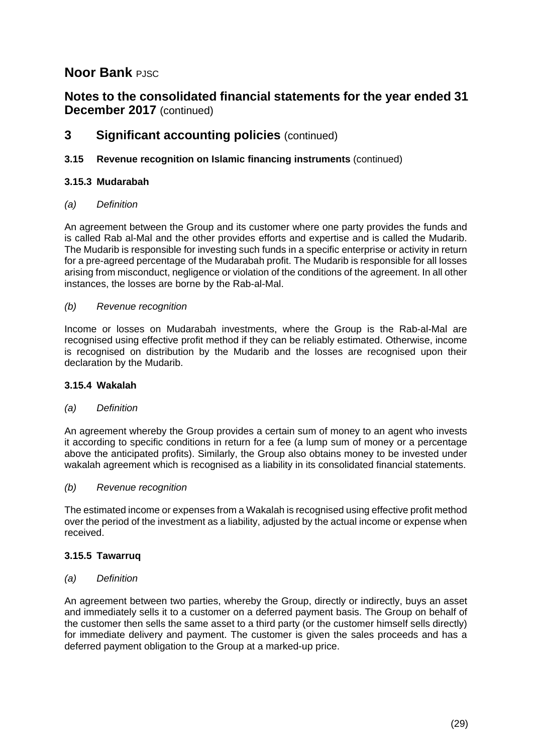# Noor Bank PJSC

## Notes to the consolidated financial statements for the year ended 31 December 2017 (continued)

## 3 Significant accounting policies (continued)

### 3.15 Revenue recognition on Islamic financing instruments (continued)

#### 3.15.3 Mudarabah

*(a) Definition*

An agreement between the Group and its customer where one party provides the funds and is called Rab al-Mal and the other provides efforts and expertise and is called the Mudarib. The Mudarib is responsible for investing such funds in a specific enterprise or activity in return for a pre-agreed percentage of the Mudarabah profit. The Mudarib is responsible for all losses arising from misconduct, negligence or violation of the conditions of the agreement. In all other instances, the losses are borne by the Rab-al-Mal.

*(b) Revenue recognition*

Income or losses on Mudarabah investments, where the Group is the Rab-al-Mal are recognised using effective profit method if they can be reliably estimated. Otherwise, income is recognised on distribution by the Mudarib and the losses are recognised upon their declaration by the Mudarib.

#### 3.15.4 Wakalah

*(a) Definition*

An agreement whereby the Group provides a certain sum of money to an agent who invests it according to specific conditions in return for a fee (a lump sum of money or a percentage above the anticipated profits). Similarly, the Group also obtains money to be invested under wakalah agreement which is recognised as a liability in its consolidated financial statements.

*(b) Revenue recognition*

The estimated income or expenses from a Wakalah is recognised using effective profit method over the period of the investment as a liability, adjusted by the actual income or expense when received.

#### 3.15.5 Tawarruq

*(a) Definition*

An agreement between two parties, whereby the Group, directly or indirectly, buys an asset and immediately sells it to a customer on a deferred payment basis. The Group on behalf of the customer then sells the same asset to a third party (or the customer himself sells directly) for immediate delivery and payment. The customer is given the sales proceeds and has a deferred payment obligation to the Group at a marked-up price.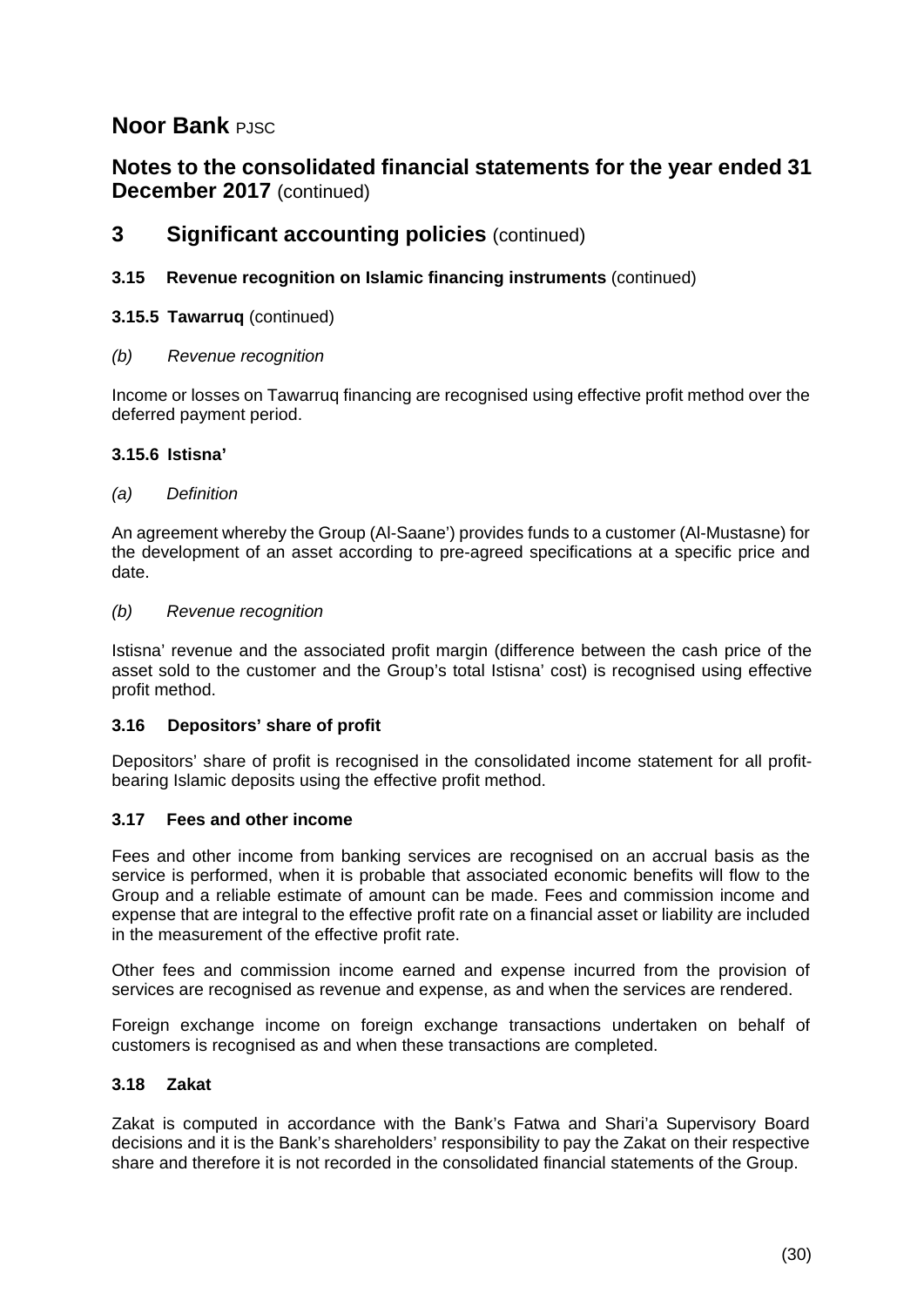# Noor Bank PJSC

## Notes to the consolidated financial statements for the year ended 31 December 2017 (continued)

## 3 Significant accounting policies (continued)

### 3.15 Revenue recognition on Islamic financing instruments (continued)

#### 3.15.5 Tawarruq (continued)

*(b) Revenue recognition*

Income or losses on Tawarruq financing are recognised using effective profit method over the deferred payment period.

#### 3.15.6 Istisna'

*(a) Definition*

An agreement whereby the Group (Al-Saane') provides funds to a customer (Al-Mustasne) for the development of an asset according to pre-agreed specifications at a specific price and date.

*(b) Revenue recognition*

Istisna' revenue and the associated profit margin (difference between the cash price of the asset sold to the customer and the Group's total Istisna' cost) is recognised using effective profit method.

### 3.16 Depositors' share of profit

Depositors' share of profit is recognised in the consolidated income statement for all profit-bearing Islamic deposits using the effective profit method.

### 3.17 Fees and other income

Fees and other income from banking services are recognised on an accrual basis as the service is performed, when it is probable that associated economic benefits will flow to the Group and a reliable estimate of amount can be made. Fees and commission income and expense that are integral to the effective profit rate on a financial asset or liability are included in the measurement of the effective profit rate.

Other fees and commission income earned and expense incurred from the provision of services are recognised as revenue and expense, as and when the services are rendered.

Foreign exchange income on foreign exchange transactions undertaken on behalf of customers is recognised as and when these transactions are completed.

### 3.18 Zakat

Zakat is computed in accordance with the Bank's Fatwa and Shari'a Supervisory Board decisions and it is the Bank's shareholders' responsibility to pay the Zakat on their respective share and therefore it is not recorded in the consolidated financial statements of the Group.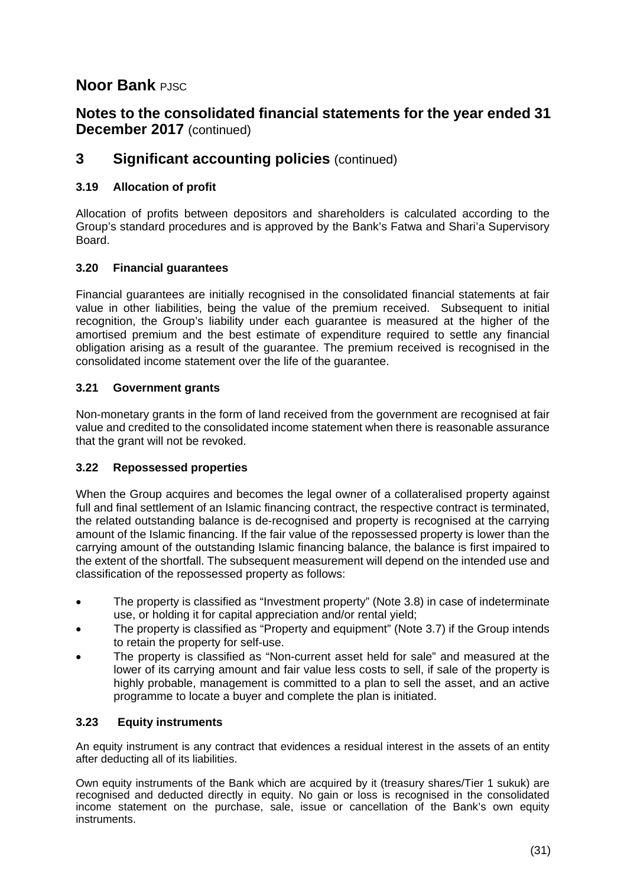# Noor Bank PJSC

## Notes to the consolidated financial statements for the year ended 31 December 2017 (continued)

## 3 Significant accounting policies (continued)

### 3.19 Allocation of profit

Allocation of profits between depositors and shareholders is calculated according to the Group's standard procedures and is approved by the Bank's Fatwa and Shari'a Supervisory Board.

### 3.20 Financial guarantees

Financial guarantees are initially recognised in the consolidated financial statements at fair value in other liabilities, being the value of the premium received. Subsequent to initial recognition, the Group's liability under each guarantee is measured at the higher of the amortised premium and the best estimate of expenditure required to settle any financial obligation arising as a result of the guarantee. The premium received is recognised in the consolidated income statement over the life of the guarantee.

### 3.21 Government grants

Non-monetary grants in the form of land received from the government are recognised at fair value and credited to the consolidated income statement when there is reasonable assurance that the grant will not be revoked.

### 3.22 Repossessed properties

When the Group acquires and becomes the legal owner of a collateralised property against full and final settlement of an Islamic financing contract, the respective contract is terminated, the related outstanding balance is de-recognised and property is recognised at the carrying amount of the Islamic financing. If the fair value of the repossessed property is lower than the carrying amount of the outstanding Islamic financing balance, the balance is first impaired to the extent of the shortfall. The subsequent measurement will depend on the intended use and classification of the repossessed property as follows:

- The property is classified as "Investment property" (Note 3.8) in case of indeterminate use, or holding it for capital appreciation and/or rental yield;
- The property is classified as "Property and equipment" (Note 3.7) if the Group intends to retain the property for self-use.
- The property is classified as "Non-current asset held for sale" and measured at the lower of its carrying amount and fair value less costs to sell, if sale of the property is highly probable, management is committed to a plan to sell the asset, and an active programme to locate a buyer and complete the plan is initiated.

### 3.23 Equity instruments

An equity instrument is any contract that evidences a residual interest in the assets of an entity after deducting all of its liabilities.

Own equity instruments of the Bank which are acquired by it (treasury shares/Tier 1 sukuk) are recognised and deducted directly in equity. No gain or loss is recognised in the consolidated income statement on the purchase, sale, issue or cancellation of the Bank's own equity instruments.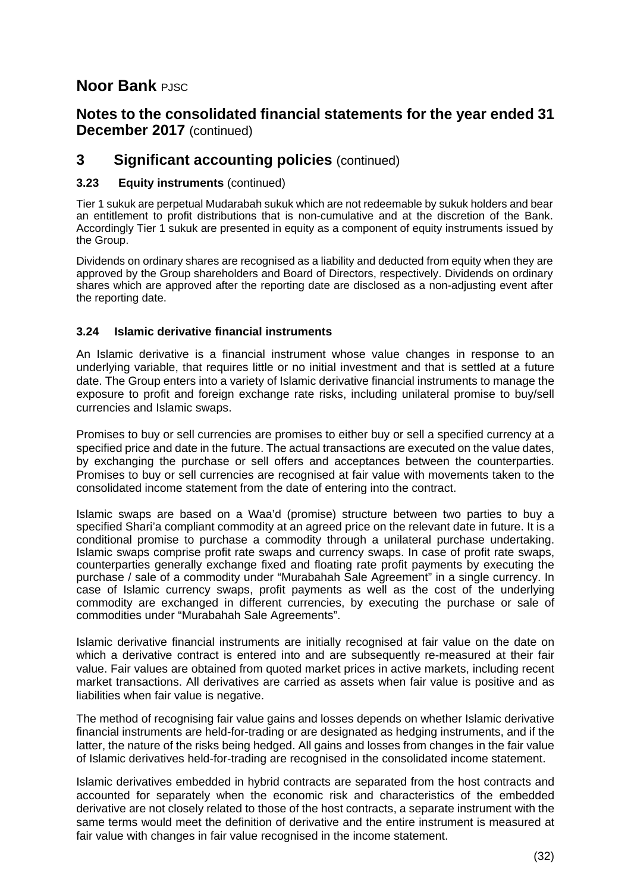# Noor Bank PJSC

## Notes to the consolidated financial statements for the year ended 31 December 2017 (continued)

## 3 Significant accounting policies (continued)

### 3.23 Equity instruments (continued)

Tier 1 sukuk are perpetual Mudarabah sukuk which are not redeemable by sukuk holders and bear an entitlement to profit distributions that is non-cumulative and at the discretion of the Bank. Accordingly Tier 1 sukuk are presented in equity as a component of equity instruments issued by the Group.

Dividends on ordinary shares are recognised as a liability and deducted from equity when they are approved by the Group shareholders and Board of Directors, respectively. Dividends on ordinary shares which are approved after the reporting date are disclosed as a non-adjusting event after the reporting date.

### 3.24 Islamic derivative financial instruments

An Islamic derivative is a financial instrument whose value changes in response to an underlying variable, that requires little or no initial investment and that is settled at a future date. The Group enters into a variety of Islamic derivative financial instruments to manage the exposure to profit and foreign exchange rate risks, including unilateral promise to buy/sell currencies and Islamic swaps.

Promises to buy or sell currencies are promises to either buy or sell a specified currency at a specified price and date in the future. The actual transactions are executed on the value dates, by exchanging the purchase or sell offers and acceptances between the counterparties. Promises to buy or sell currencies are recognised at fair value with movements taken to the consolidated income statement from the date of entering into the contract.

Islamic swaps are based on a Waa'd (promise) structure between two parties to buy a specified Shari'a compliant commodity at an agreed price on the relevant date in future. It is a conditional promise to purchase a commodity through a unilateral purchase undertaking. Islamic swaps comprise profit rate swaps and currency swaps. In case of profit rate swaps, counterparties generally exchange fixed and floating rate profit payments by executing the purchase / sale of a commodity under "Murabahah Sale Agreement" in a single currency. In case of Islamic currency swaps, profit payments as well as the cost of the underlying commodity are exchanged in different currencies, by executing the purchase or sale of commodities under "Murabahah Sale Agreements".

Islamic derivative financial instruments are initially recognised at fair value on the date on which a derivative contract is entered into and are subsequently re-measured at their fair value. Fair values are obtained from quoted market prices in active markets, including recent market transactions. All derivatives are carried as assets when fair value is positive and as liabilities when fair value is negative.

The method of recognising fair value gains and losses depends on whether Islamic derivative financial instruments are held-for-trading or are designated as hedging instruments, and if the latter, the nature of the risks being hedged. All gains and losses from changes in the fair value of Islamic derivatives held-for-trading are recognised in the consolidated income statement.

Islamic derivatives embedded in hybrid contracts are separated from the host contracts and accounted for separately when the economic risk and characteristics of the embedded derivative are not closely related to those of the host contracts, a separate instrument with the same terms would meet the definition of derivative and the entire instrument is measured at fair value with changes in fair value recognised in the income statement.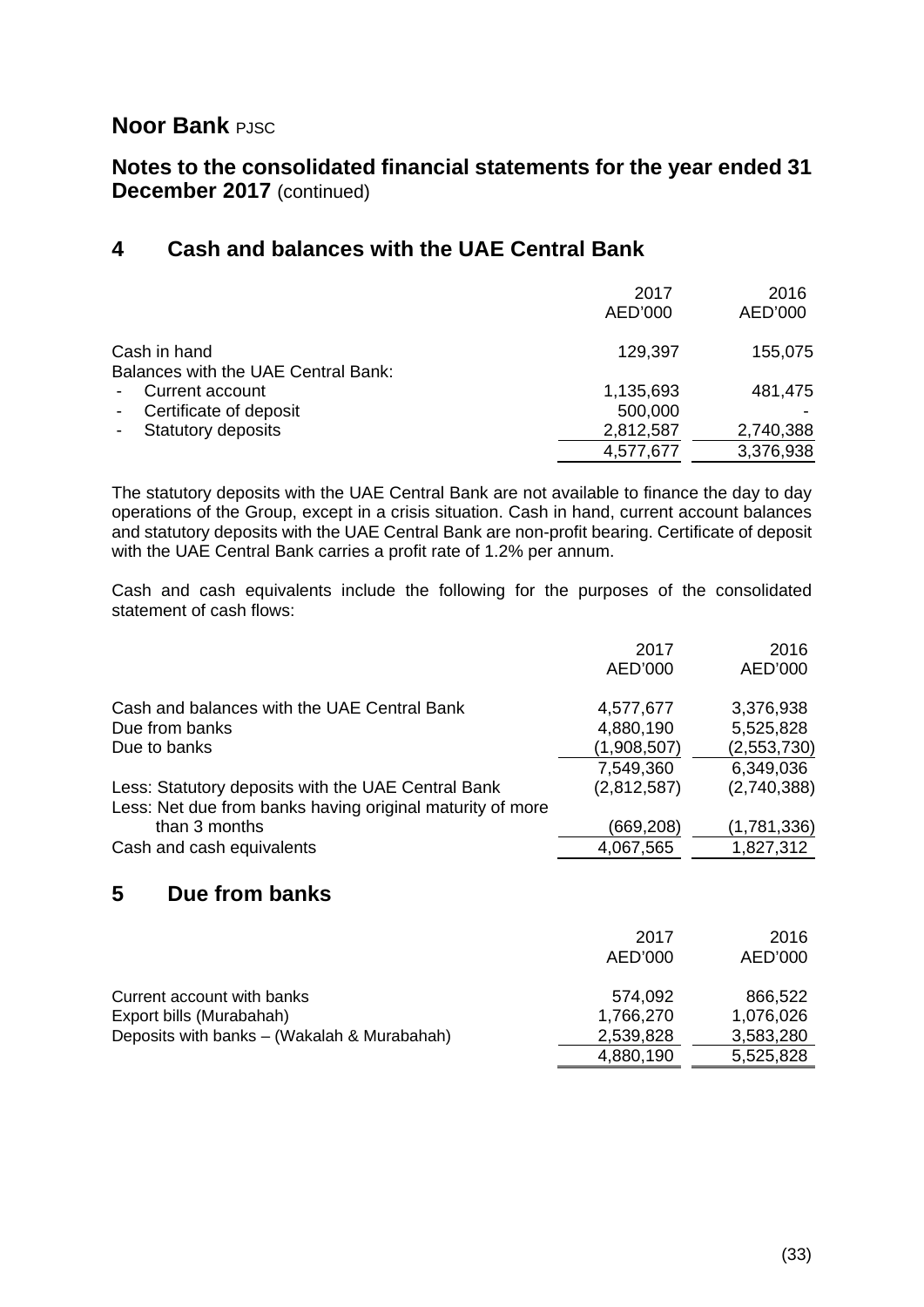# Noor Bank PJSC

## Notes to the consolidated financial statements for the year ended 31 December 2017 (continued)

## 4 Cash and balances with the UAE Central Bank

| | 2017 AED'000 | 2016 AED'000 |
|---|---|---|
| Cash in hand | 129,397 | 155,075 |
| Balances with the UAE Central Bank: | | |
| - Current account | 1,135,693 | 481,475 |
| - Certificate of deposit | 500,000 | - |
| - Statutory deposits | 2,812,587 | 2,740,388 |
| | 4,577,677 | 3,376,938 |

The statutory deposits with the UAE Central Bank are not available to finance the day to day operations of the Group, except in a crisis situation. Cash in hand, current account balances and statutory deposits with the UAE Central Bank are non-profit bearing. Certificate of deposit with the UAE Central Bank carries a profit rate of 1.2% per annum.

Cash and cash equivalents include the following for the purposes of the consolidated statement of cash flows:

| | 2017 AED'000 | 2016 AED'000 |
|---|---|---|
| Cash and balances with the UAE Central Bank | 4,577,677 | 3,376,938 |
| Due from banks | 4,880,190 | 5,525,828 |
| Due to banks | (1,908,507) | (2,553,730) |
| | 7,549,360 | 6,349,036 |
| Less: Statutory deposits with the UAE Central Bank | (2,812,587) | (2,740,388) |
| Less: Net due from banks having original maturity of more than 3 months | (669,208) | (1,781,336) |
| Cash and cash equivalents | 4,067,565 | 1,827,312 |

## 5 Due from banks

| | 2017 AED'000 | 2016 AED'000 |
|---|---|---|
| Current account with banks | 574,092 | 866,522 |
| Export bills (Murabahah) | 1,766,270 | 1,076,026 |
| Deposits with banks – (Wakalah & Murabahah) | 2,539,828 | 3,583,280 |
| | 4,880,190 | 5,525,828 |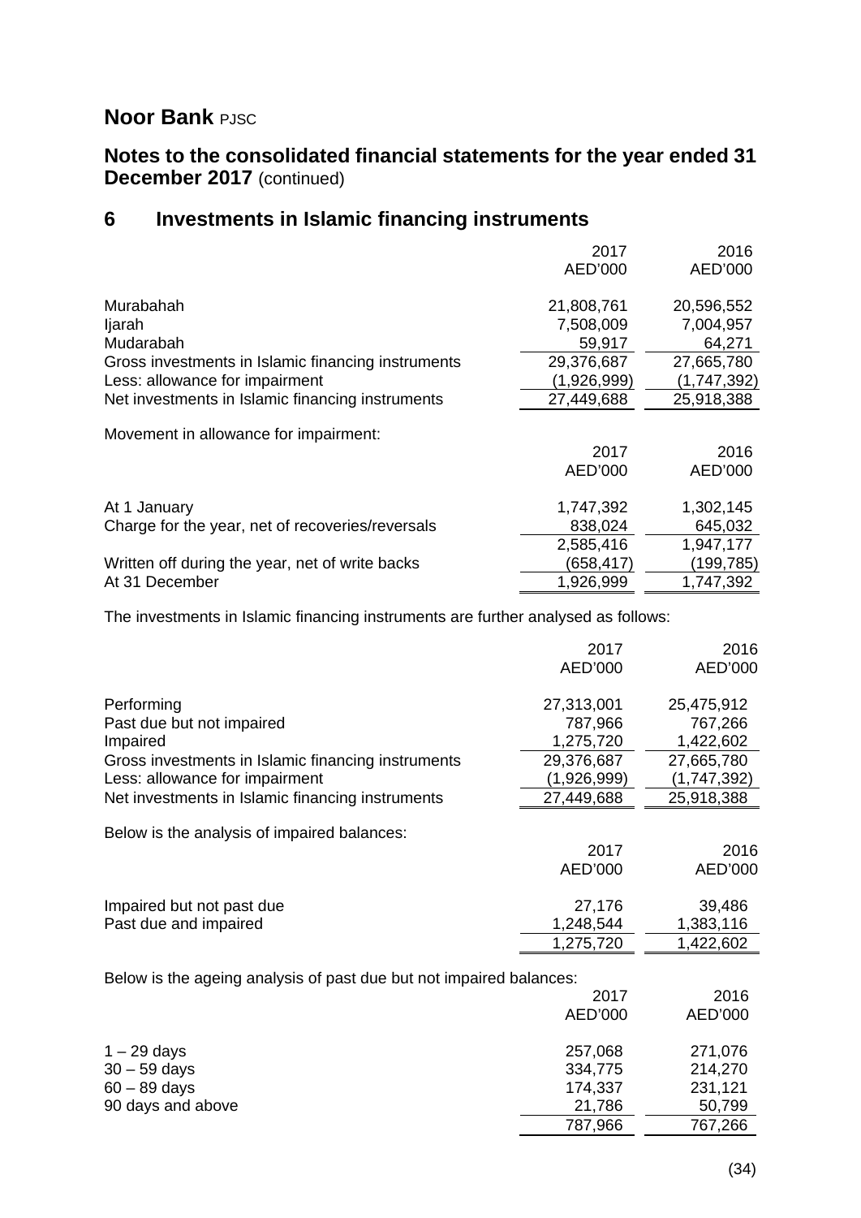# Noor Bank PJSC

## Notes to the consolidated financial statements for the year ended 31 December 2017 (continued)

## 6 Investments in Islamic financing instruments

| | 2017 AED'000 | 2016 AED'000 |
|---|---|---|
| Murabahah | 21,808,761 | 20,596,552 |
| Ijarah | 7,508,009 | 7,004,957 |
| Mudarabah | 59,917 | 64,271 |
| Gross investments in Islamic financing instruments | 29,376,687 | 27,665,780 |
| Less: allowance for impairment | (1,926,999) | (1,747,392) |
| Net investments in Islamic financing instruments | 27,449,688 | 25,918,388 |

Movement in allowance for impairment:

| | 2017 AED'000 | 2016 AED'000 |
|---|---|---|
| At 1 January | 1,747,392 | 1,302,145 |
| Charge for the year, net of recoveries/reversals | 838,024 | 645,032 |
| | 2,585,416 | 1,947,177 |
| Written off during the year, net of write backs | (658,417) | (199,785) |
| At 31 December | 1,926,999 | 1,747,392 |

The investments in Islamic financing instruments are further analysed as follows:

| | 2017 AED'000 | 2016 AED'000 |
|---|---|---|
| Performing | 27,313,001 | 25,475,912 |
| Past due but not impaired | 787,966 | 767,266 |
| Impaired | 1,275,720 | 1,422,602 |
| Gross investments in Islamic financing instruments | 29,376,687 | 27,665,780 |
| Less: allowance for impairment | (1,926,999) | (1,747,392) |
| Net investments in Islamic financing instruments | 27,449,688 | 25,918,388 |

Below is the analysis of impaired balances:

| | 2017 AED'000 | 2016 AED'000 |
|---|---|---|
| Impaired but not past due | 27,176 | 39,486 |
| Past due and impaired | 1,248,544 | 1,383,116 |
| | 1,275,720 | 1,422,602 |

Below is the ageing analysis of past due but not impaired balances:

| | 2017 AED'000 | 2016 AED'000 |
|---|---|---|
| 1 – 29 days | 257,068 | 271,076 |
| 30 – 59 days | 334,775 | 214,270 |
| 60 – 89 days | 174,337 | 231,121 |
| 90 days and above | 21,786 | 50,799 |
| | 787,966 | 767,266 |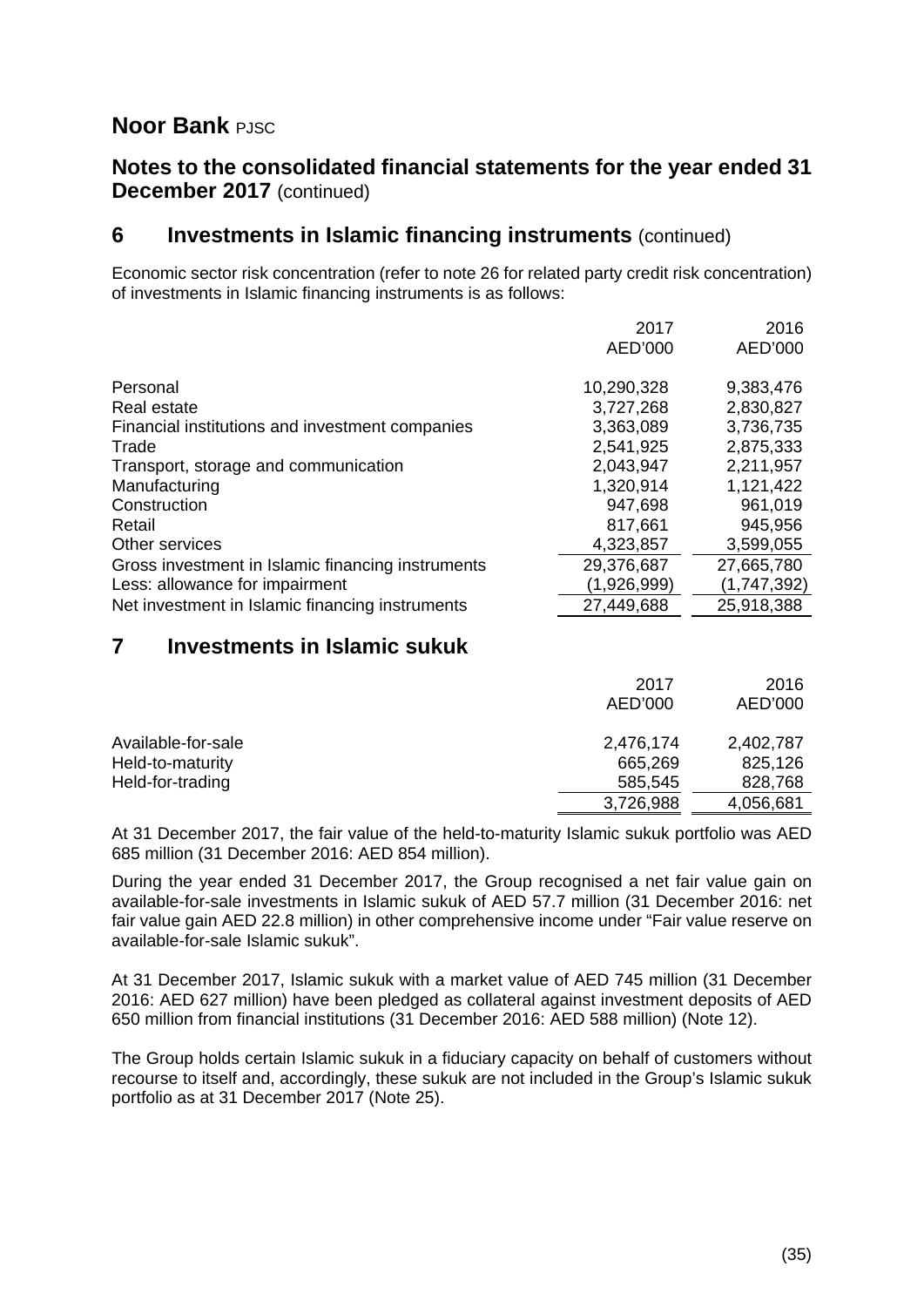# Noor Bank PJSC

## Notes to the consolidated financial statements for the year ended 31 December 2017 (continued)

## 6 Investments in Islamic financing instruments (continued)

Economic sector risk concentration (refer to note 26 for related party credit risk concentration) of investments in Islamic financing instruments is as follows:

| | 2017 AED'000 | 2016 AED'000 |
|---|---|---|
| Personal | 10,290,328 | 9,383,476 |
| Real estate | 3,727,268 | 2,830,827 |
| Financial institutions and investment companies | 3,363,089 | 3,736,735 |
| Trade | 2,541,925 | 2,875,333 |
| Transport, storage and communication | 2,043,947 | 2,211,957 |
| Manufacturing | 1,320,914 | 1,121,422 |
| Construction | 947,698 | 961,019 |
| Retail | 817,661 | 945,956 |
| Other services | 4,323,857 | 3,599,055 |
| Gross investment in Islamic financing instruments | 29,376,687 | 27,665,780 |
| Less: allowance for impairment | (1,926,999) | (1,747,392) |
| Net investment in Islamic financing instruments | 27,449,688 | 25,918,388 |

## 7 Investments in Islamic sukuk

| | 2017 AED'000 | 2016 AED'000 |
|---|---|---|
| Available-for-sale | 2,476,174 | 2,402,787 |
| Held-to-maturity | 665,269 | 825,126 |
| Held-for-trading | 585,545 | 828,768 |
| | 3,726,988 | 4,056,681 |

At 31 December 2017, the fair value of the held-to-maturity Islamic sukuk portfolio was AED 685 million (31 December 2016: AED 854 million).

During the year ended 31 December 2017, the Group recognised a net fair value gain on available-for-sale investments in Islamic sukuk of AED 57.7 million (31 December 2016: net fair value gain AED 22.8 million) in other comprehensive income under "Fair value reserve on available-for-sale Islamic sukuk".

At 31 December 2017, Islamic sukuk with a market value of AED 745 million (31 December 2016: AED 627 million) have been pledged as collateral against investment deposits of AED 650 million from financial institutions (31 December 2016: AED 588 million) (Note 12).

The Group holds certain Islamic sukuk in a fiduciary capacity on behalf of customers without recourse to itself and, accordingly, these sukuk are not included in the Group's Islamic sukuk portfolio as at 31 December 2017 (Note 25).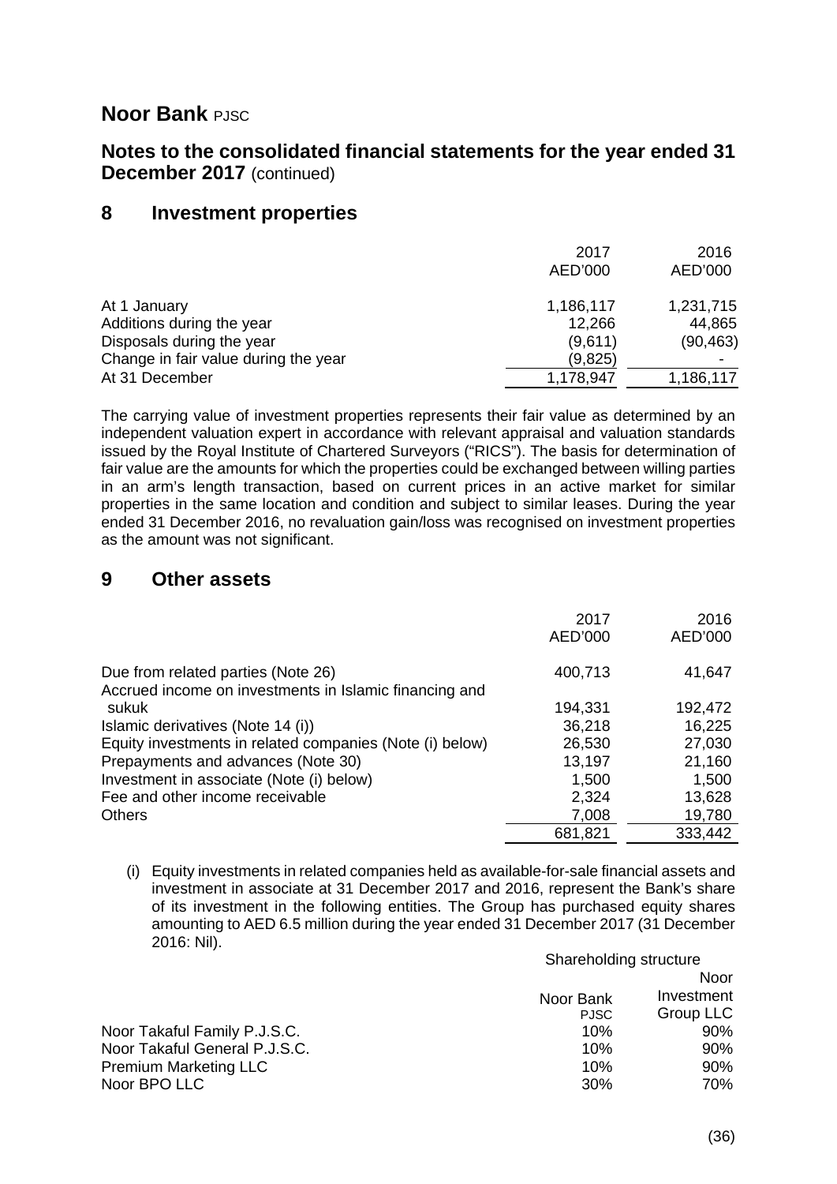# Noor Bank PJSC

## Notes to the consolidated financial statements for the year ended 31 December 2017 (continued)

## 8 Investment properties

| | 2017 AED'000 | 2016 AED'000 |
|---|---|---|
| At 1 January | 1,186,117 | 1,231,715 |
| Additions during the year | 12,266 | 44,865 |
| Disposals during the year | (9,611) | (90,463) |
| Change in fair value during the year | (9,825) | - |
| At 31 December | 1,178,947 | 1,186,117 |

The carrying value of investment properties represents their fair value as determined by an independent valuation expert in accordance with relevant appraisal and valuation standards issued by the Royal Institute of Chartered Surveyors ("RICS"). The basis for determination of fair value are the amounts for which the properties could be exchanged between willing parties in an arm's length transaction, based on current prices in an active market for similar properties in the same location and condition and subject to similar leases. During the year ended 31 December 2016, no revaluation gain/loss was recognised on investment properties as the amount was not significant.

## 9 Other assets

| | 2017 AED'000 | 2016 AED'000 |
|---|---|---|
| Due from related parties (Note 26) | 400,713 | 41,647 |
| Accrued income on investments in Islamic financing and sukuk | 194,331 | 192,472 |
| Islamic derivatives (Note 14 (i)) | 36,218 | 16,225 |
| Equity investments in related companies (Note (i) below) | 26,530 | 27,030 |
| Prepayments and advances (Note 30) | 13,197 | 21,160 |
| Investment in associate (Note (i) below) | 1,500 | 1,500 |
| Fee and other income receivable | 2,324 | 13,628 |
| Others | 7,008 | 19,780 |
| | 681,821 | 333,442 |

(i) Equity investments in related companies held as available-for-sale financial assets and investment in associate at 31 December 2017 and 2016, represent the Bank's share of its investment in the following entities. The Group has purchased equity shares amounting to AED 6.5 million during the year ended 31 December 2017 (31 December 2016: Nil).

| | Shareholding structure | |
|---|---|---|
| | Noor Bank PJSC | Noor Investment Group LLC |
| Noor Takaful Family P.J.S.C. | 10% | 90% |
| Noor Takaful General P.J.S.C. | 10% | 90% |
| Premium Marketing LLC | 10% | 90% |
| Noor BPO LLC | 30% | 70% |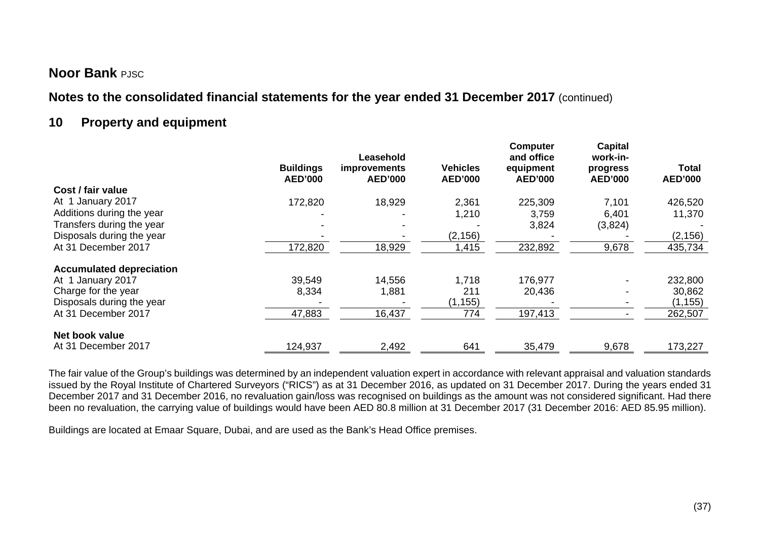# Noor Bank PJSC

## Notes to the consolidated financial statements for the year ended 31 December 2017 (continued)

## 10 Property and equipment

| | Buildings AED'000 | Leasehold improvements AED'000 | Vehicles AED'000 | Computer and office equipment AED'000 | Capital work-in-progress AED'000 | Total AED'000 |
|---|---|---|---|---|---|---|
| **Cost / fair value** | | | | | | |
| At 1 January 2017 | 172,820 | 18,929 | 2,361 | 225,309 | 7,101 | 426,520 |
| Additions during the year | - | - | 1,210 | 3,759 | 6,401 | 11,370 |
| Transfers during the year | - | - | - | 3,824 | (3,824) | - |
| Disposals during the year | - | - | (2,156) | - | - | (2,156) |
| At 31 December 2017 | 172,820 | 18,929 | 1,415 | 232,892 | 9,678 | 435,734 |
| **Accumulated depreciation** | | | | | | |
| At 1 January 2017 | 39,549 | 14,556 | 1,718 | 176,977 | - | 232,800 |
| Charge for the year | 8,334 | 1,881 | 211 | 20,436 | - | 30,862 |
| Disposals during the year | - | - | (1,155) | - | - | (1,155) |
| At 31 December 2017 | 47,883 | 16,437 | 774 | 197,413 | - | 262,507 |
| **Net book value** | | | | | | |
| At 31 December 2017 | 124,937 | 2,492 | 641 | 35,479 | 9,678 | 173,227 |

The fair value of the Group's buildings was determined by an independent valuation expert in accordance with relevant appraisal and valuation standards issued by the Royal Institute of Chartered Surveyors ("RICS") as at 31 December 2016, as updated on 31 December 2017. During the years ended 31 December 2017 and 31 December 2016, no revaluation gain/loss was recognised on buildings as the amount was not considered significant. Had there been no revaluation, the carrying value of buildings would have been AED 80.8 million at 31 December 2017 (31 December 2016: AED 85.95 million).

Buildings are located at Emaar Square, Dubai, and are used as the Bank's Head Office premises.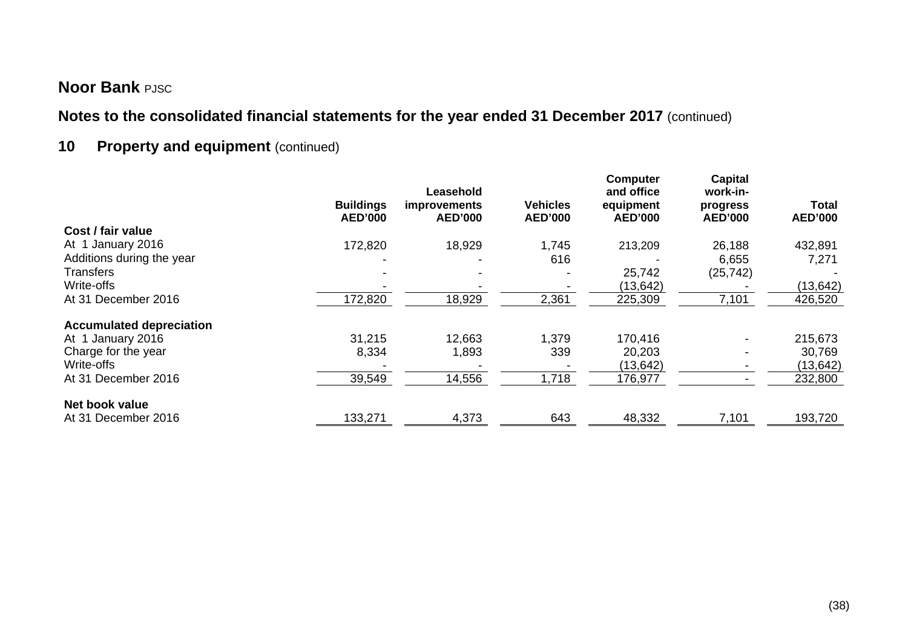## Noor Bank PJSC

## Notes to the consolidated financial statements for the year ended 31 December 2017 (continued)

## 10 Property and equipment (continued)

| | Buildings AED'000 | Leasehold improvements AED'000 | Vehicles AED'000 | Computer and office equipment AED'000 | Capital work-in-progress AED'000 | Total AED'000 |
|---|---|---|---|---|---|---|
| **Cost / fair value** | | | | | | |
| At 1 January 2016 | 172,820 | 18,929 | 1,745 | 213,209 | 26,188 | 432,891 |
| Additions during the year | - | - | 616 | - | 6,655 | 7,271 |
| Transfers | - | - | - | 25,742 | (25,742) | - |
| Write-offs | - | - | - | (13,642) | - | (13,642) |
| At 31 December 2016 | 172,820 | 18,929 | 2,361 | 225,309 | 7,101 | 426,520 |
| **Accumulated depreciation** | | | | | | |
| At 1 January 2016 | 31,215 | 12,663 | 1,379 | 170,416 | - | 215,673 |
| Charge for the year | 8,334 | 1,893 | 339 | 20,203 | - | 30,769 |
| Write-offs | - | - | - | (13,642) | - | (13,642) |
| At 31 December 2016 | 39,549 | 14,556 | 1,718 | 176,977 | - | 232,800 |
| **Net book value** | | | | | | |
| At 31 December 2016 | 133,271 | 4,373 | 643 | 48,332 | 7,101 | 193,720 |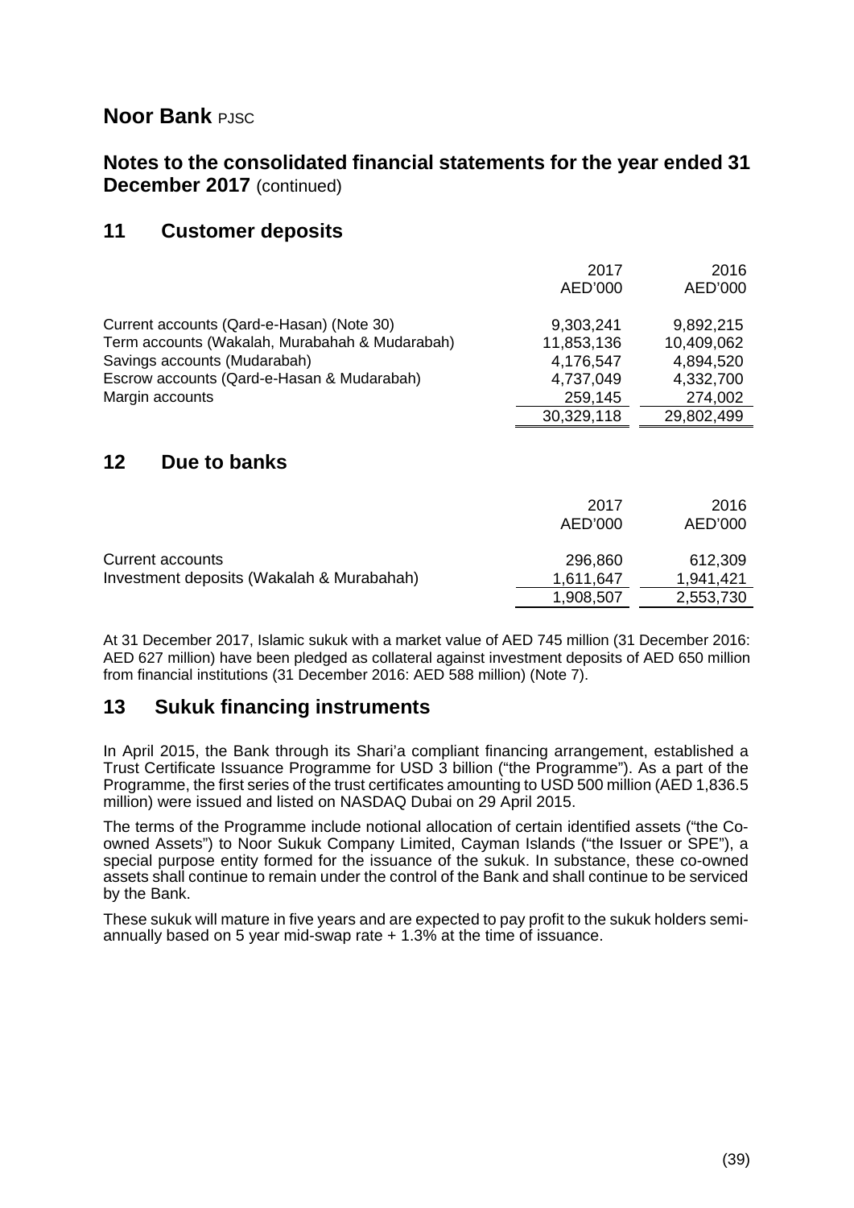# Noor Bank PJSC

## Notes to the consolidated financial statements for the year ended 31 December 2017 (continued)

## 11 Customer deposits

| | 2017 AED'000 | 2016 AED'000 |
|---|---|---|
| Current accounts (Qard-e-Hasan) (Note 30) | 9,303,241 | 9,892,215 |
| Term accounts (Wakalah, Murabahah & Mudarabah) | 11,853,136 | 10,409,062 |
| Savings accounts (Mudarabah) | 4,176,547 | 4,894,520 |
| Escrow accounts (Qard-e-Hasan & Mudarabah) | 4,737,049 | 4,332,700 |
| Margin accounts | 259,145 | 274,002 |
| | 30,329,118 | 29,802,499 |

## 12 Due to banks

| | 2017 AED'000 | 2016 AED'000 |
|---|---|---|
| Current accounts | 296,860 | 612,309 |
| Investment deposits (Wakalah & Murabahah) | 1,611,647 | 1,941,421 |
| | 1,908,507 | 2,553,730 |

At 31 December 2017, Islamic sukuk with a market value of AED 745 million (31 December 2016: AED 627 million) have been pledged as collateral against investment deposits of AED 650 million from financial institutions (31 December 2016: AED 588 million) (Note 7).

## 13 Sukuk financing instruments

In April 2015, the Bank through its Shari'a compliant financing arrangement, established a Trust Certificate Issuance Programme for USD 3 billion ("the Programme"). As a part of the Programme, the first series of the trust certificates amounting to USD 500 million (AED 1,836.5 million) were issued and listed on NASDAQ Dubai on 29 April 2015.

The terms of the Programme include notional allocation of certain identified assets ("the Co-owned Assets") to Noor Sukuk Company Limited, Cayman Islands ("the Issuer or SPE"), a special purpose entity formed for the issuance of the sukuk. In substance, these co-owned assets shall continue to remain under the control of the Bank and shall continue to be serviced by the Bank.

These sukuk will mature in five years and are expected to pay profit to the sukuk holders semi-annually based on 5 year mid-swap rate + 1.3% at the time of issuance.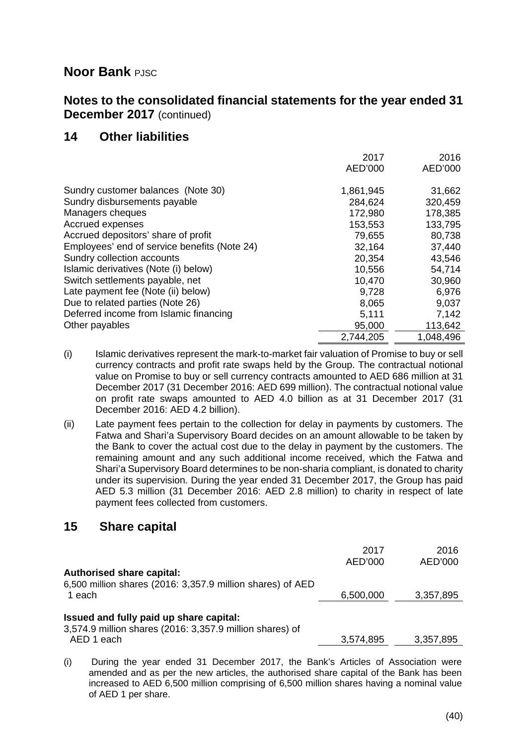# Noor Bank PJSC

## Notes to the consolidated financial statements for the year ended 31 December 2017 (continued)

## 14 Other liabilities

| | 2017 AED'000 | 2016 AED'000 |
|---|---|---|
| Sundry customer balances (Note 30) | 1,861,945 | 31,662 |
| Sundry disbursements payable | 284,624 | 320,459 |
| Managers cheques | 172,980 | 178,385 |
| Accrued expenses | 153,553 | 133,795 |
| Accrued depositors' share of profit | 79,655 | 80,738 |
| Employees' end of service benefits (Note 24) | 32,164 | 37,440 |
| Sundry collection accounts | 20,354 | 43,546 |
| Islamic derivatives (Note (i) below) | 10,556 | 54,714 |
| Switch settlements payable, net | 10,470 | 30,960 |
| Late payment fee (Note (ii) below) | 9,728 | 6,976 |
| Due to related parties (Note 26) | 8,065 | 9,037 |
| Deferred income from Islamic financing | 5,111 | 7,142 |
| Other payables | 95,000 | 113,642 |
| | 2,744,205 | 1,048,496 |

(i) Islamic derivatives represent the mark-to-market fair valuation of Promise to buy or sell currency contracts and profit rate swaps held by the Group. The contractual notional value on Promise to buy or sell currency contracts amounted to AED 686 million at 31 December 2017 (31 December 2016: AED 699 million). The contractual notional value on profit rate swaps amounted to AED 4.0 billion as at 31 December 2017 (31 December 2016: AED 4.2 billion).

(ii) Late payment fees pertain to the collection for delay in payments by customers. The Fatwa and Shari'a Supervisory Board decides on an amount allowable to be taken by the Bank to cover the actual cost due to the delay in payment by the customers. The remaining amount and any such additional income received, which the Fatwa and Shari'a Supervisory Board determines to be non-sharia compliant, is donated to charity under its supervision. During the year ended 31 December 2017, the Group has paid AED 5.3 million (31 December 2016: AED 2.8 million) to charity in respect of late payment fees collected from customers.

## 15 Share capital

| | 2017 AED'000 | 2016 AED'000 |
|---|---|---|
| **Authorised share capital:** | | |
| 6,500 million shares (2016: 3,357.9 million shares) of AED 1 each | 6,500,000 | 3,357,895 |
| **Issued and fully paid up share capital:** | | |
| 3,574.9 million shares (2016: 3,357.9 million shares) of AED 1 each | 3,574,895 | 3,357,895 |

(i) During the year ended 31 December 2017, the Bank's Articles of Association were amended and as per the new articles, the authorised share capital of the Bank has been increased to AED 6,500 million comprising of 6,500 million shares having a nominal value of AED 1 per share.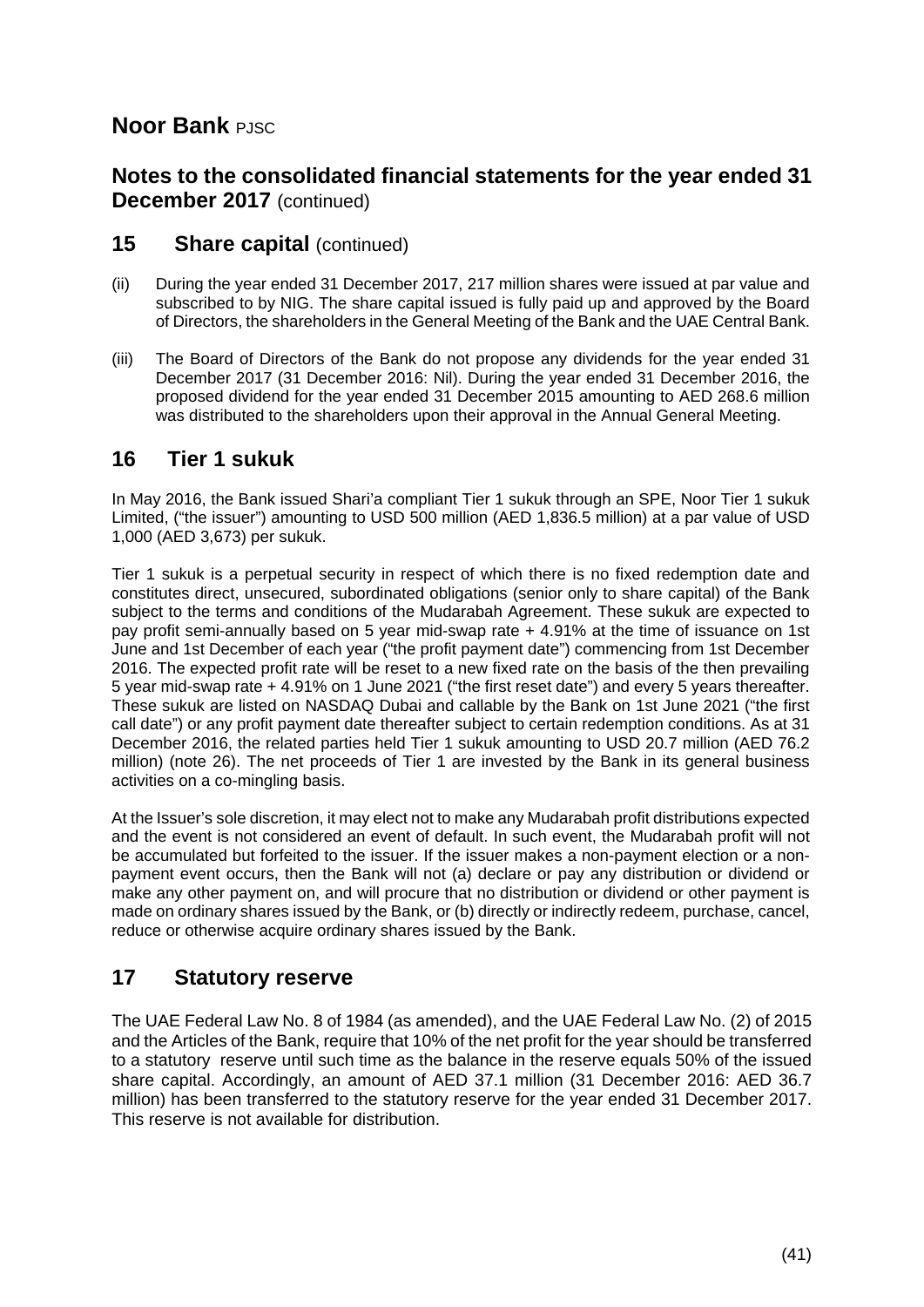# Noor Bank PJSC

## Notes to the consolidated financial statements for the year ended 31 December 2017 (continued)

## 15 Share capital (continued)

(ii) During the year ended 31 December 2017, 217 million shares were issued at par value and subscribed to by NIG. The share capital issued is fully paid up and approved by the Board of Directors, the shareholders in the General Meeting of the Bank and the UAE Central Bank.

(iii) The Board of Directors of the Bank do not propose any dividends for the year ended 31 December 2017 (31 December 2016: Nil). During the year ended 31 December 2016, the proposed dividend for the year ended 31 December 2015 amounting to AED 268.6 million was distributed to the shareholders upon their approval in the Annual General Meeting.

## 16 Tier 1 sukuk

In May 2016, the Bank issued Shari'a compliant Tier 1 sukuk through an SPE, Noor Tier 1 sukuk Limited, ("the issuer") amounting to USD 500 million (AED 1,836.5 million) at a par value of USD 1,000 (AED 3,673) per sukuk.

Tier 1 sukuk is a perpetual security in respect of which there is no fixed redemption date and constitutes direct, unsecured, subordinated obligations (senior only to share capital) of the Bank subject to the terms and conditions of the Mudarabah Agreement. These sukuk are expected to pay profit semi-annually based on 5 year mid-swap rate + 4.91% at the time of issuance on 1st June and 1st December of each year ("the profit payment date") commencing from 1st December 2016. The expected profit rate will be reset to a new fixed rate on the basis of the then prevailing 5 year mid-swap rate + 4.91% on 1 June 2021 ("the first reset date") and every 5 years thereafter. These sukuk are listed on NASDAQ Dubai and callable by the Bank on 1st June 2021 ("the first call date") or any profit payment date thereafter subject to certain redemption conditions. As at 31 December 2016, the related parties held Tier 1 sukuk amounting to USD 20.7 million (AED 76.2 million) (note 26). The net proceeds of Tier 1 are invested by the Bank in its general business activities on a co-mingling basis.

At the Issuer's sole discretion, it may elect not to make any Mudarabah profit distributions expected and the event is not considered an event of default. In such event, the Mudarabah profit will not be accumulated but forfeited to the issuer. If the issuer makes a non-payment election or a non-payment event occurs, then the Bank will not (a) declare or pay any distribution or dividend or make any other payment on, and will procure that no distribution or dividend or other payment is made on ordinary shares issued by the Bank, or (b) directly or indirectly redeem, purchase, cancel, reduce or otherwise acquire ordinary shares issued by the Bank.

## 17 Statutory reserve

The UAE Federal Law No. 8 of 1984 (as amended), and the UAE Federal Law No. (2) of 2015 and the Articles of the Bank, require that 10% of the net profit for the year should be transferred to a statutory reserve until such time as the balance in the reserve equals 50% of the issued share capital. Accordingly, an amount of AED 37.1 million (31 December 2016: AED 36.7 million) has been transferred to the statutory reserve for the year ended 31 December 2017. This reserve is not available for distribution.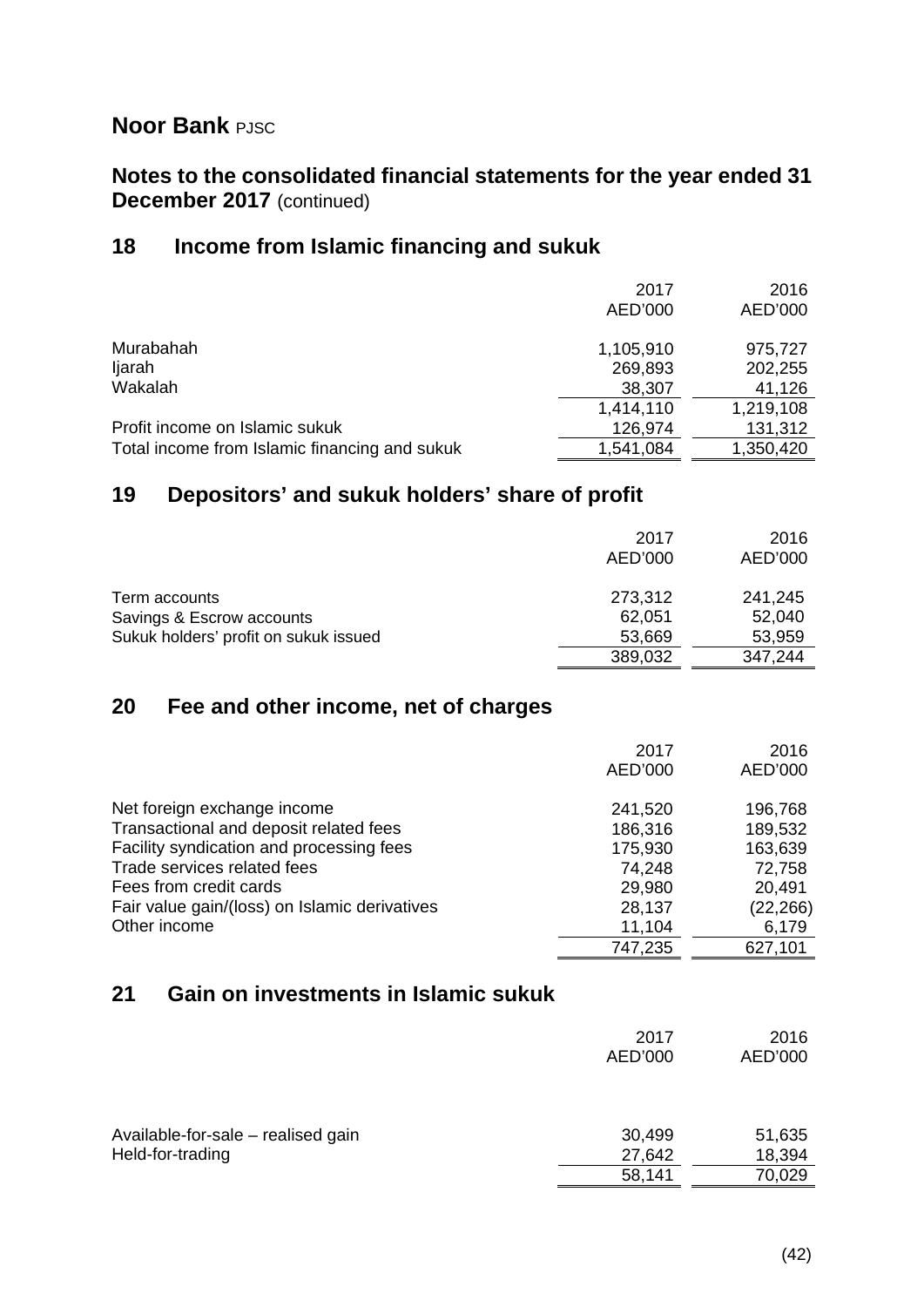# Noor Bank PJSC

## Notes to the consolidated financial statements for the year ended 31 December 2017 (continued)

## 18 Income from Islamic financing and sukuk

| | 2017 AED'000 | 2016 AED'000 |
|---|---|---|
| Murabahah | 1,105,910 | 975,727 |
| Ijarah | 269,893 | 202,255 |
| Wakalah | 38,307 | 41,126 |
| | 1,414,110 | 1,219,108 |
| Profit income on Islamic sukuk | 126,974 | 131,312 |
| Total income from Islamic financing and sukuk | 1,541,084 | 1,350,420 |

## 19 Depositors' and sukuk holders' share of profit

| | 2017 AED'000 | 2016 AED'000 |
|---|---|---|
| Term accounts | 273,312 | 241,245 |
| Savings & Escrow accounts | 62,051 | 52,040 |
| Sukuk holders' profit on sukuk issued | 53,669 | 53,959 |
| | 389,032 | 347,244 |

## 20 Fee and other income, net of charges

| | 2017 AED'000 | 2016 AED'000 |
|---|---|---|
| Net foreign exchange income | 241,520 | 196,768 |
| Transactional and deposit related fees | 186,316 | 189,532 |
| Facility syndication and processing fees | 175,930 | 163,639 |
| Trade services related fees | 74,248 | 72,758 |
| Fees from credit cards | 29,980 | 20,491 |
| Fair value gain/(loss) on Islamic derivatives | 28,137 | (22,266) |
| Other income | 11,104 | 6,179 |
| | 747,235 | 627,101 |

## 21 Gain on investments in Islamic sukuk

| | 2017 AED'000 | 2016 AED'000 |
|---|---|---|
| Available-for-sale – realised gain | 30,499 | 51,635 |
| Held-for-trading | 27,642 | 18,394 |
| | 58,141 | 70,029 |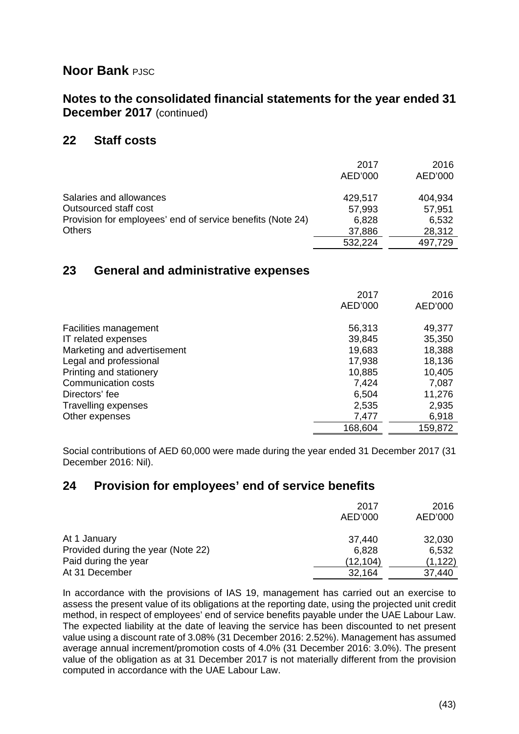# Noor Bank PJSC

## Notes to the consolidated financial statements for the year ended 31 December 2017 (continued)

## 22 Staff costs

| | 2017 AED'000 | 2016 AED'000 |
|---|---|---|
| Salaries and allowances | 429,517 | 404,934 |
| Outsourced staff cost | 57,993 | 57,951 |
| Provision for employees' end of service benefits (Note 24) | 6,828 | 6,532 |
| Others | 37,886 | 28,312 |
| | 532,224 | 497,729 |

## 23 General and administrative expenses

| | 2017 AED'000 | 2016 AED'000 |
|---|---|---|
| Facilities management | 56,313 | 49,377 |
| IT related expenses | 39,845 | 35,350 |
| Marketing and advertisement | 19,683 | 18,388 |
| Legal and professional | 17,938 | 18,136 |
| Printing and stationery | 10,885 | 10,405 |
| Communication costs | 7,424 | 7,087 |
| Directors' fee | 6,504 | 11,276 |
| Travelling expenses | 2,535 | 2,935 |
| Other expenses | 7,477 | 6,918 |
| | 168,604 | 159,872 |

Social contributions of AED 60,000 were made during the year ended 31 December 2017 (31 December 2016: Nil).

## 24 Provision for employees' end of service benefits

| | 2017 AED'000 | 2016 AED'000 |
|---|---|---|
| At 1 January | 37,440 | 32,030 |
| Provided during the year (Note 22) | 6,828 | 6,532 |
| Paid during the year | (12,104) | (1,122) |
| At 31 December | 32,164 | 37,440 |

In accordance with the provisions of IAS 19, management has carried out an exercise to assess the present value of its obligations at the reporting date, using the projected unit credit method, in respect of employees' end of service benefits payable under the UAE Labour Law. The expected liability at the date of leaving the service has been discounted to net present value using a discount rate of 3.08% (31 December 2016: 2.52%). Management has assumed average annual increment/promotion costs of 4.0% (31 December 2016: 3.0%). The present value of the obligation as at 31 December 2017 is not materially different from the provision computed in accordance with the UAE Labour Law.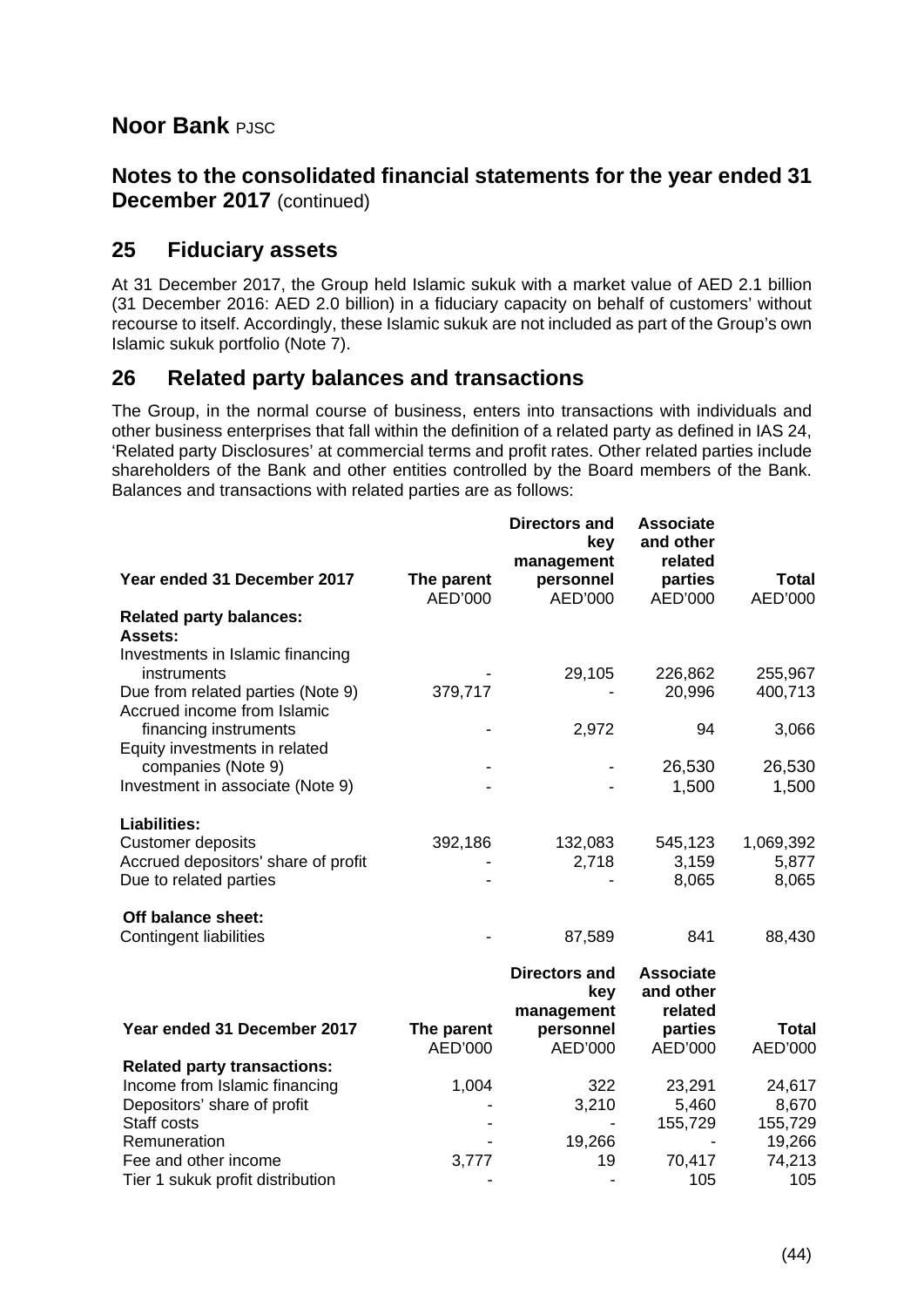# Noor Bank PJSC

## Notes to the consolidated financial statements for the year ended 31 December 2017 (continued)

## 25 Fiduciary assets

At 31 December 2017, the Group held Islamic sukuk with a market value of AED 2.1 billion (31 December 2016: AED 2.0 billion) in a fiduciary capacity on behalf of customers' without recourse to itself. Accordingly, these Islamic sukuk are not included as part of the Group's own Islamic sukuk portfolio (Note 7).

## 26 Related party balances and transactions

The Group, in the normal course of business, enters into transactions with individuals and other business enterprises that fall within the definition of a related party as defined in IAS 24, 'Related party Disclosures' at commercial terms and profit rates. Other related parties include shareholders of the Bank and other entities controlled by the Board members of the Bank. Balances and transactions with related parties are as follows:

| Year ended 31 December 2017 | The parent | Directors and key management personnel | Associate and other related parties | Total |
|---|---|---|---|---|
| | AED'000 | AED'000 | AED'000 | AED'000 |
| **Related party balances:** | | | | |
| **Assets:** | | | | |
| Investments in Islamic financing instruments | - | 29,105 | 226,862 | 255,967 |
| Due from related parties (Note 9) | 379,717 | - | 20,996 | 400,713 |
| Accrued income from Islamic financing instruments | - | 2,972 | 94 | 3,066 |
| Equity investments in related companies (Note 9) | - | - | 26,530 | 26,530 |
| Investment in associate (Note 9) | - | - | 1,500 | 1,500 |
| **Liabilities:** | | | | |
| Customer deposits | 392,186 | 132,083 | 545,123 | 1,069,392 |
| Accrued depositors' share of profit | - | 2,718 | 3,159 | 5,877 |
| Due to related parties | - | - | 8,065 | 8,065 |
| **Off balance sheet:** | | | | |
| Contingent liabilities | - | 87,589 | 841 | 88,430 |

| Year ended 31 December 2017 | The parent | Directors and key management personnel | Associate and other related parties | Total |
|---|---|---|---|---|
| | AED'000 | AED'000 | AED'000 | AED'000 |
| **Related party transactions:** | | | | |
| Income from Islamic financing | 1,004 | 322 | 23,291 | 24,617 |
| Depositors' share of profit | - | 3,210 | 5,460 | 8,670 |
| Staff costs | - | - | 155,729 | 155,729 |
| Remuneration | - | 19,266 | - | 19,266 |
| Fee and other income | 3,777 | 19 | 70,417 | 74,213 |
| Tier 1 sukuk profit distribution | - | - | 105 | 105 |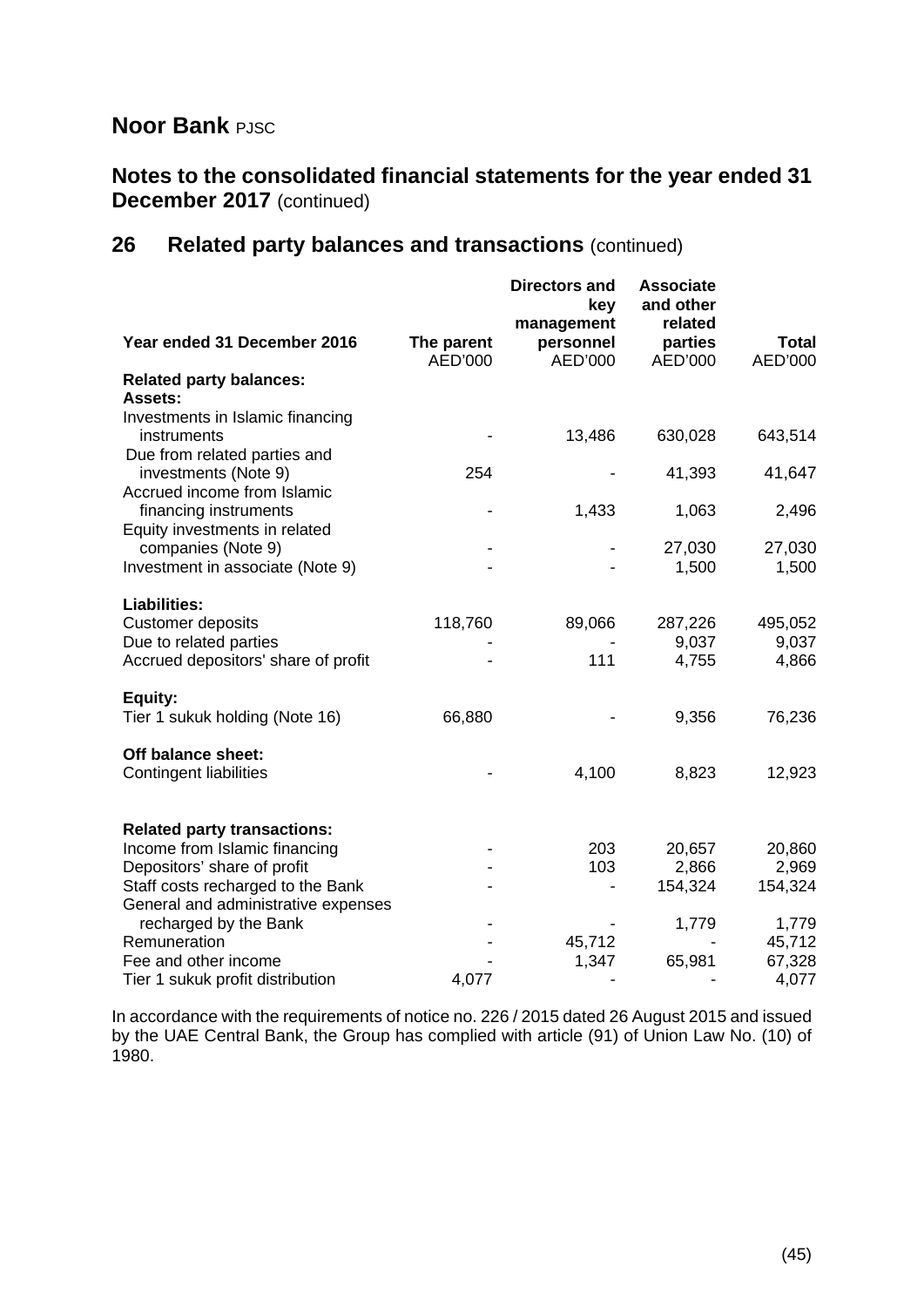# Noor Bank PJSC

## Notes to the consolidated financial statements for the year ended 31 December 2017 (continued)

## 26 Related party balances and transactions (continued)

| Year ended 31 December 2016 | The parent AED'000 | Directors and key management personnel AED'000 | Associate and other related parties AED'000 | Total AED'000 |
|---|---|---|---|---|
| **Related party balances:** | | | | |
| **Assets:** | | | | |
| Investments in Islamic financing instruments | - | 13,486 | 630,028 | 643,514 |
| Due from related parties and investments (Note 9) | 254 | - | 41,393 | 41,647 |
| Accrued income from Islamic financing instruments | - | 1,433 | 1,063 | 2,496 |
| Equity investments in related companies (Note 9) | - | - | 27,030 | 27,030 |
| Investment in associate (Note 9) | - | - | 1,500 | 1,500 |
| **Liabilities:** | | | | |
| Customer deposits | 118,760 | 89,066 | 287,226 | 495,052 |
| Due to related parties | - | - | 9,037 | 9,037 |
| Accrued depositors' share of profit | - | 111 | 4,755 | 4,866 |
| **Equity:** | | | | |
| Tier 1 sukuk holding (Note 16) | 66,880 | - | 9,356 | 76,236 |
| **Off balance sheet:** | | | | |
| Contingent liabilities | - | 4,100 | 8,823 | 12,923 |
| **Related party transactions:** | | | | |
| Income from Islamic financing | - | 203 | 20,657 | 20,860 |
| Depositors' share of profit | - | 103 | 2,866 | 2,969 |
| Staff costs recharged to the Bank | - | - | 154,324 | 154,324 |
| General and administrative expenses recharged by the Bank | - | - | 1,779 | 1,779 |
| Remuneration | - | 45,712 | - | 45,712 |
| Fee and other income | - | 1,347 | 65,981 | 67,328 |
| Tier 1 sukuk profit distribution | 4,077 | - | - | 4,077 |

In accordance with the requirements of notice no. 226 / 2015 dated 26 August 2015 and issued by the UAE Central Bank, the Group has complied with article (91) of Union Law No. (10) of 1980.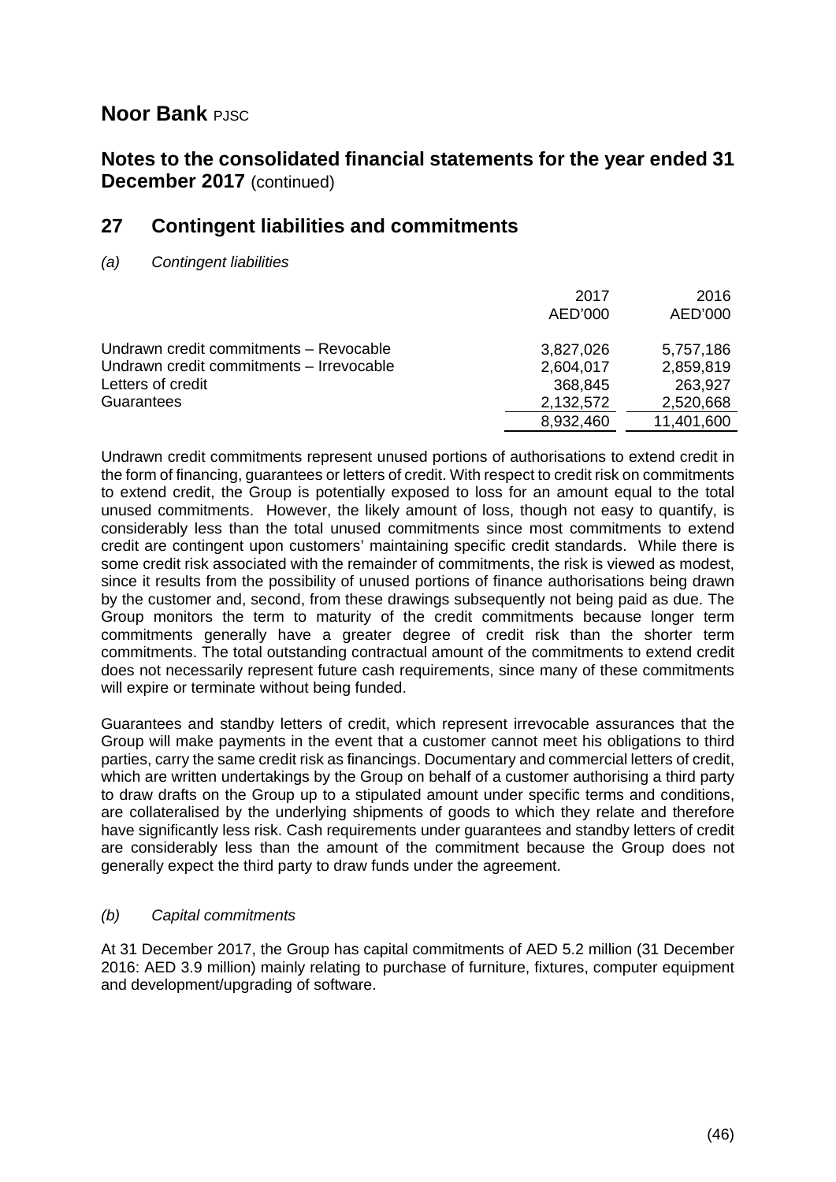# Noor Bank PJSC

## Notes to the consolidated financial statements for the year ended 31 December 2017 (continued)

## 27 Contingent liabilities and commitments

*(a) Contingent liabilities*

| | 2017 AED'000 | 2016 AED'000 |
|---|---|---|
| Undrawn credit commitments – Revocable | 3,827,026 | 5,757,186 |
| Undrawn credit commitments – Irrevocable | 2,604,017 | 2,859,819 |
| Letters of credit | 368,845 | 263,927 |
| Guarantees | 2,132,572 | 2,520,668 |
| | 8,932,460 | 11,401,600 |

Undrawn credit commitments represent unused portions of authorisations to extend credit in the form of financing, guarantees or letters of credit. With respect to credit risk on commitments to extend credit, the Group is potentially exposed to loss for an amount equal to the total unused commitments. However, the likely amount of loss, though not easy to quantify, is considerably less than the total unused commitments since most commitments to extend credit are contingent upon customers' maintaining specific credit standards. While there is some credit risk associated with the remainder of commitments, the risk is viewed as modest, since it results from the possibility of unused portions of finance authorisations being drawn by the customer and, second, from these drawings subsequently not being paid as due. The Group monitors the term to maturity of the credit commitments because longer term commitments generally have a greater degree of credit risk than the shorter term commitments. The total outstanding contractual amount of the commitments to extend credit does not necessarily represent future cash requirements, since many of these commitments will expire or terminate without being funded.

Guarantees and standby letters of credit, which represent irrevocable assurances that the Group will make payments in the event that a customer cannot meet his obligations to third parties, carry the same credit risk as financings. Documentary and commercial letters of credit, which are written undertakings by the Group on behalf of a customer authorising a third party to draw drafts on the Group up to a stipulated amount under specific terms and conditions, are collateralised by the underlying shipments of goods to which they relate and therefore have significantly less risk. Cash requirements under guarantees and standby letters of credit are considerably less than the amount of the commitment because the Group does not generally expect the third party to draw funds under the agreement.

*(b) Capital commitments*

At 31 December 2017, the Group has capital commitments of AED 5.2 million (31 December 2016: AED 3.9 million) mainly relating to purchase of furniture, fixtures, computer equipment and development/upgrading of software.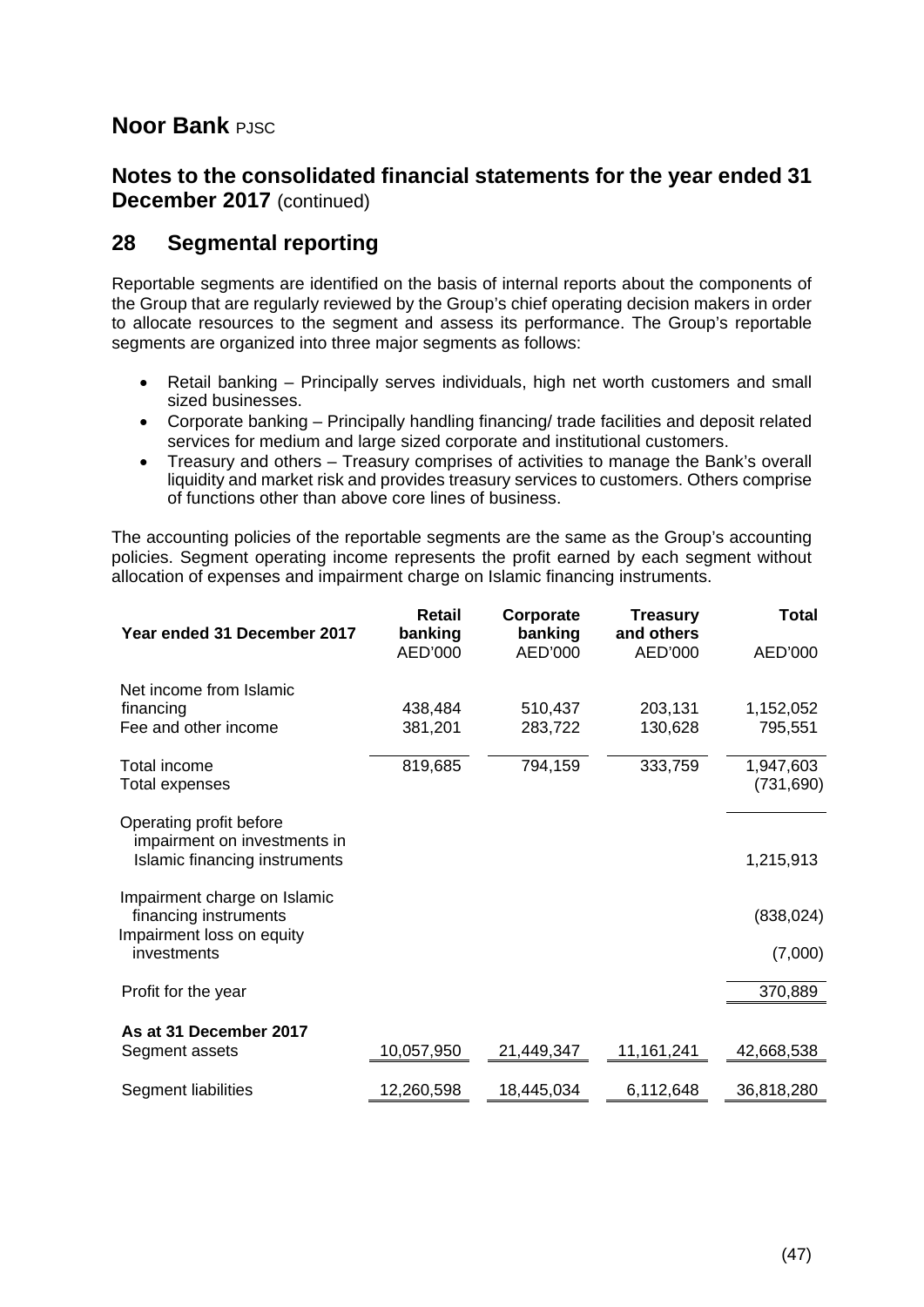# Noor Bank PJSC

## Notes to the consolidated financial statements for the year ended 31 December 2017 (continued)

## 28 Segmental reporting

Reportable segments are identified on the basis of internal reports about the components of the Group that are regularly reviewed by the Group's chief operating decision makers in order to allocate resources to the segment and assess its performance. The Group's reportable segments are organized into three major segments as follows:

- Retail banking – Principally serves individuals, high net worth customers and small sized businesses.
- Corporate banking – Principally handling financing/ trade facilities and deposit related services for medium and large sized corporate and institutional customers.
- Treasury and others – Treasury comprises of activities to manage the Bank's overall liquidity and market risk and provides treasury services to customers. Others comprise of functions other than above core lines of business.

The accounting policies of the reportable segments are the same as the Group's accounting policies. Segment operating income represents the profit earned by each segment without allocation of expenses and impairment charge on Islamic financing instruments.

| Year ended 31 December 2017 | Retail banking AED'000 | Corporate banking AED'000 | Treasury and others AED'000 | Total AED'000 |
|---|---|---|---|---|
| Net income from Islamic financing | 438,484 | 510,437 | 203,131 | 1,152,052 |
| Fee and other income | 381,201 | 283,722 | 130,628 | 795,551 |
| Total income | 819,685 | 794,159 | 333,759 | 1,947,603 |
| Total expenses | | | | (731,690) |
| Operating profit before impairment on investments in Islamic financing instruments | | | | 1,215,913 |
| Impairment charge on Islamic financing instruments | | | | (838,024) |
| Impairment loss on equity investments | | | | (7,000) |
| Profit for the year | | | | 370,889 |
| **As at 31 December 2017** | | | | |
| Segment assets | 10,057,950 | 21,449,347 | 11,161,241 | 42,668,538 |
| Segment liabilities | 12,260,598 | 18,445,034 | 6,112,648 | 36,818,280 |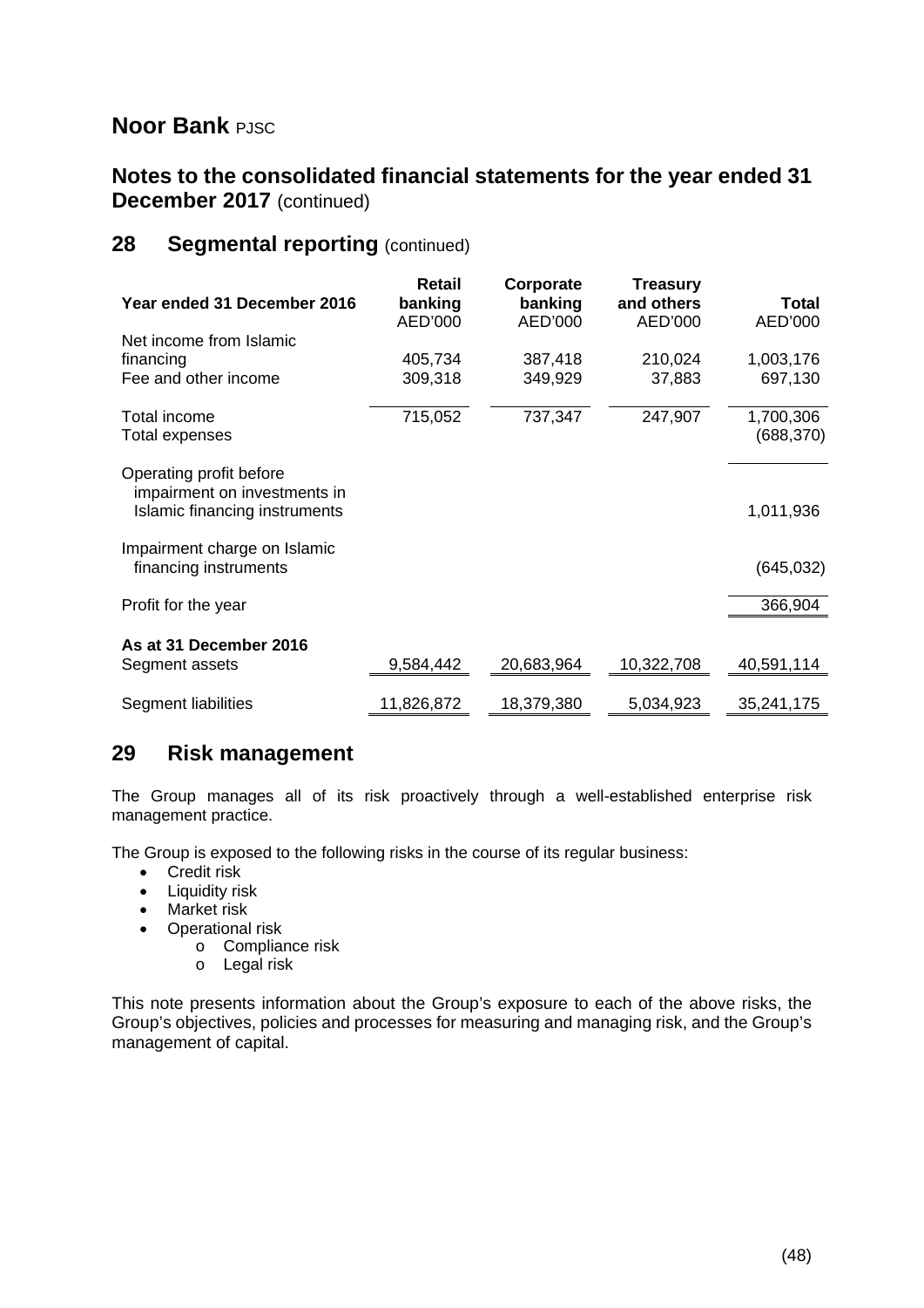# Noor Bank PJSC

## Notes to the consolidated financial statements for the year ended 31 December 2017 (continued)

## 28 Segmental reporting (continued)

| Year ended 31 December 2016 | Retail banking AED'000 | Corporate banking AED'000 | Treasury and others AED'000 | Total AED'000 |
|---|---|---|---|---|
| Net income from Islamic financing | 405,734 | 387,418 | 210,024 | 1,003,176 |
| Fee and other income | 309,318 | 349,929 | 37,883 | 697,130 |
| Total income | 715,052 | 737,347 | 247,907 | 1,700,306 |
| Total expenses | | | | (688,370) |
| Operating profit before impairment on investments in Islamic financing instruments | | | | 1,011,936 |
| Impairment charge on Islamic financing instruments | | | | (645,032) |
| Profit for the year | | | | 366,904 |
| **As at 31 December 2016** | | | | |
| Segment assets | 9,584,442 | 20,683,964 | 10,322,708 | 40,591,114 |
| Segment liabilities | 11,826,872 | 18,379,380 | 5,034,923 | 35,241,175 |

## 29 Risk management

The Group manages all of its risk proactively through a well-established enterprise risk management practice.

The Group is exposed to the following risks in the course of its regular business:

- Credit risk
- Liquidity risk
- Market risk
- Operational risk
  - Compliance risk
  - Legal risk

This note presents information about the Group's exposure to each of the above risks, the Group's objectives, policies and processes for measuring and managing risk, and the Group's management of capital.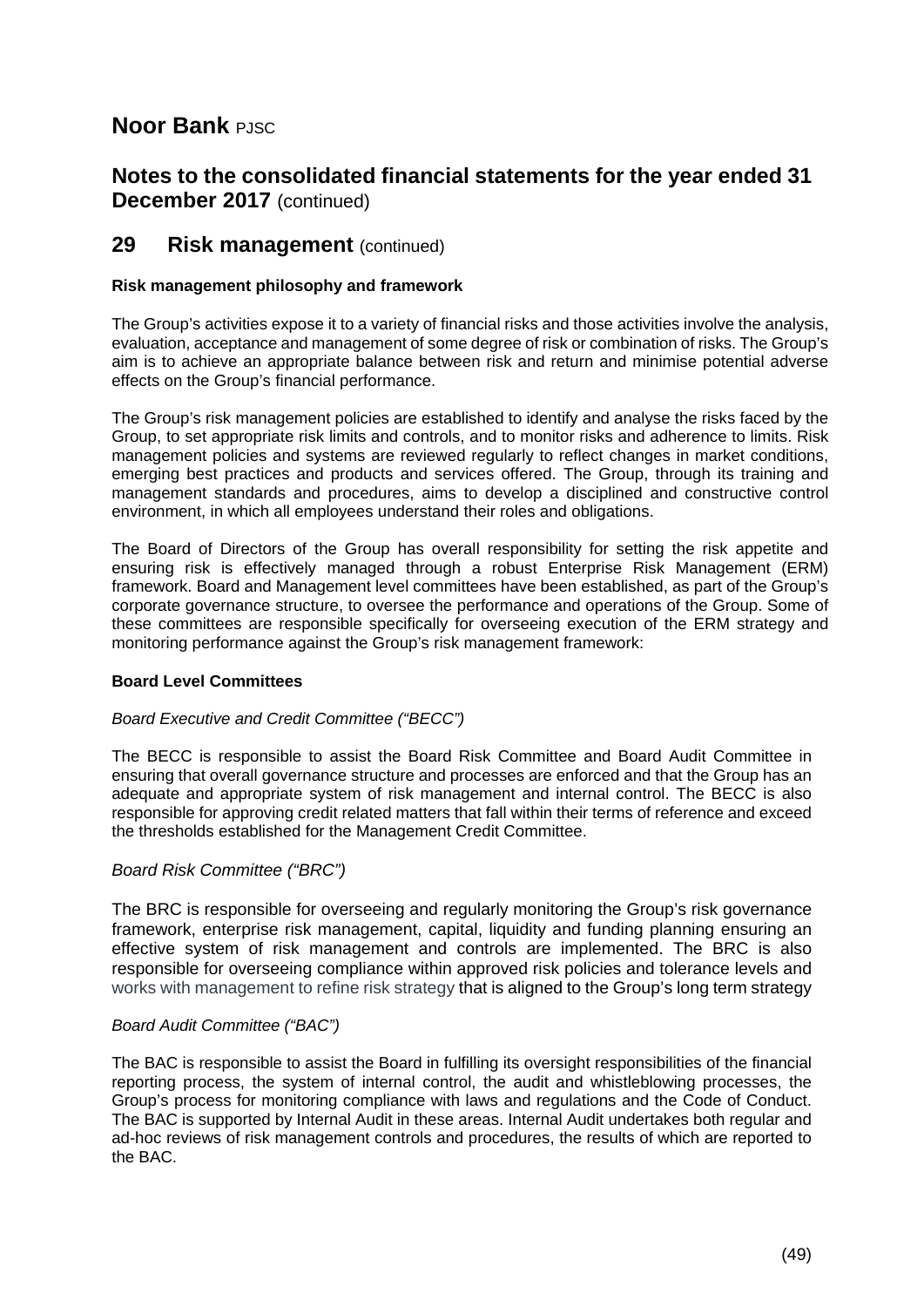# Noor Bank PJSC

## Notes to the consolidated financial statements for the year ended 31 December 2017 (continued)

## 29 Risk management (continued)

**Risk management philosophy and framework**

The Group's activities expose it to a variety of financial risks and those activities involve the analysis, evaluation, acceptance and management of some degree of risk or combination of risks. The Group's aim is to achieve an appropriate balance between risk and return and minimise potential adverse effects on the Group's financial performance.

The Group's risk management policies are established to identify and analyse the risks faced by the Group, to set appropriate risk limits and controls, and to monitor risks and adherence to limits. Risk management policies and systems are reviewed regularly to reflect changes in market conditions, emerging best practices and products and services offered. The Group, through its training and management standards and procedures, aims to develop a disciplined and constructive control environment, in which all employees understand their roles and obligations.

The Board of Directors of the Group has overall responsibility for setting the risk appetite and ensuring risk is effectively managed through a robust Enterprise Risk Management (ERM) framework. Board and Management level committees have been established, as part of the Group's corporate governance structure, to oversee the performance and operations of the Group. Some of these committees are responsible specifically for overseeing execution of the ERM strategy and monitoring performance against the Group's risk management framework:

**Board Level Committees**

*Board Executive and Credit Committee ("BECC")*

The BECC is responsible to assist the Board Risk Committee and Board Audit Committee in ensuring that overall governance structure and processes are enforced and that the Group has an adequate and appropriate system of risk management and internal control. The BECC is also responsible for approving credit related matters that fall within their terms of reference and exceed the thresholds established for the Management Credit Committee.

*Board Risk Committee ("BRC")*

The BRC is responsible for overseeing and regularly monitoring the Group's risk governance framework, enterprise risk management, capital, liquidity and funding planning ensuring an effective system of risk management and controls are implemented. The BRC is also responsible for overseeing compliance within approved risk policies and tolerance levels and works with management to refine risk strategy that is aligned to the Group's long term strategy

*Board Audit Committee ("BAC")*

The BAC is responsible to assist the Board in fulfilling its oversight responsibilities of the financial reporting process, the system of internal control, the audit and whistleblowing processes, the Group's process for monitoring compliance with laws and regulations and the Code of Conduct. The BAC is supported by Internal Audit in these areas. Internal Audit undertakes both regular and ad-hoc reviews of risk management controls and procedures, the results of which are reported to the BAC.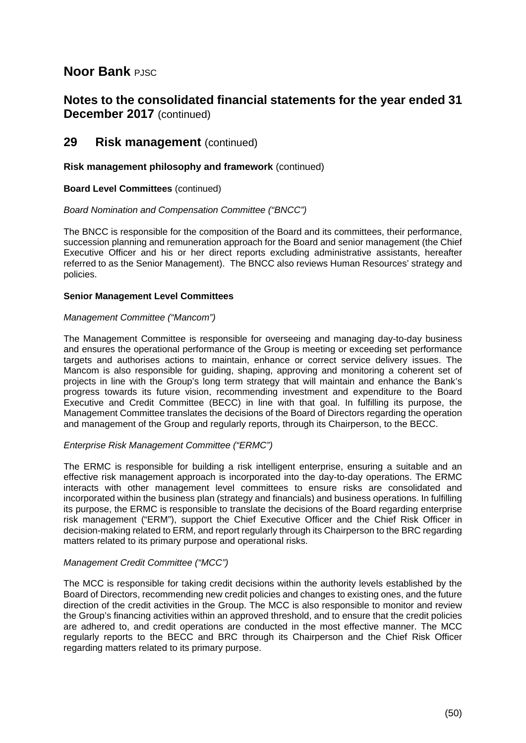# Noor Bank PJSC

## Notes to the consolidated financial statements for the year ended 31 December 2017 (continued)

## 29 Risk management (continued)

**Risk management philosophy and framework** (continued)

**Board Level Committees** (continued)

*Board Nomination and Compensation Committee ("BNCC")*

The BNCC is responsible for the composition of the Board and its committees, their performance, succession planning and remuneration approach for the Board and senior management (the Chief Executive Officer and his or her direct reports excluding administrative assistants, hereafter referred to as the Senior Management). The BNCC also reviews Human Resources' strategy and policies.

**Senior Management Level Committees**

*Management Committee ("Mancom")*

The Management Committee is responsible for overseeing and managing day-to-day business and ensures the operational performance of the Group is meeting or exceeding set performance targets and authorises actions to maintain, enhance or correct service delivery issues. The Mancom is also responsible for guiding, shaping, approving and monitoring a coherent set of projects in line with the Group's long term strategy that will maintain and enhance the Bank's progress towards its future vision, recommending investment and expenditure to the Board Executive and Credit Committee (BECC) in line with that goal. In fulfilling its purpose, the Management Committee translates the decisions of the Board of Directors regarding the operation and management of the Group and regularly reports, through its Chairperson, to the BECC.

*Enterprise Risk Management Committee ("ERMC")*

The ERMC is responsible for building a risk intelligent enterprise, ensuring a suitable and an effective risk management approach is incorporated into the day-to-day operations. The ERMC interacts with other management level committees to ensure risks are consolidated and incorporated within the business plan (strategy and financials) and business operations. In fulfilling its purpose, the ERMC is responsible to translate the decisions of the Board regarding enterprise risk management ("ERM"), support the Chief Executive Officer and the Chief Risk Officer in decision-making related to ERM, and report regularly through its Chairperson to the BRC regarding matters related to its primary purpose and operational risks.

*Management Credit Committee ("MCC")*

The MCC is responsible for taking credit decisions within the authority levels established by the Board of Directors, recommending new credit policies and changes to existing ones, and the future direction of the credit activities in the Group. The MCC is also responsible to monitor and review the Group's financing activities within an approved threshold, and to ensure that the credit policies are adhered to, and credit operations are conducted in the most effective manner. The MCC regularly reports to the BECC and BRC through its Chairperson and the Chief Risk Officer regarding matters related to its primary purpose.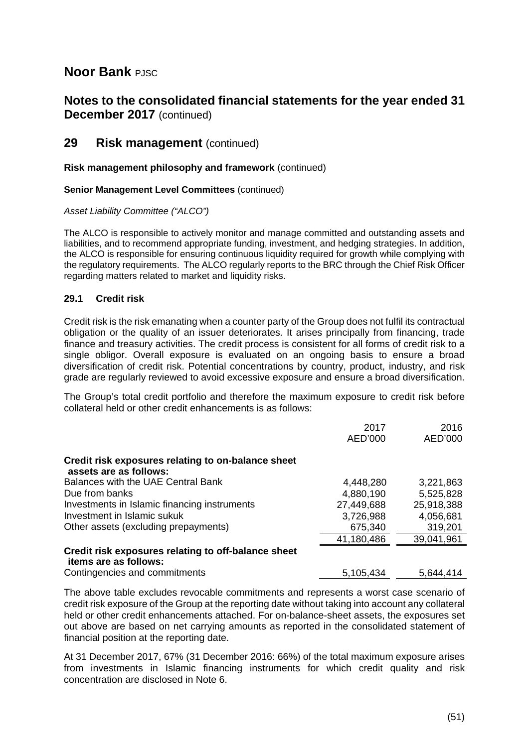# Noor Bank PJSC

## Notes to the consolidated financial statements for the year ended 31 December 2017 (continued)

## 29 Risk management (continued)

**Risk management philosophy and framework** (continued)

**Senior Management Level Committees** (continued)

*Asset Liability Committee ("ALCO")*

The ALCO is responsible to actively monitor and manage committed and outstanding assets and liabilities, and to recommend appropriate funding, investment, and hedging strategies. In addition, the ALCO is responsible for ensuring continuous liquidity required for growth while complying with the regulatory requirements. The ALCO regularly reports to the BRC through the Chief Risk Officer regarding matters related to market and liquidity risks.

### 29.1 Credit risk

Credit risk is the risk emanating when a counter party of the Group does not fulfil its contractual obligation or the quality of an issuer deteriorates. It arises principally from financing, trade finance and treasury activities. The credit process is consistent for all forms of credit risk to a single obligor. Overall exposure is evaluated on an ongoing basis to ensure a broad diversification of credit risk. Potential concentrations by country, product, industry, and risk grade are regularly reviewed to avoid excessive exposure and ensure a broad diversification.

The Group's total credit portfolio and therefore the maximum exposure to credit risk before collateral held or other credit enhancements is as follows:

| | 2017 AED'000 | 2016 AED'000 |
|---|---|---|
| **Credit risk exposures relating to on-balance sheet assets are as follows:** | | |
| Balances with the UAE Central Bank | 4,448,280 | 3,221,863 |
| Due from banks | 4,880,190 | 5,525,828 |
| Investments in Islamic financing instruments | 27,449,688 | 25,918,388 |
| Investment in Islamic sukuk | 3,726,988 | 4,056,681 |
| Other assets (excluding prepayments) | 675,340 | 319,201 |
| | 41,180,486 | 39,041,961 |
| **Credit risk exposures relating to off-balance sheet items are as follows:** | | |
| Contingencies and commitments | 5,105,434 | 5,644,414 |

The above table excludes revocable commitments and represents a worst case scenario of credit risk exposure of the Group at the reporting date without taking into account any collateral held or other credit enhancements attached. For on-balance-sheet assets, the exposures set out above are based on net carrying amounts as reported in the consolidated statement of financial position at the reporting date.

At 31 December 2017, 67% (31 December 2016: 66%) of the total maximum exposure arises from investments in Islamic financing instruments for which credit quality and risk concentration are disclosed in Note 6.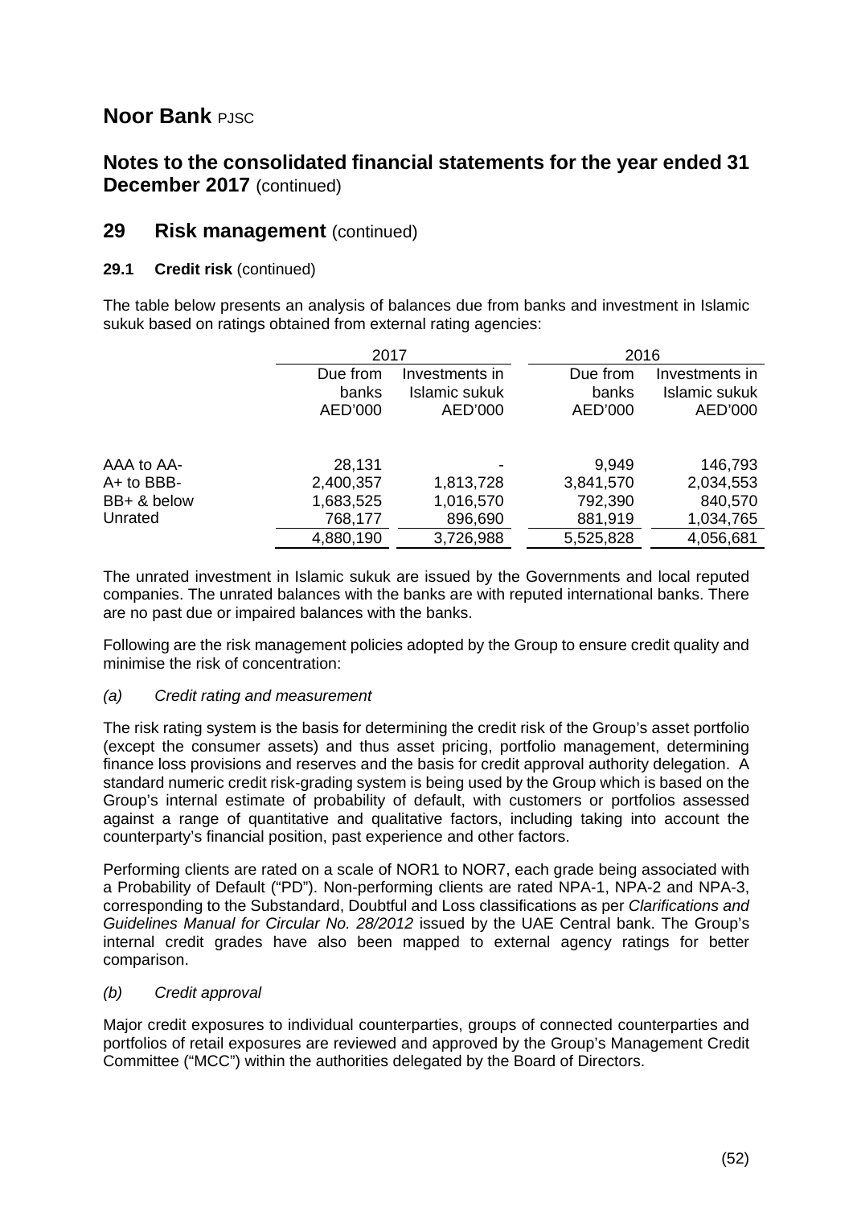# Noor Bank PJSC

## Notes to the consolidated financial statements for the year ended 31 December 2017 (continued)

## 29 Risk management (continued)

### 29.1 Credit risk (continued)

The table below presents an analysis of balances due from banks and investment in Islamic sukuk based on ratings obtained from external rating agencies:

| | 2017 | | 2016 | |
|---|---|---|---|---|
| | Due from banks AED'000 | Investments in Islamic sukuk AED'000 | Due from banks AED'000 | Investments in Islamic sukuk AED'000 |
| AAA to AA- | 28,131 | - | 9,949 | 146,793 |
| A+ to BBB- | 2,400,357 | 1,813,728 | 3,841,570 | 2,034,553 |
| BB+ & below | 1,683,525 | 1,016,570 | 792,390 | 840,570 |
| Unrated | 768,177 | 896,690 | 881,919 | 1,034,765 |
| | 4,880,190 | 3,726,988 | 5,525,828 | 4,056,681 |

The unrated investment in Islamic sukuk are issued by the Governments and local reputed companies. The unrated balances with the banks are with reputed international banks. There are no past due or impaired balances with the banks.

Following are the risk management policies adopted by the Group to ensure credit quality and minimise the risk of concentration:

*(a) Credit rating and measurement*

The risk rating system is the basis for determining the credit risk of the Group's asset portfolio (except the consumer assets) and thus asset pricing, portfolio management, determining finance loss provisions and reserves and the basis for credit approval authority delegation. A standard numeric credit risk-grading system is being used by the Group which is based on the Group's internal estimate of probability of default, with customers or portfolios assessed against a range of quantitative and qualitative factors, including taking into account the counterparty's financial position, past experience and other factors.

Performing clients are rated on a scale of NOR1 to NOR7, each grade being associated with a Probability of Default ("PD"). Non-performing clients are rated NPA-1, NPA-2 and NPA-3, corresponding to the Substandard, Doubtful and Loss classifications as per *Clarifications and Guidelines Manual for Circular No. 28/2012* issued by the UAE Central bank. The Group's internal credit grades have also been mapped to external agency ratings for better comparison.

*(b) Credit approval*

Major credit exposures to individual counterparties, groups of connected counterparties and portfolios of retail exposures are reviewed and approved by the Group's Management Credit Committee ("MCC") within the authorities delegated by the Board of Directors.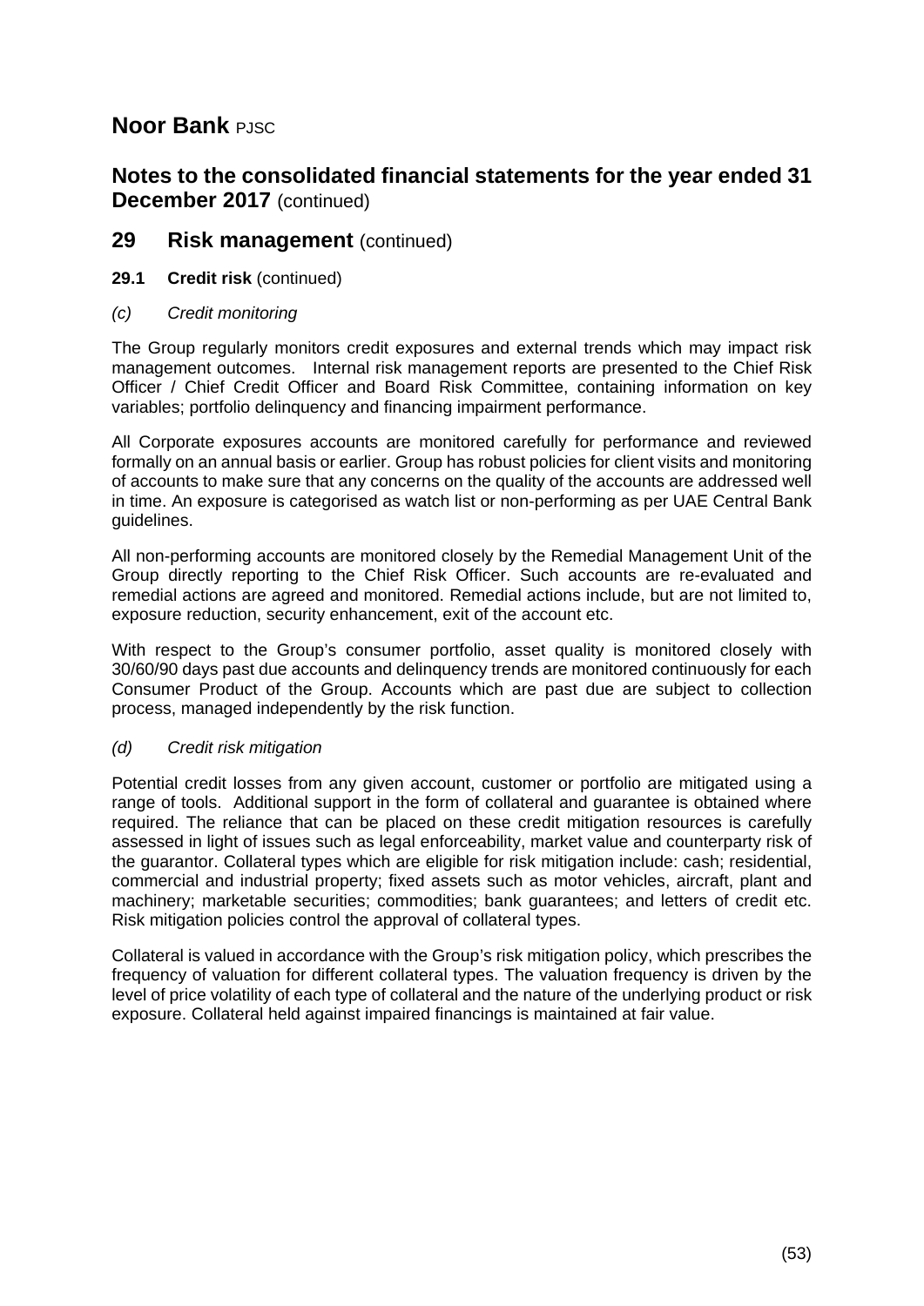# Noor Bank PJSC

## Notes to the consolidated financial statements for the year ended 31 December 2017 (continued)

## 29 Risk management (continued)

### 29.1 Credit risk (continued)

*(c) Credit monitoring*

The Group regularly monitors credit exposures and external trends which may impact risk management outcomes. Internal risk management reports are presented to the Chief Risk Officer / Chief Credit Officer and Board Risk Committee, containing information on key variables; portfolio delinquency and financing impairment performance.

All Corporate exposures accounts are monitored carefully for performance and reviewed formally on an annual basis or earlier. Group has robust policies for client visits and monitoring of accounts to make sure that any concerns on the quality of the accounts are addressed well in time. An exposure is categorised as watch list or non-performing as per UAE Central Bank guidelines.

All non-performing accounts are monitored closely by the Remedial Management Unit of the Group directly reporting to the Chief Risk Officer. Such accounts are re-evaluated and remedial actions are agreed and monitored. Remedial actions include, but are not limited to, exposure reduction, security enhancement, exit of the account etc.

With respect to the Group's consumer portfolio, asset quality is monitored closely with 30/60/90 days past due accounts and delinquency trends are monitored continuously for each Consumer Product of the Group. Accounts which are past due are subject to collection process, managed independently by the risk function.

*(d) Credit risk mitigation*

Potential credit losses from any given account, customer or portfolio are mitigated using a range of tools. Additional support in the form of collateral and guarantee is obtained where required. The reliance that can be placed on these credit mitigation resources is carefully assessed in light of issues such as legal enforceability, market value and counterparty risk of the guarantor. Collateral types which are eligible for risk mitigation include: cash; residential, commercial and industrial property; fixed assets such as motor vehicles, aircraft, plant and machinery; marketable securities; commodities; bank guarantees; and letters of credit etc. Risk mitigation policies control the approval of collateral types.

Collateral is valued in accordance with the Group's risk mitigation policy, which prescribes the frequency of valuation for different collateral types. The valuation frequency is driven by the level of price volatility of each type of collateral and the nature of the underlying product or risk exposure. Collateral held against impaired financings is maintained at fair value.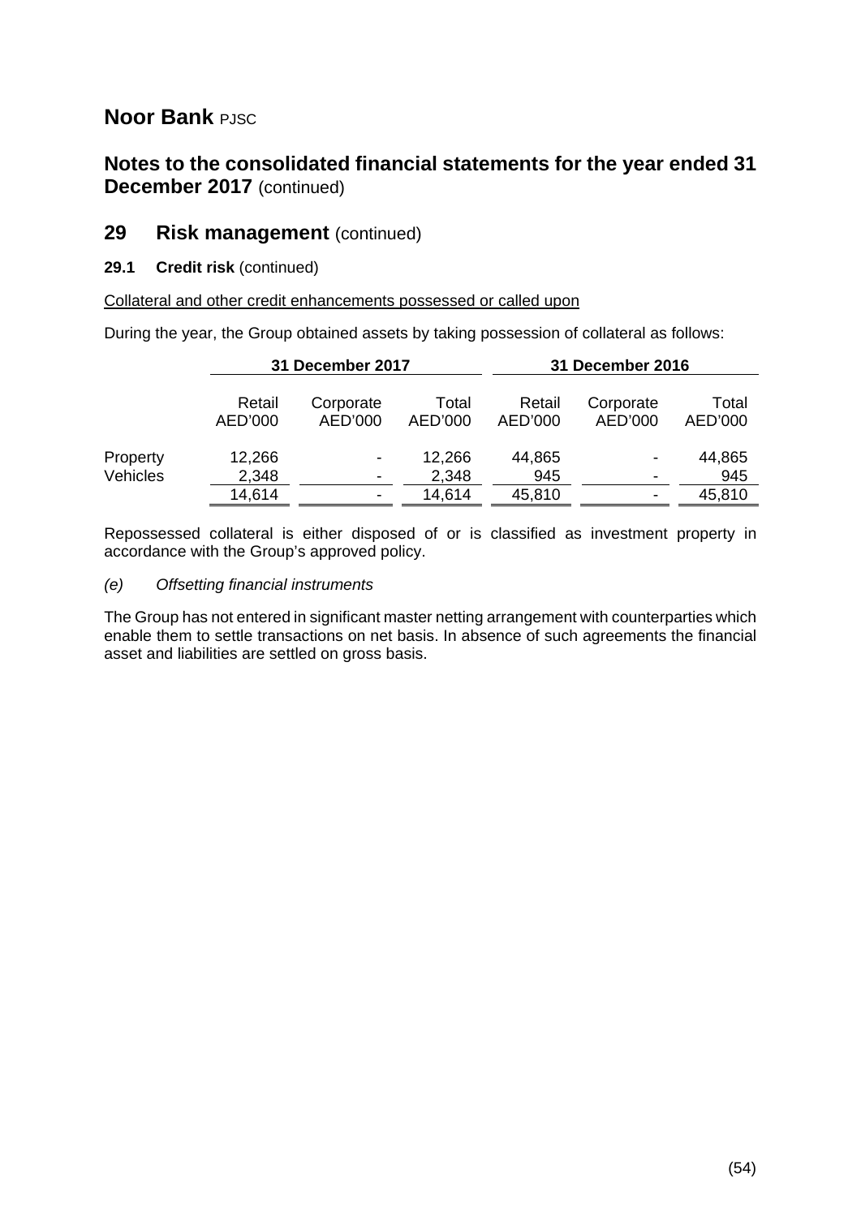## 29 Risk management (continued)

### 29.1 Credit risk (continued)

Collateral and other credit enhancements possessed or called upon

During the year, the Group obtained assets by taking possession of collateral as follows:

| | 31 December 2017 | | | 31 December 2016 | | |
|---|---|---|---|---|---|---|
| | Retail AED'000 | Corporate AED'000 | Total AED'000 | Retail AED'000 | Corporate AED'000 | Total AED'000 |
| Property | 12,266 | - | 12,266 | 44,865 | - | 44,865 |
| Vehicles | 2,348 | - | 2,348 | 945 | - | 945 |
| | 14,614 | - | 14,614 | 45,810 | - | 45,810 |

Repossessed collateral is either disposed of or is classified as investment property in accordance with the Group's approved policy.

*(e) Offsetting financial instruments*

The Group has not entered in significant master netting arrangement with counterparties which enable them to settle transactions on net basis. In absence of such agreements the financial asset and liabilities are settled on gross basis.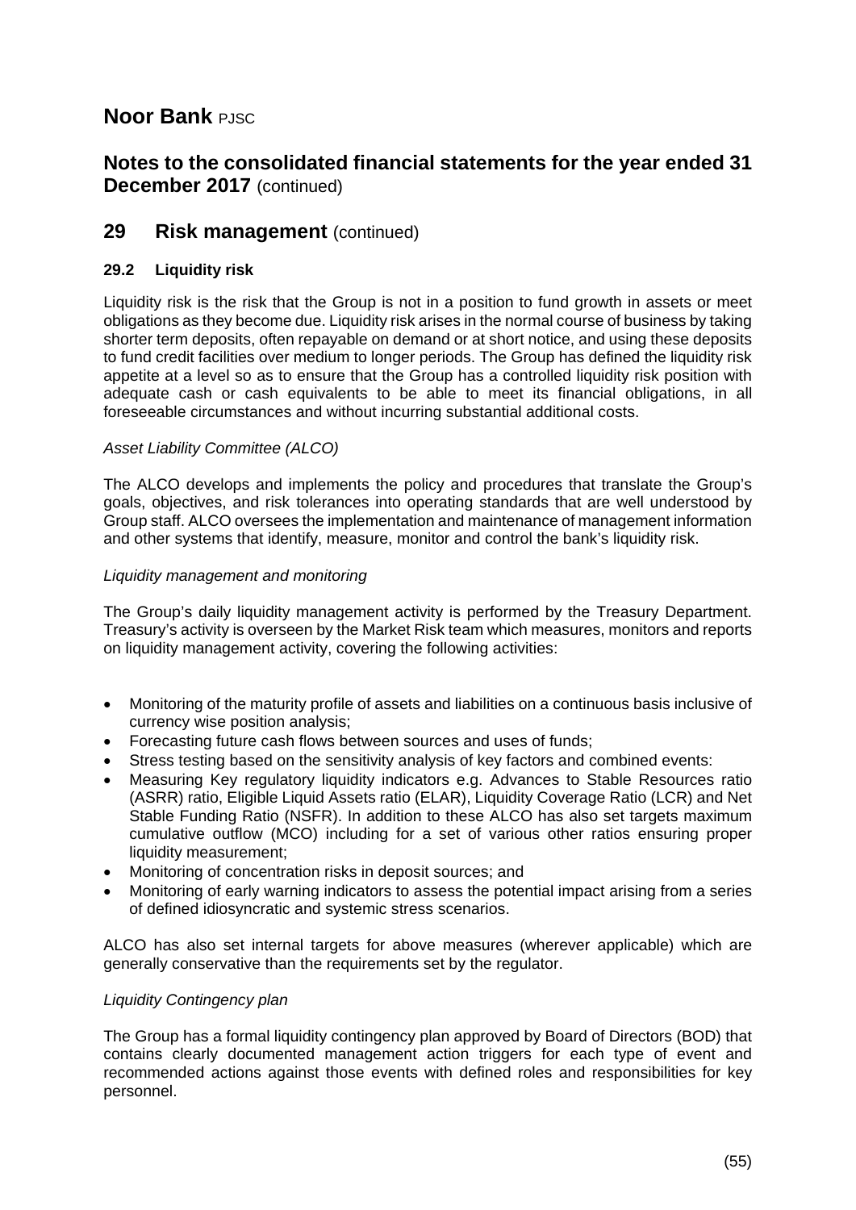# Noor Bank PJSC

## Notes to the consolidated financial statements for the year ended 31 December 2017 (continued)

## 29 Risk management (continued)

### 29.2 Liquidity risk

Liquidity risk is the risk that the Group is not in a position to fund growth in assets or meet obligations as they become due. Liquidity risk arises in the normal course of business by taking shorter term deposits, often repayable on demand or at short notice, and using these deposits to fund credit facilities over medium to longer periods. The Group has defined the liquidity risk appetite at a level so as to ensure that the Group has a controlled liquidity risk position with adequate cash or cash equivalents to be able to meet its financial obligations, in all foreseeable circumstances and without incurring substantial additional costs.

*Asset Liability Committee (ALCO)*

The ALCO develops and implements the policy and procedures that translate the Group's goals, objectives, and risk tolerances into operating standards that are well understood by Group staff. ALCO oversees the implementation and maintenance of management information and other systems that identify, measure, monitor and control the bank's liquidity risk.

*Liquidity management and monitoring*

The Group's daily liquidity management activity is performed by the Treasury Department. Treasury's activity is overseen by the Market Risk team which measures, monitors and reports on liquidity management activity, covering the following activities:

- Monitoring of the maturity profile of assets and liabilities on a continuous basis inclusive of currency wise position analysis;
- Forecasting future cash flows between sources and uses of funds;
- Stress testing based on the sensitivity analysis of key factors and combined events:
- Measuring Key regulatory liquidity indicators e.g. Advances to Stable Resources ratio (ASRR) ratio, Eligible Liquid Assets ratio (ELAR), Liquidity Coverage Ratio (LCR) and Net Stable Funding Ratio (NSFR). In addition to these ALCO has also set targets maximum cumulative outflow (MCO) including for a set of various other ratios ensuring proper liquidity measurement;
- Monitoring of concentration risks in deposit sources; and
- Monitoring of early warning indicators to assess the potential impact arising from a series of defined idiosyncratic and systemic stress scenarios.

ALCO has also set internal targets for above measures (wherever applicable) which are generally conservative than the requirements set by the regulator.

*Liquidity Contingency plan*

The Group has a formal liquidity contingency plan approved by Board of Directors (BOD) that contains clearly documented management action triggers for each type of event and recommended actions against those events with defined roles and responsibilities for key personnel.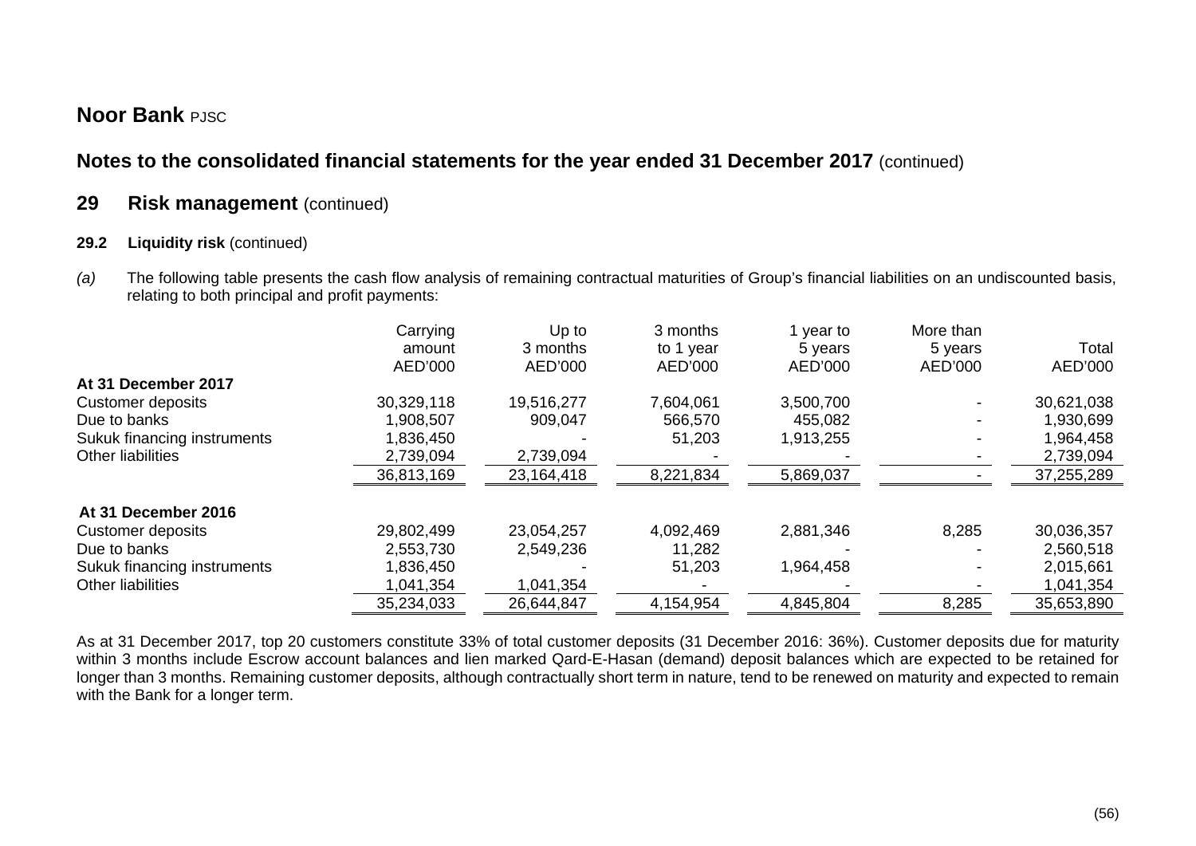**Noor Bank** PJSC

## Notes to the consolidated financial statements for the year ended 31 December 2017 (continued)

### 29 Risk management (continued)

#### 29.2 Liquidity risk (continued)

*(a)* The following table presents the cash flow analysis of remaining contractual maturities of Group's financial liabilities on an undiscounted basis, relating to both principal and profit payments:

| | Carrying amount AED'000 | Up to 3 months AED'000 | 3 months to 1 year AED'000 | 1 year to 5 years AED'000 | More than 5 years AED'000 | Total AED'000 |
|---|---|---|---|---|---|---|
| **At 31 December 2017** | | | | | | |
| Customer deposits | 30,329,118 | 19,516,277 | 7,604,061 | 3,500,700 | - | 30,621,038 |
| Due to banks | 1,908,507 | 909,047 | 566,570 | 455,082 | - | 1,930,699 |
| Sukuk financing instruments | 1,836,450 | - | 51,203 | 1,913,255 | - | 1,964,458 |
| Other liabilities | 2,739,094 | 2,739,094 | - | - | - | 2,739,094 |
| | 36,813,169 | 23,164,418 | 8,221,834 | 5,869,037 | - | 37,255,289 |
| **At 31 December 2016** | | | | | | |
| Customer deposits | 29,802,499 | 23,054,257 | 4,092,469 | 2,881,346 | 8,285 | 30,036,357 |
| Due to banks | 2,553,730 | 2,549,236 | 11,282 | - | - | 2,560,518 |
| Sukuk financing instruments | 1,836,450 | - | 51,203 | 1,964,458 | - | 2,015,661 |
| Other liabilities | 1,041,354 | 1,041,354 | - | - | - | 1,041,354 |
| | 35,234,033 | 26,644,847 | 4,154,954 | 4,845,804 | 8,285 | 35,653,890 |

As at 31 December 2017, top 20 customers constitute 33% of total customer deposits (31 December 2016: 36%). Customer deposits due for maturity within 3 months include Escrow account balances and lien marked Qard-E-Hasan (demand) deposit balances which are expected to be retained for longer than 3 months. Remaining customer deposits, although contractually short term in nature, tend to be renewed on maturity and expected to remain with the Bank for a longer term.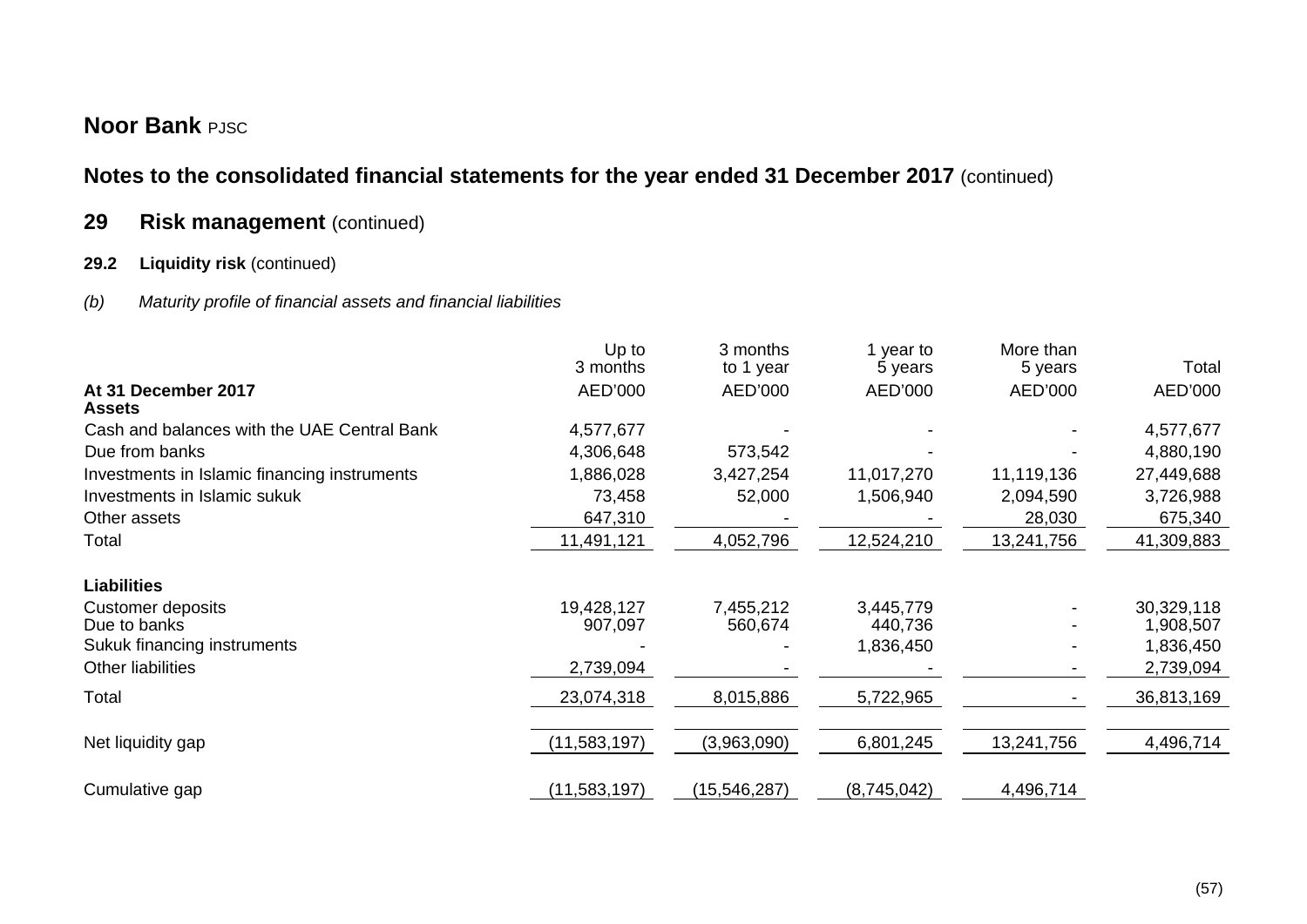**Noor Bank** PJSC

## Notes to the consolidated financial statements for the year ended 31 December 2017 (continued)

## 29 Risk management (continued)

### 29.2 Liquidity risk (continued)

*(b) Maturity profile of financial assets and financial liabilities*

| | Up to 3 months | 3 months to 1 year | 1 year to 5 years | More than 5 years | Total |
|---|---|---|---|---|---|
| **At 31 December 2017** | AED'000 | AED'000 | AED'000 | AED'000 | AED'000 |
| **Assets** | | | | | |
| Cash and balances with the UAE Central Bank | 4,577,677 | - | - | - | 4,577,677 |
| Due from banks | 4,306,648 | 573,542 | - | - | 4,880,190 |
| Investments in Islamic financing instruments | 1,886,028 | 3,427,254 | 11,017,270 | 11,119,136 | 27,449,688 |
| Investments in Islamic sukuk | 73,458 | 52,000 | 1,506,940 | 2,094,590 | 3,726,988 |
| Other assets | 647,310 | - | - | 28,030 | 675,340 |
| Total | 11,491,121 | 4,052,796 | 12,524,210 | 13,241,756 | 41,309,883 |
| **Liabilities** | | | | | |
| Customer deposits | 19,428,127 | 7,455,212 | 3,445,779 | - | 30,329,118 |
| Due to banks | 907,097 | 560,674 | 440,736 | - | 1,908,507 |
| Sukuk financing instruments | - | - | 1,836,450 | - | 1,836,450 |
| Other liabilities | 2,739,094 | - | - | - | 2,739,094 |
| Total | 23,074,318 | 8,015,886 | 5,722,965 | - | 36,813,169 |
| Net liquidity gap | (11,583,197) | (3,963,090) | 6,801,245 | 13,241,756 | 4,496,714 |
| Cumulative gap | (11,583,197) | (15,546,287) | (8,745,042) | 4,496,714 | |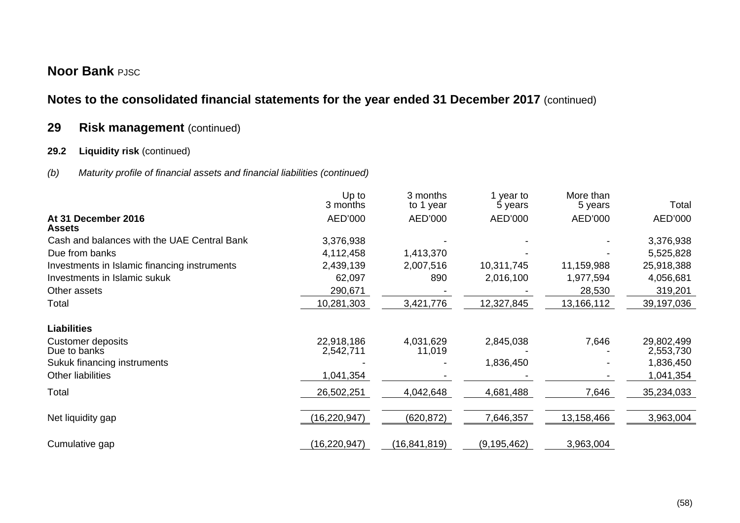## Noor Bank PJSC

## Notes to the consolidated financial statements for the year ended 31 December 2017 (continued)

### 29 Risk management (continued)

#### 29.2 Liquidity risk (continued)

*(b) Maturity profile of financial assets and financial liabilities (continued)*

| | Up to 3 months | 3 months to 1 year | 1 year to 5 years | More than 5 years | Total |
|---|---|---|---|---|---|
| **At 31 December 2016** | AED'000 | AED'000 | AED'000 | AED'000 | AED'000 |
| **Assets** | | | | | |
| Cash and balances with the UAE Central Bank | 3,376,938 | - | - | - | 3,376,938 |
| Due from banks | 4,112,458 | 1,413,370 | - | - | 5,525,828 |
| Investments in Islamic financing instruments | 2,439,139 | 2,007,516 | 10,311,745 | 11,159,988 | 25,918,388 |
| Investments in Islamic sukuk | 62,097 | 890 | 2,016,100 | 1,977,594 | 4,056,681 |
| Other assets | 290,671 | - | - | 28,530 | 319,201 |
| Total | 10,281,303 | 3,421,776 | 12,327,845 | 13,166,112 | 39,197,036 |
| **Liabilities** | | | | | |
| Customer deposits | 22,918,186 | 4,031,629 | 2,845,038 | 7,646 | 29,802,499 |
| Due to banks | 2,542,711 | 11,019 | - | - | 2,553,730 |
| Sukuk financing instruments | - | - | 1,836,450 | - | 1,836,450 |
| Other liabilities | 1,041,354 | - | - | - | 1,041,354 |
| Total | 26,502,251 | 4,042,648 | 4,681,488 | 7,646 | 35,234,033 |
| Net liquidity gap | (16,220,947) | (620,872) | 7,646,357 | 13,158,466 | 3,963,004 |
| Cumulative gap | (16,220,947) | (16,841,819) | (9,195,462) | 3,963,004 | |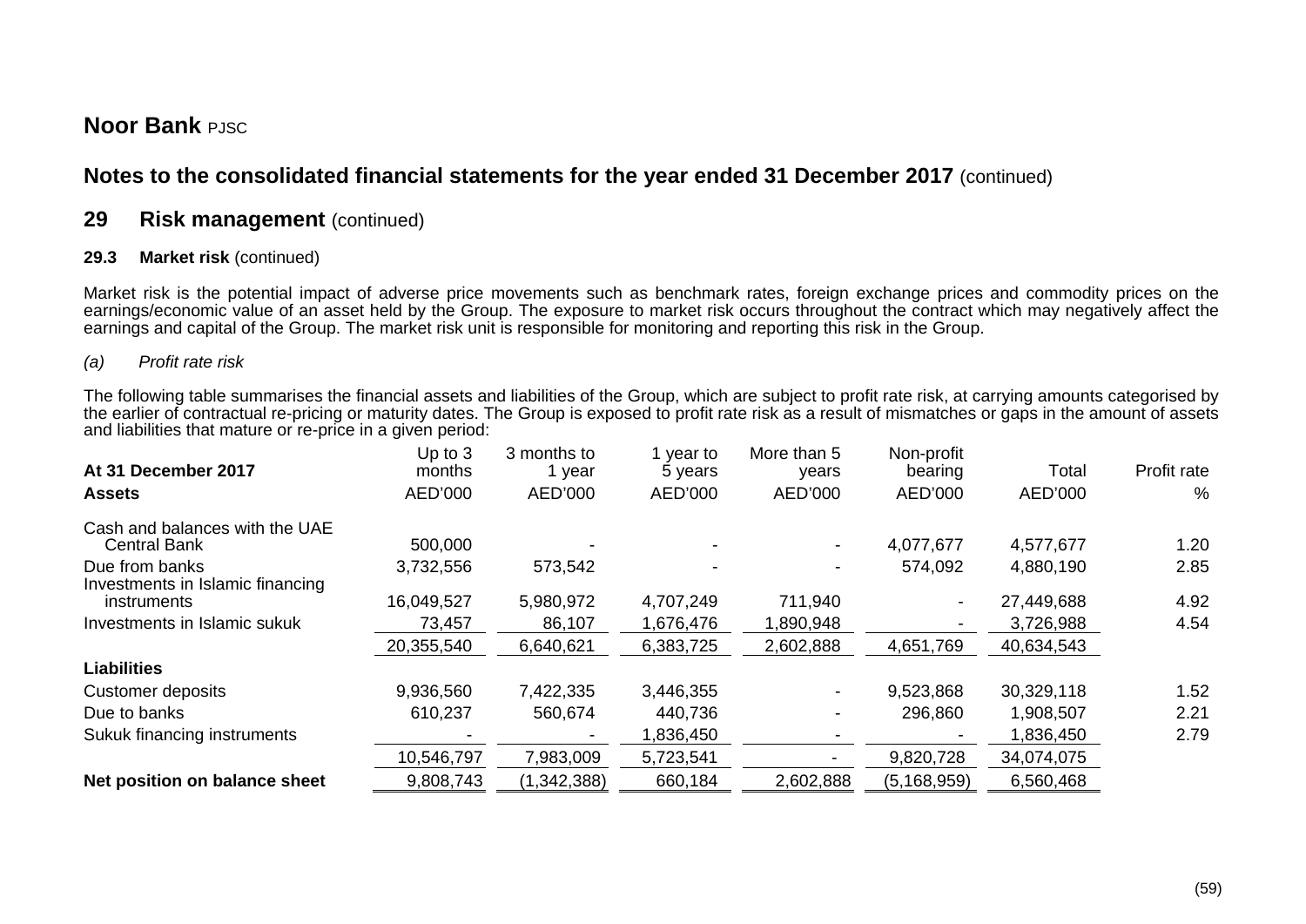# Noor Bank PJSC

## Notes to the consolidated financial statements for the year ended 31 December 2017 (continued)

## 29 Risk management (continued)

### 29.3 Market risk (continued)

Market risk is the potential impact of adverse price movements such as benchmark rates, foreign exchange prices and commodity prices on the earnings/economic value of an asset held by the Group. The exposure to market risk occurs throughout the contract which may negatively affect the earnings and capital of the Group. The market risk unit is responsible for monitoring and reporting this risk in the Group.

*(a) Profit rate risk*

The following table summarises the financial assets and liabilities of the Group, which are subject to profit rate risk, at carrying amounts categorised by the earlier of contractual re-pricing or maturity dates. The Group is exposed to profit rate risk as a result of mismatches or gaps in the amount of assets and liabilities that mature or re-price in a given period:

| At 31 December 2017 | Up to 3 months | 3 months to 1 year | 1 year to 5 years | More than 5 years | Non-profit bearing | Total | Profit rate |
|---|---|---|---|---|---|---|---|
| **Assets** | AED'000 | AED'000 | AED'000 | AED'000 | AED'000 | AED'000 | % |
| Cash and balances with the UAE Central Bank | 500,000 | - | - | - | 4,077,677 | 4,577,677 | 1.20 |
| Due from banks | 3,732,556 | 573,542 | - | - | 574,092 | 4,880,190 | 2.85 |
| Investments in Islamic financing instruments | 16,049,527 | 5,980,972 | 4,707,249 | 711,940 | - | 27,449,688 | 4.92 |
| Investments in Islamic sukuk | 73,457 | 86,107 | 1,676,476 | 1,890,948 | - | 3,726,988 | 4.54 |
| | 20,355,540 | 6,640,621 | 6,383,725 | 2,602,888 | 4,651,769 | 40,634,543 | |
| **Liabilities** | | | | | | | |
| Customer deposits | 9,936,560 | 7,422,335 | 3,446,355 | - | 9,523,868 | 30,329,118 | 1.52 |
| Due to banks | 610,237 | 560,674 | 440,736 | - | 296,860 | 1,908,507 | 2.21 |
| Sukuk financing instruments | - | - | 1,836,450 | - | - | 1,836,450 | 2.79 |
| | 10,546,797 | 7,983,009 | 5,723,541 | - | 9,820,728 | 34,074,075 | |
| **Net position on balance sheet** | 9,808,743 | (1,342,388) | 660,184 | 2,602,888 | (5,168,959) | 6,560,468 | |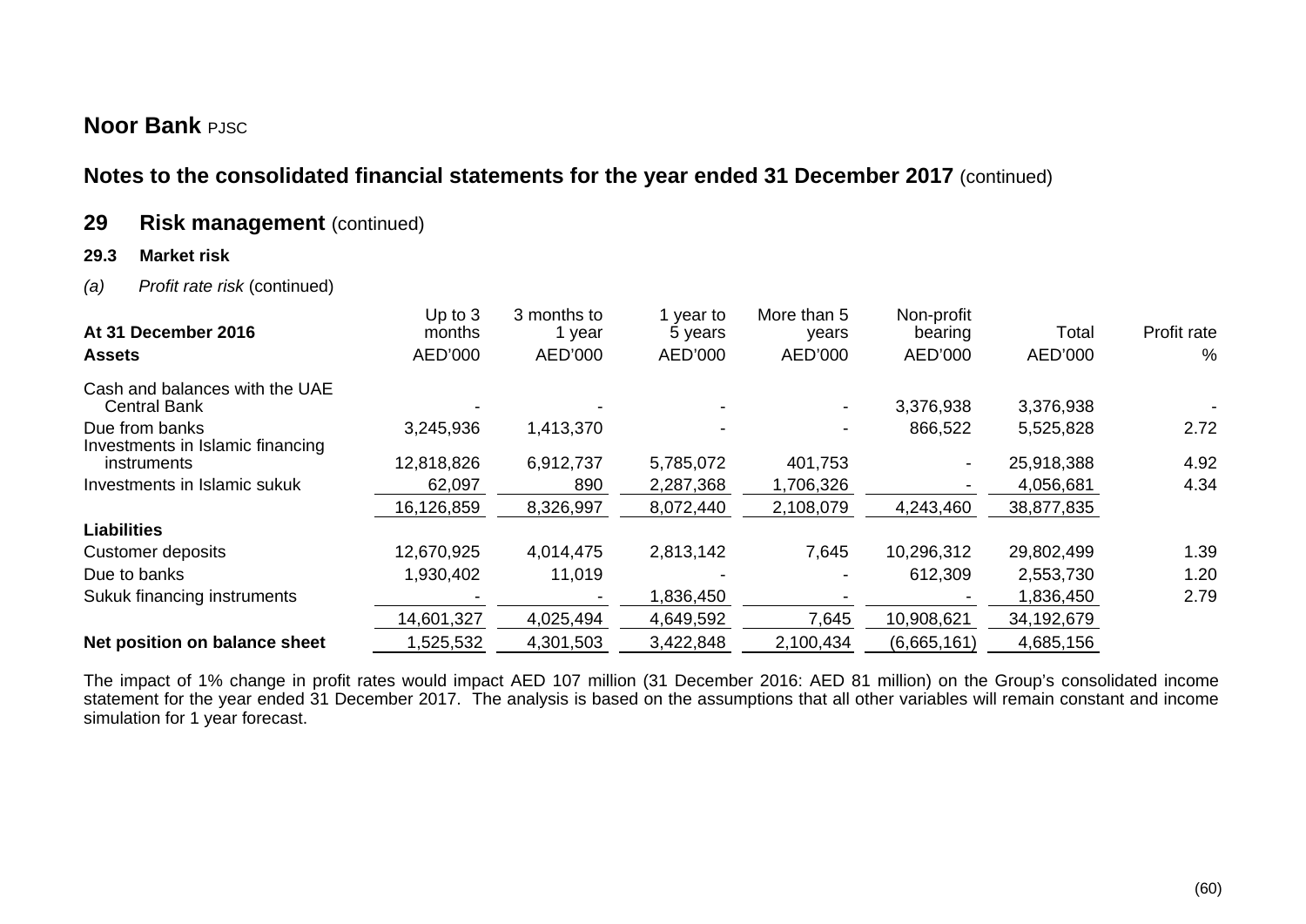## Noor Bank PJSC

## Notes to the consolidated financial statements for the year ended 31 December 2017 (continued)

## 29 Risk management (continued)

### 29.3 Market risk

*(a) Profit rate risk* (continued)

| At 31 December 2016 | Up to 3 months | 3 months to 1 year | 1 year to 5 years | More than 5 years | Non-profit bearing | Total | Profit rate |
|---|---|---|---|---|---|---|---|
| **Assets** | AED'000 | AED'000 | AED'000 | AED'000 | AED'000 | AED'000 | % |
| Cash and balances with the UAE Central Bank | - | - | - | - | 3,376,938 | 3,376,938 | - |
| Due from banks | 3,245,936 | 1,413,370 | - | - | 866,522 | 5,525,828 | 2.72 |
| Investments in Islamic financing instruments | 12,818,826 | 6,912,737 | 5,785,072 | 401,753 | - | 25,918,388 | 4.92 |
| Investments in Islamic sukuk | 62,097 | 890 | 2,287,368 | 1,706,326 | - | 4,056,681 | 4.34 |
| | 16,126,859 | 8,326,997 | 8,072,440 | 2,108,079 | 4,243,460 | 38,877,835 | |
| **Liabilities** | | | | | | | |
| Customer deposits | 12,670,925 | 4,014,475 | 2,813,142 | 7,645 | 10,296,312 | 29,802,499 | 1.39 |
| Due to banks | 1,930,402 | 11,019 | - | - | 612,309 | 2,553,730 | 1.20 |
| Sukuk financing instruments | - | - | 1,836,450 | - | - | 1,836,450 | 2.79 |
| | 14,601,327 | 4,025,494 | 4,649,592 | 7,645 | 10,908,621 | 34,192,679 | |
| **Net position on balance sheet** | 1,525,532 | 4,301,503 | 3,422,848 | 2,100,434 | (6,665,161) | 4,685,156 | |

The impact of 1% change in profit rates would impact AED 107 million (31 December 2016: AED 81 million) on the Group's consolidated income statement for the year ended 31 December 2017. The analysis is based on the assumptions that all other variables will remain constant and income simulation for 1 year forecast.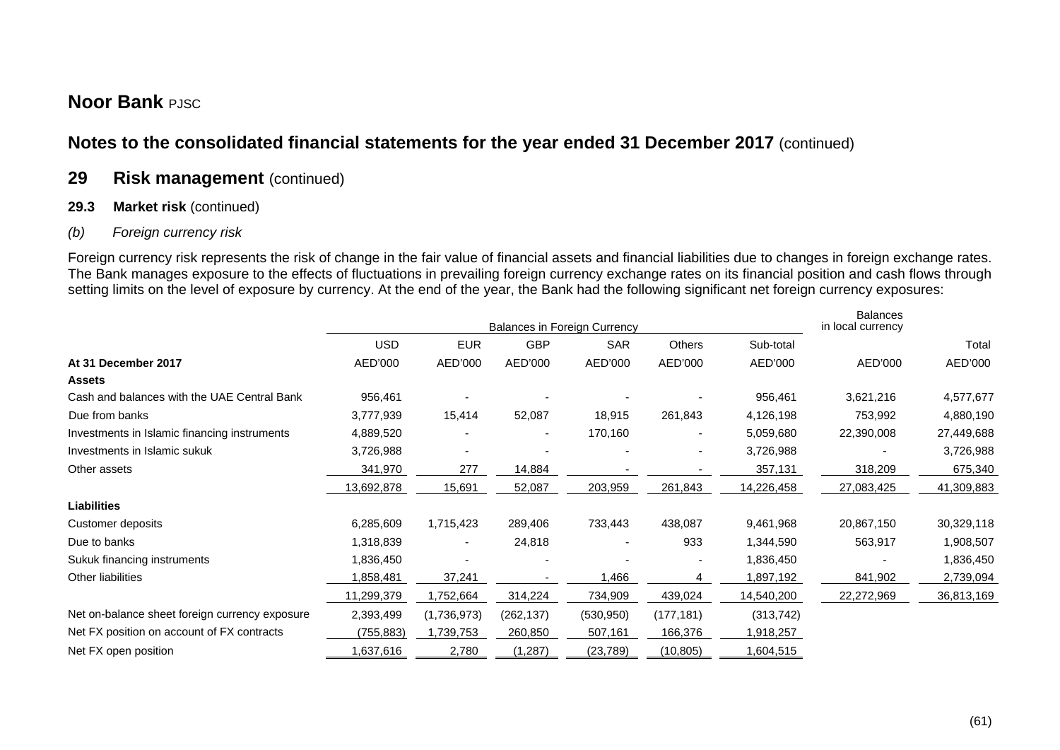## Noor Bank PJSC

## Notes to the consolidated financial statements for the year ended 31 December 2017 (continued)

## 29 Risk management (continued)

### 29.3 Market risk (continued)

*(b) Foreign currency risk*

Foreign currency risk represents the risk of change in the fair value of financial assets and financial liabilities due to changes in foreign exchange rates. The Bank manages exposure to the effects of fluctuations in prevailing foreign currency exchange rates on its financial position and cash flows through setting limits on the level of exposure by currency. At the end of the year, the Bank had the following significant net foreign currency exposures:

| | Balances in Foreign Currency | | | | | | Balances in local currency | |
|---|---|---|---|---|---|---|---|---|
| | USD | EUR | GBP | SAR | Others | Sub-total | | Total |
| **At 31 December 2017** | AED'000 | AED'000 | AED'000 | AED'000 | AED'000 | AED'000 | AED'000 | AED'000 |
| **Assets** | | | | | | | | |
| Cash and balances with the UAE Central Bank | 956,461 | - | - | - | - | 956,461 | 3,621,216 | 4,577,677 |
| Due from banks | 3,777,939 | 15,414 | 52,087 | 18,915 | 261,843 | 4,126,198 | 753,992 | 4,880,190 |
| Investments in Islamic financing instruments | 4,889,520 | - | - | 170,160 | - | 5,059,680 | 22,390,008 | 27,449,688 |
| Investments in Islamic sukuk | 3,726,988 | - | - | - | - | 3,726,988 | - | 3,726,988 |
| Other assets | 341,970 | 277 | 14,884 | - | - | 357,131 | 318,209 | 675,340 |
| | 13,692,878 | 15,691 | 52,087 | 203,959 | 261,843 | 14,226,458 | 27,083,425 | 41,309,883 |
| **Liabilities** | | | | | | | | |
| Customer deposits | 6,285,609 | 1,715,423 | 289,406 | 733,443 | 438,087 | 9,461,968 | 20,867,150 | 30,329,118 |
| Due to banks | 1,318,839 | - | 24,818 | - | 933 | 1,344,590 | 563,917 | 1,908,507 |
| Sukuk financing instruments | 1,836,450 | - | - | - | - | 1,836,450 | - | 1,836,450 |
| Other liabilities | 1,858,481 | 37,241 | - | 1,466 | 4 | 1,897,192 | 841,902 | 2,739,094 |
| | 11,299,379 | 1,752,664 | 314,224 | 734,909 | 439,024 | 14,540,200 | 22,272,969 | 36,813,169 |
| Net on-balance sheet foreign currency exposure | 2,393,499 | (1,736,973) | (262,137) | (530,950) | (177,181) | (313,742) | | |
| Net FX position on account of FX contracts | (755,883) | 1,739,753 | 260,850 | 507,161 | 166,376 | 1,918,257 | | |
| Net FX open position | 1,637,616 | 2,780 | (1,287) | (23,789) | (10,805) | 1,604,515 | | |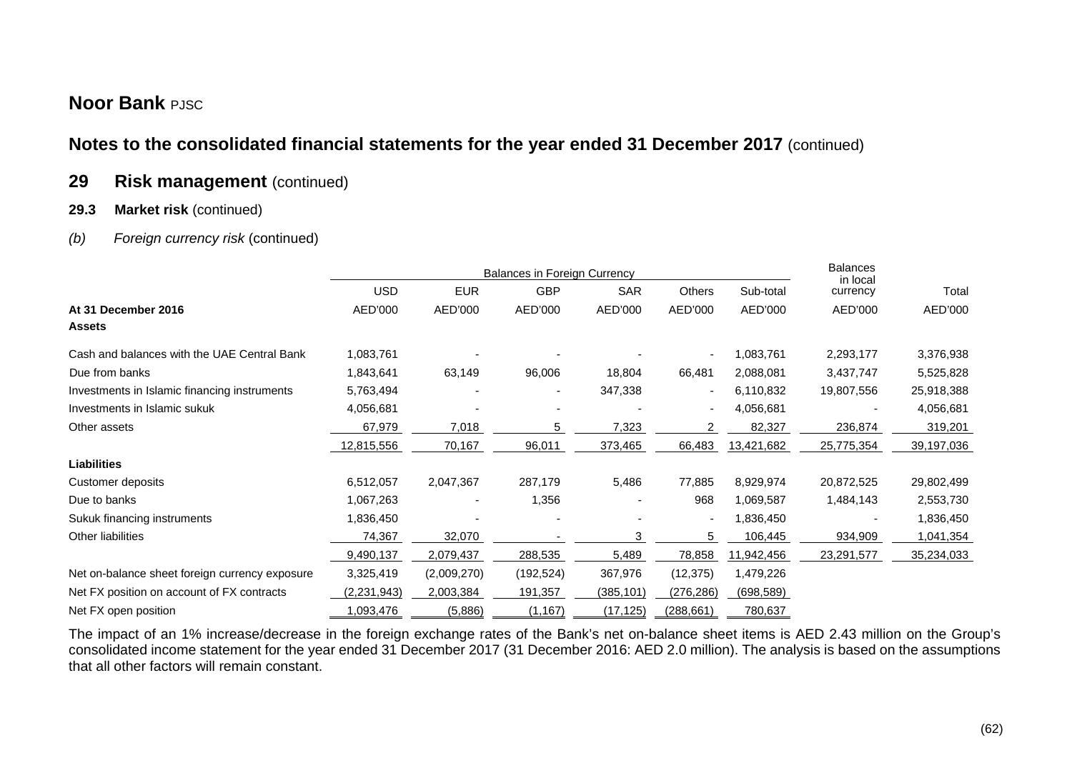**Noor Bank** PJSC

## Notes to the consolidated financial statements for the year ended 31 December 2017 (continued)

## 29 Risk management (continued)

### 29.3 Market risk (continued)

*(b) Foreign currency risk* (continued)

| | Balances in Foreign Currency | | | | | | Balances in local currency | |
|---|---|---|---|---|---|---|---|---|
| | USD | EUR | GBP | SAR | Others | Sub-total | | Total |
| **At 31 December 2016** | AED'000 | AED'000 | AED'000 | AED'000 | AED'000 | AED'000 | AED'000 | AED'000 |
| **Assets** | | | | | | | | |
| Cash and balances with the UAE Central Bank | 1,083,761 | - | - | - | - | 1,083,761 | 2,293,177 | 3,376,938 |
| Due from banks | 1,843,641 | 63,149 | 96,006 | 18,804 | 66,481 | 2,088,081 | 3,437,747 | 5,525,828 |
| Investments in Islamic financing instruments | 5,763,494 | - | - | 347,338 | - | 6,110,832 | 19,807,556 | 25,918,388 |
| Investments in Islamic sukuk | 4,056,681 | - | - | - | - | 4,056,681 | - | 4,056,681 |
| Other assets | 67,979 | 7,018 | 5 | 7,323 | 2 | 82,327 | 236,874 | 319,201 |
| | 12,815,556 | 70,167 | 96,011 | 373,465 | 66,483 | 13,421,682 | 25,775,354 | 39,197,036 |
| **Liabilities** | | | | | | | | |
| Customer deposits | 6,512,057 | 2,047,367 | 287,179 | 5,486 | 77,885 | 8,929,974 | 20,872,525 | 29,802,499 |
| Due to banks | 1,067,263 | - | 1,356 | - | 968 | 1,069,587 | 1,484,143 | 2,553,730 |
| Sukuk financing instruments | 1,836,450 | - | - | - | - | 1,836,450 | - | 1,836,450 |
| Other liabilities | 74,367 | 32,070 | - | 3 | 5 | 106,445 | 934,909 | 1,041,354 |
| | 9,490,137 | 2,079,437 | 288,535 | 5,489 | 78,858 | 11,942,456 | 23,291,577 | 35,234,033 |
| Net on-balance sheet foreign currency exposure | 3,325,419 | (2,009,270) | (192,524) | 367,976 | (12,375) | 1,479,226 | | |
| Net FX position on account of FX contracts | (2,231,943) | 2,003,384 | 191,357 | (385,101) | (276,286) | (698,589) | | |
| Net FX open position | 1,093,476 | (5,886) | (1,167) | (17,125) | (288,661) | 780,637 | | |

The impact of an 1% increase/decrease in the foreign exchange rates of the Bank's net on-balance sheet items is AED 2.43 million on the Group's consolidated income statement for the year ended 31 December 2017 (31 December 2016: AED 2.0 million). The analysis is based on the assumptions that all other factors will remain constant.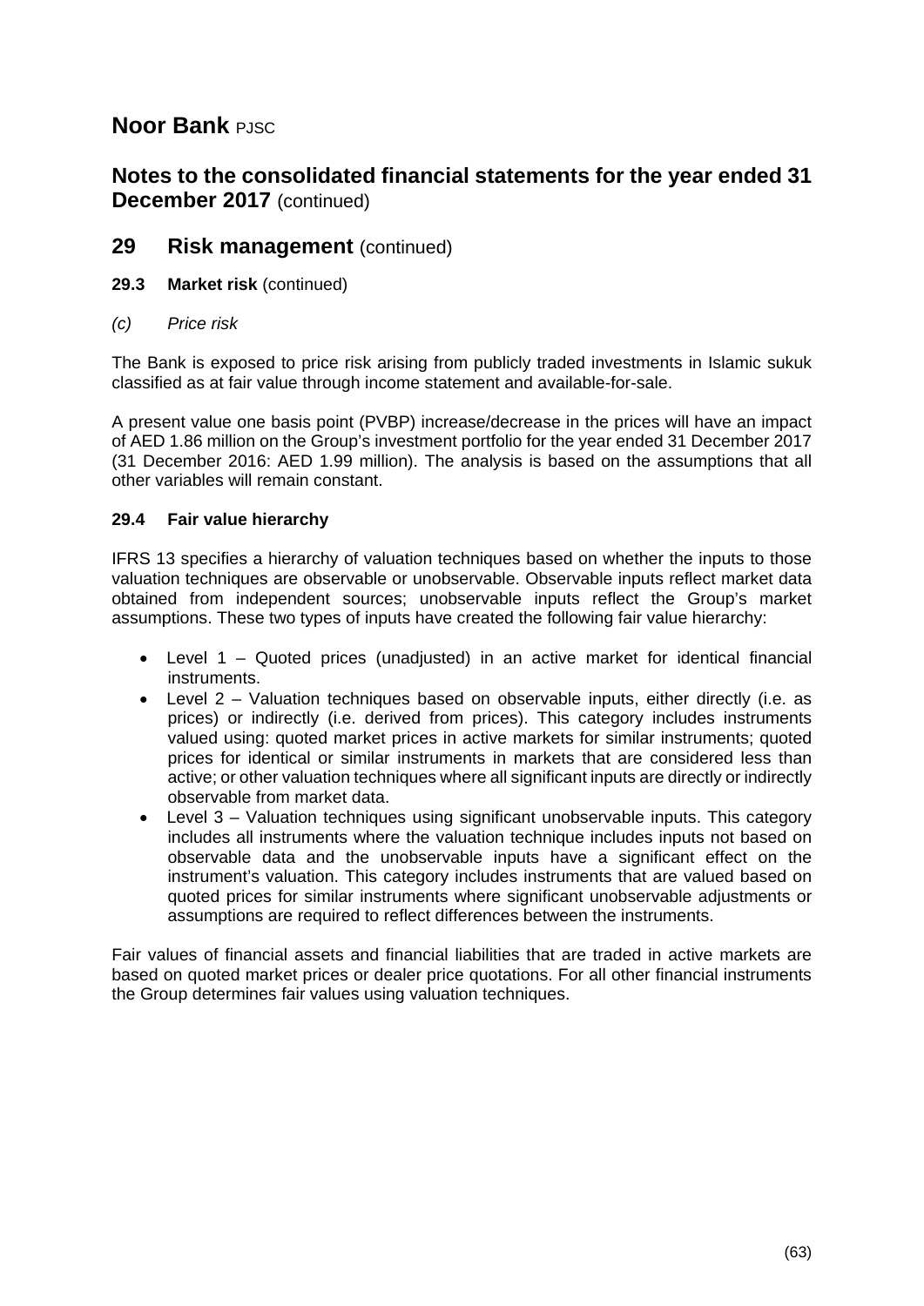# Noor Bank PJSC

## Notes to the consolidated financial statements for the year ended 31 December 2017 (continued)

## 29 Risk management (continued)

### 29.3 Market risk (continued)

*(c) Price risk*

The Bank is exposed to price risk arising from publicly traded investments in Islamic sukuk classified as at fair value through income statement and available-for-sale.

A present value one basis point (PVBP) increase/decrease in the prices will have an impact of AED 1.86 million on the Group's investment portfolio for the year ended 31 December 2017 (31 December 2016: AED 1.99 million). The analysis is based on the assumptions that all other variables will remain constant.

### 29.4 Fair value hierarchy

IFRS 13 specifies a hierarchy of valuation techniques based on whether the inputs to those valuation techniques are observable or unobservable. Observable inputs reflect market data obtained from independent sources; unobservable inputs reflect the Group's market assumptions. These two types of inputs have created the following fair value hierarchy:

- Level 1 – Quoted prices (unadjusted) in an active market for identical financial instruments.
- Level 2 – Valuation techniques based on observable inputs, either directly (i.e. as prices) or indirectly (i.e. derived from prices). This category includes instruments valued using: quoted market prices in active markets for similar instruments; quoted prices for identical or similar instruments in markets that are considered less than active; or other valuation techniques where all significant inputs are directly or indirectly observable from market data.
- Level 3 – Valuation techniques using significant unobservable inputs. This category includes all instruments where the valuation technique includes inputs not based on observable data and the unobservable inputs have a significant effect on the instrument's valuation. This category includes instruments that are valued based on quoted prices for similar instruments where significant unobservable adjustments or assumptions are required to reflect differences between the instruments.

Fair values of financial assets and financial liabilities that are traded in active markets are based on quoted market prices or dealer price quotations. For all other financial instruments the Group determines fair values using valuation techniques.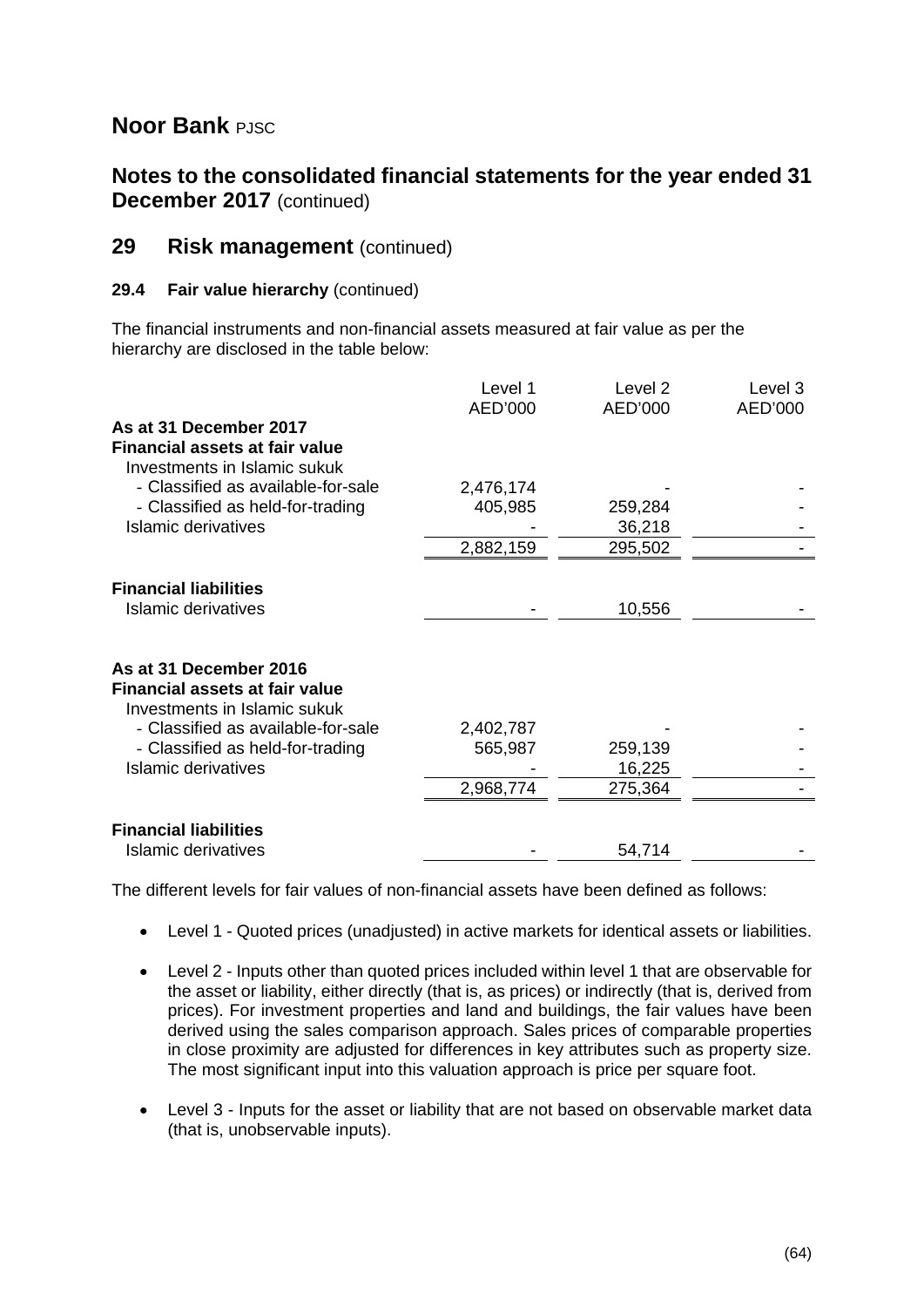# Noor Bank PJSC

## Notes to the consolidated financial statements for the year ended 31 December 2017 (continued)

## 29 Risk management (continued)

### 29.4 Fair value hierarchy (continued)

The financial instruments and non-financial assets measured at fair value as per the hierarchy are disclosed in the table below:

| | Level 1 AED'000 | Level 2 AED'000 | Level 3 AED'000 |
|---|---|---|---|
| **As at 31 December 2017** | | | |
| **Financial assets at fair value** | | | |
| Investments in Islamic sukuk | | | |
| - Classified as available-for-sale | 2,476,174 | - | - |
| - Classified as held-for-trading | 405,985 | 259,284 | - |
| Islamic derivatives | - | 36,218 | - |
| | 2,882,159 | 295,502 | - |
| **Financial liabilities** | | | |
| Islamic derivatives | - | 10,556 | - |
| **As at 31 December 2016** | | | |
| **Financial assets at fair value** | | | |
| Investments in Islamic sukuk | | | |
| - Classified as available-for-sale | 2,402,787 | - | - |
| - Classified as held-for-trading | 565,987 | 259,139 | - |
| Islamic derivatives | - | 16,225 | - |
| | 2,968,774 | 275,364 | - |
| **Financial liabilities** | | | |
| Islamic derivatives | - | 54,714 | - |

The different levels for fair values of non-financial assets have been defined as follows:

- Level 1 - Quoted prices (unadjusted) in active markets for identical assets or liabilities.
- Level 2 - Inputs other than quoted prices included within level 1 that are observable for the asset or liability, either directly (that is, as prices) or indirectly (that is, derived from prices). For investment properties and land and buildings, the fair values have been derived using the sales comparison approach. Sales prices of comparable properties in close proximity are adjusted for differences in key attributes such as property size. The most significant input into this valuation approach is price per square foot.
- Level 3 - Inputs for the asset or liability that are not based on observable market data (that is, unobservable inputs).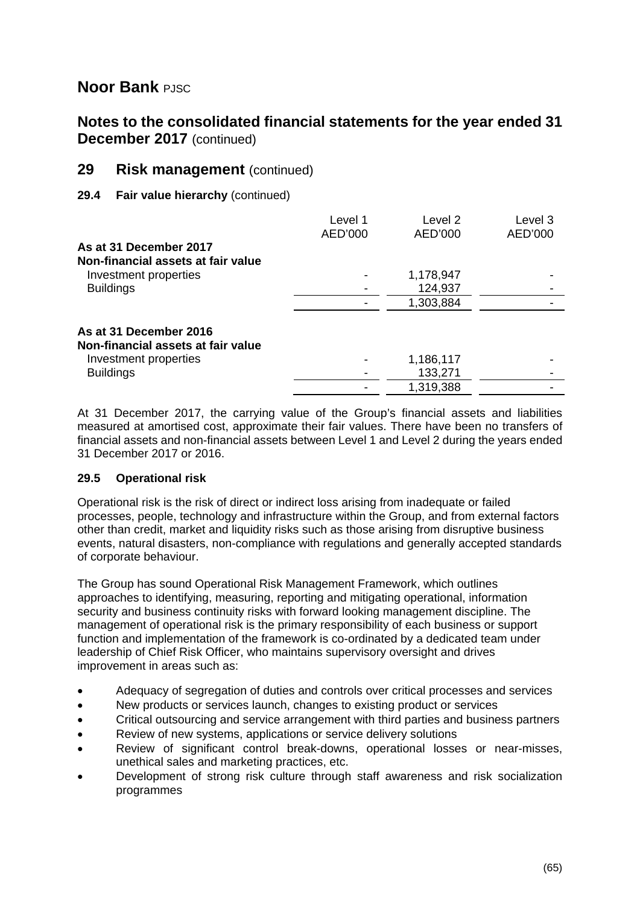# Noor Bank PJSC

## Notes to the consolidated financial statements for the year ended 31 December 2017 (continued)

## 29 Risk management (continued)

### 29.4 Fair value hierarchy (continued)

| | Level 1 AED'000 | Level 2 AED'000 | Level 3 AED'000 |
|---|---|---|---|
| **As at 31 December 2017** | | | |
| **Non-financial assets at fair value** | | | |
| Investment properties | - | 1,178,947 | - |
| Buildings | - | 124,937 | - |
| | - | 1,303,884 | - |
| **As at 31 December 2016** | | | |
| **Non-financial assets at fair value** | | | |
| Investment properties | - | 1,186,117 | - |
| Buildings | - | 133,271 | - |
| | - | 1,319,388 | - |

At 31 December 2017, the carrying value of the Group's financial assets and liabilities measured at amortised cost, approximate their fair values. There have been no transfers of financial assets and non-financial assets between Level 1 and Level 2 during the years ended 31 December 2017 or 2016.

### 29.5 Operational risk

Operational risk is the risk of direct or indirect loss arising from inadequate or failed processes, people, technology and infrastructure within the Group, and from external factors other than credit, market and liquidity risks such as those arising from disruptive business events, natural disasters, non-compliance with regulations and generally accepted standards of corporate behaviour.

The Group has sound Operational Risk Management Framework, which outlines approaches to identifying, measuring, reporting and mitigating operational, information security and business continuity risks with forward looking management discipline. The management of operational risk is the primary responsibility of each business or support function and implementation of the framework is co-ordinated by a dedicated team under leadership of Chief Risk Officer, who maintains supervisory oversight and drives improvement in areas such as:

- Adequacy of segregation of duties and controls over critical processes and services
- New products or services launch, changes to existing product or services
- Critical outsourcing and service arrangement with third parties and business partners
- Review of new systems, applications or service delivery solutions
- Review of significant control break-downs, operational losses or near-misses, unethical sales and marketing practices, etc.
- Development of strong risk culture through staff awareness and risk socialization programmes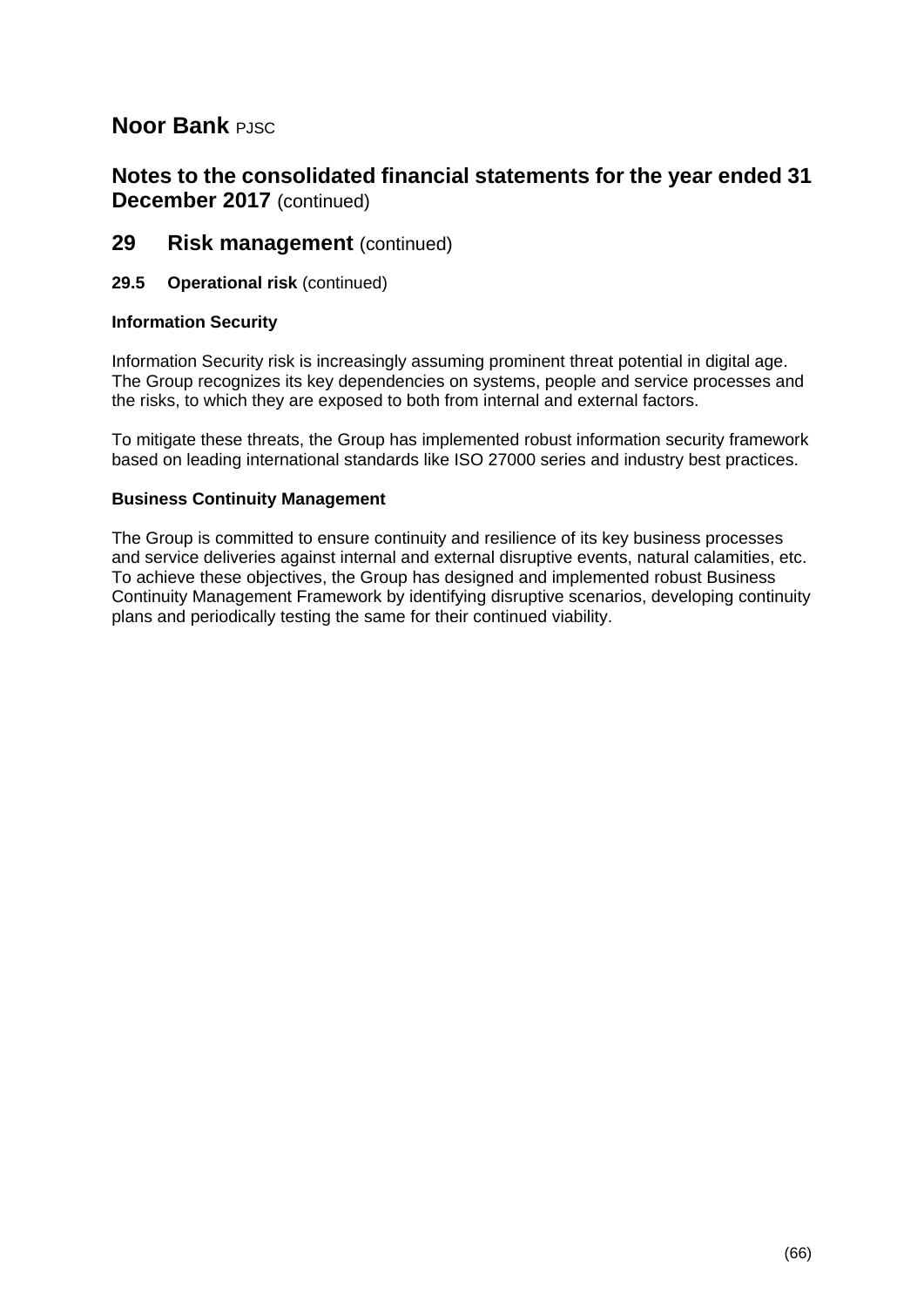# Noor Bank PJSC

## Notes to the consolidated financial statements for the year ended 31 December 2017 (continued)

## 29 Risk management (continued)

### 29.5 Operational risk (continued)

**Information Security**

Information Security risk is increasingly assuming prominent threat potential in digital age. The Group recognizes its key dependencies on systems, people and service processes and the risks, to which they are exposed to both from internal and external factors.

To mitigate these threats, the Group has implemented robust information security framework based on leading international standards like ISO 27000 series and industry best practices.

**Business Continuity Management**

The Group is committed to ensure continuity and resilience of its key business processes and service deliveries against internal and external disruptive events, natural calamities, etc. To achieve these objectives, the Group has designed and implemented robust Business Continuity Management Framework by identifying disruptive scenarios, developing continuity plans and periodically testing the same for their continued viability.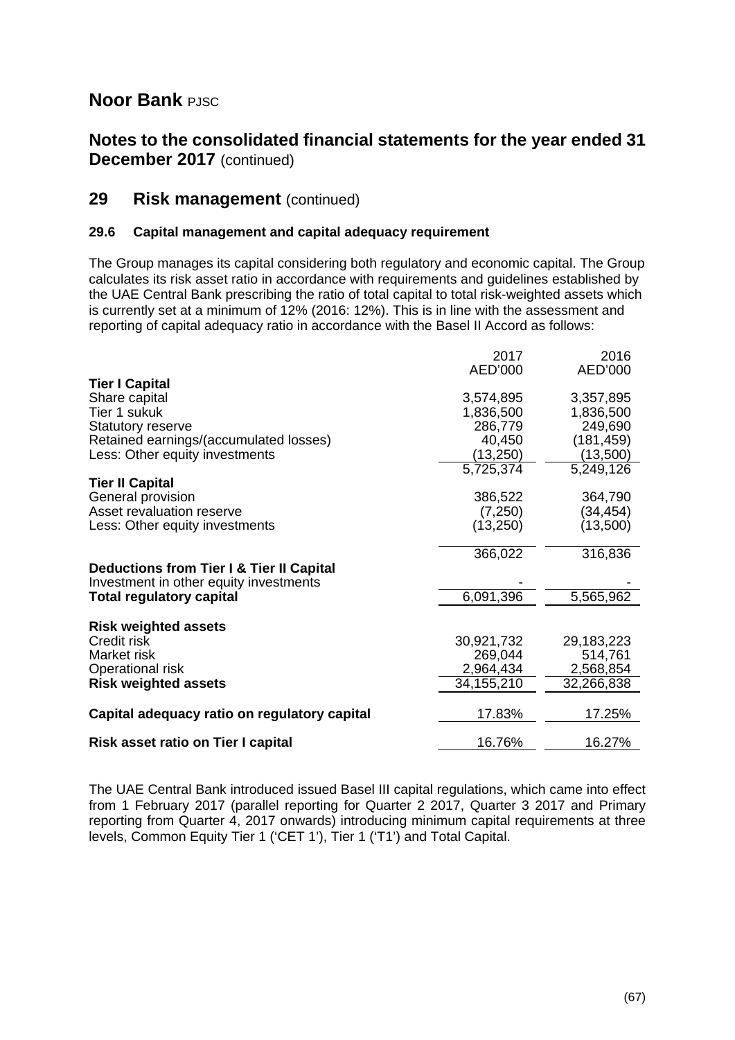# Noor Bank PJSC

## Notes to the consolidated financial statements for the year ended 31 December 2017 (continued)

## 29 Risk management (continued)

### 29.6 Capital management and capital adequacy requirement

The Group manages its capital considering both regulatory and economic capital. The Group calculates its risk asset ratio in accordance with requirements and guidelines established by the UAE Central Bank prescribing the ratio of total capital to total risk-weighted assets which is currently set at a minimum of 12% (2016: 12%). This is in line with the assessment and reporting of capital adequacy ratio in accordance with the Basel II Accord as follows:

| | 2017<br>AED'000 | 2016<br>AED'000 |
|---|---|---|
| **Tier I Capital** | | |
| Share capital | 3,574,895 | 3,357,895 |
| Tier 1 sukuk | 1,836,500 | 1,836,500 |
| Statutory reserve | 286,779 | 249,690 |
| Retained earnings/(accumulated losses) | 40,450 | (181,459) |
| Less: Other equity investments | (13,250) | (13,500) |
| | 5,725,374 | 5,249,126 |
| **Tier II Capital** | | |
| General provision | 386,522 | 364,790 |
| Asset revaluation reserve | (7,250) | (34,454) |
| Less: Other equity investments | (13,250) | (13,500) |
| | 366,022 | 316,836 |
| **Deductions from Tier I & Tier II Capital** | | |
| Investment in other equity investments | - | - |
| **Total regulatory capital** | 6,091,396 | 5,565,962 |
| **Risk weighted assets** | | |
| Credit risk | 30,921,732 | 29,183,223 |
| Market risk | 269,044 | 514,761 |
| Operational risk | 2,964,434 | 2,568,854 |
| **Risk weighted assets** | 34,155,210 | 32,266,838 |
| **Capital adequacy ratio on regulatory capital** | 17.83% | 17.25% |
| **Risk asset ratio on Tier I capital** | 16.76% | 16.27% |

The UAE Central Bank introduced issued Basel III capital regulations, which came into effect from 1 February 2017 (parallel reporting for Quarter 2 2017, Quarter 3 2017 and Primary reporting from Quarter 4, 2017 onwards) introducing minimum capital requirements at three levels, Common Equity Tier 1 ('CET 1'), Tier 1 ('T1') and Total Capital.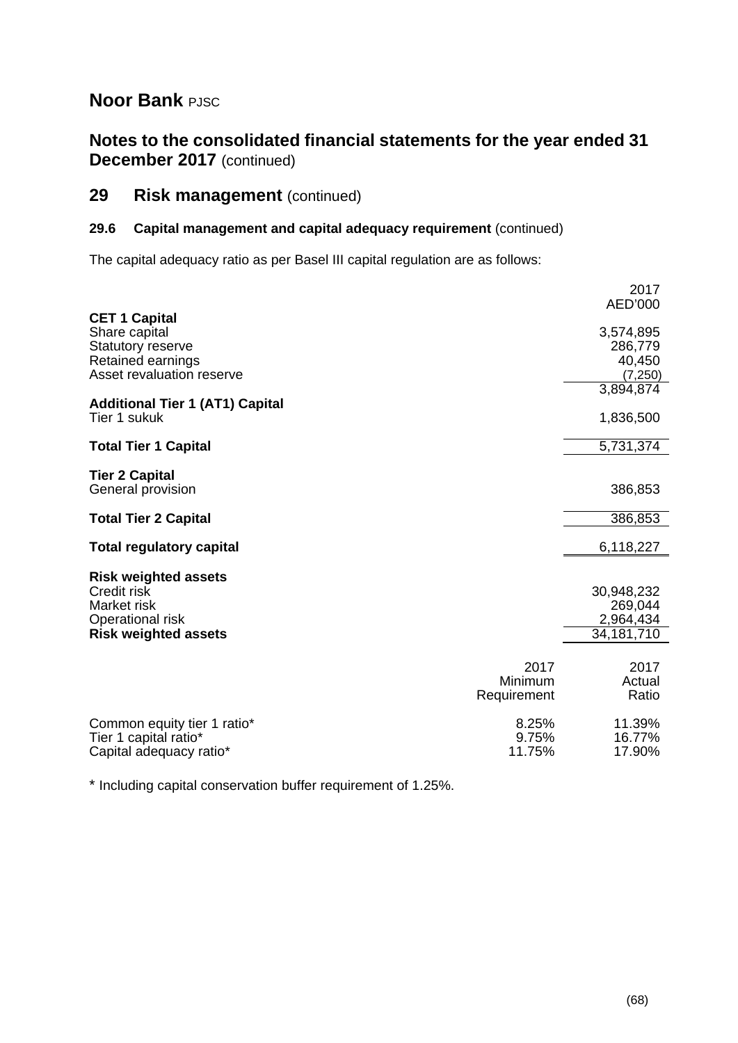# Noor Bank PJSC

## Notes to the consolidated financial statements for the year ended 31 December 2017 (continued)

## 29 Risk management (continued)

### 29.6 Capital management and capital adequacy requirement (continued)

The capital adequacy ratio as per Basel III capital regulation are as follows:

| | 2017 AED'000 |
|---|---|
| **CET 1 Capital** | |
| Share capital | 3,574,895 |
| Statutory reserve | 286,779 |
| Retained earnings | 40,450 |
| Asset revaluation reserve | (7,250) |
| | 3,894,874 |
| **Additional Tier 1 (AT1) Capital** | |
| Tier 1 sukuk | 1,836,500 |
| **Total Tier 1 Capital** | 5,731,374 |
| **Tier 2 Capital** | |
| General provision | 386,853 |
| **Total Tier 2 Capital** | 386,853 |
| **Total regulatory capital** | 6,118,227 |
| **Risk weighted assets** | |
| Credit risk | 30,948,232 |
| Market risk | 269,044 |
| Operational risk | 2,964,434 |
| **Risk weighted assets** | 34,181,710 |

| | 2017 Minimum Requirement | 2017 Actual Ratio |
|---|---|---|
| Common equity tier 1 ratio* | 8.25% | 11.39% |
| Tier 1 capital ratio* | 9.75% | 16.77% |
| Capital adequacy ratio* | 11.75% | 17.90% |

* Including capital conservation buffer requirement of 1.25%.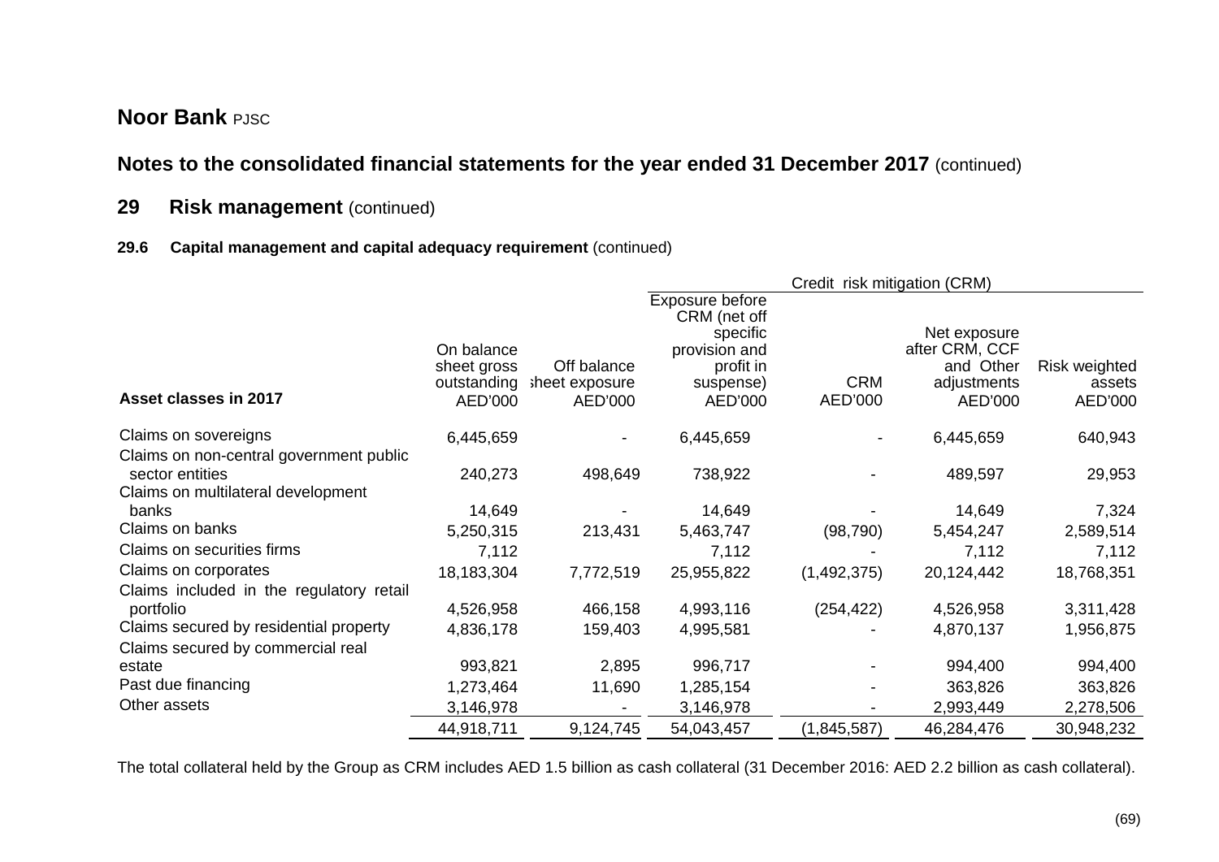**Noor Bank** PJSC

## Notes to the consolidated financial statements for the year ended 31 December 2017 (continued)

## 29 Risk management (continued)

### 29.6 Capital management and capital adequacy requirement (continued)

| | | | Credit risk mitigation (CRM) | | | |
|---|---|---|---|---|---|---|
| **Asset classes in 2017** | On balance sheet gross outstanding AED'000 | Off balance sheet exposure AED'000 | Exposure before CRM (net off specific provision and profit in suspense) AED'000 | CRM AED'000 | Net exposure after CRM, CCF and Other adjustments AED'000 | Risk weighted assets AED'000 |
| Claims on sovereigns | 6,445,659 | - | 6,445,659 | - | 6,445,659 | 640,943 |
| Claims on non-central government public sector entities | 240,273 | 498,649 | 738,922 | - | 489,597 | 29,953 |
| Claims on multilateral development banks | 14,649 | - | 14,649 | - | 14,649 | 7,324 |
| Claims on banks | 5,250,315 | 213,431 | 5,463,747 | (98,790) | 5,454,247 | 2,589,514 |
| Claims on securities firms | 7,112 | | 7,112 | - | 7,112 | 7,112 |
| Claims on corporates | 18,183,304 | 7,772,519 | 25,955,822 | (1,492,375) | 20,124,442 | 18,768,351 |
| Claims included in the regulatory retail portfolio | 4,526,958 | 466,158 | 4,993,116 | (254,422) | 4,526,958 | 3,311,428 |
| Claims secured by residential property | 4,836,178 | 159,403 | 4,995,581 | - | 4,870,137 | 1,956,875 |
| Claims secured by commercial real estate | 993,821 | 2,895 | 996,717 | - | 994,400 | 994,400 |
| Past due financing | 1,273,464 | 11,690 | 1,285,154 | - | 363,826 | 363,826 |
| Other assets | 3,146,978 | - | 3,146,978 | - | 2,993,449 | 2,278,506 |
| | 44,918,711 | 9,124,745 | 54,043,457 | (1,845,587) | 46,284,476 | 30,948,232 |

The total collateral held by the Group as CRM includes AED 1.5 billion as cash collateral (31 December 2016: AED 2.2 billion as cash collateral).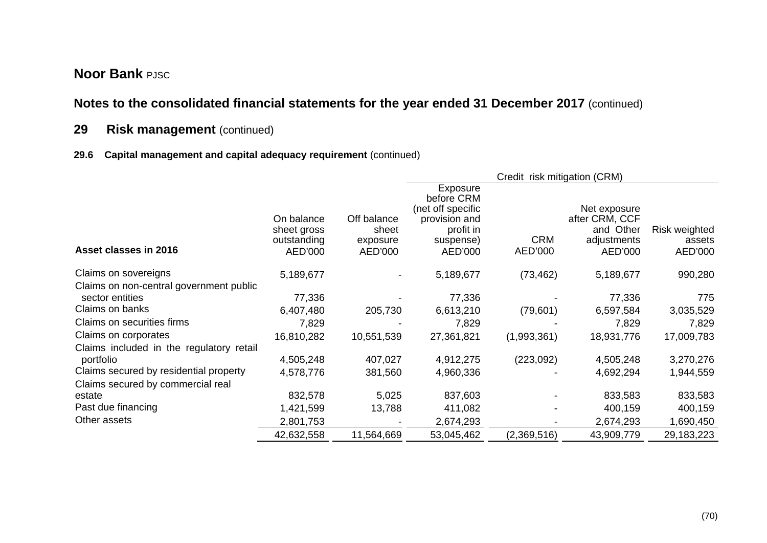## Noor Bank PJSC

## Notes to the consolidated financial statements for the year ended 31 December 2017 (continued)

## 29 Risk management (continued)

### 29.6 Capital management and capital adequacy requirement (continued)

| | | | Credit risk mitigation (CRM) | | | |
|---|---|---|---|---|---|---|
| **Asset classes in 2016** | On balance sheet gross outstanding AED'000 | Off balance sheet exposure AED'000 | Exposure before CRM (net off specific provision and profit in suspense) AED'000 | CRM AED'000 | Net exposure after CRM, CCF and Other adjustments AED'000 | Risk weighted assets AED'000 |
| Claims on sovereigns | 5,189,677 | - | 5,189,677 | (73,462) | 5,189,677 | 990,280 |
| Claims on non-central government public sector entities | 77,336 | - | 77,336 | - | 77,336 | 775 |
| Claims on banks | 6,407,480 | 205,730 | 6,613,210 | (79,601) | 6,597,584 | 3,035,529 |
| Claims on securities firms | 7,829 | - | 7,829 | - | 7,829 | 7,829 |
| Claims on corporates | 16,810,282 | 10,551,539 | 27,361,821 | (1,993,361) | 18,931,776 | 17,009,783 |
| Claims included in the regulatory retail portfolio | 4,505,248 | 407,027 | 4,912,275 | (223,092) | 4,505,248 | 3,270,276 |
| Claims secured by residential property | 4,578,776 | 381,560 | 4,960,336 | - | 4,692,294 | 1,944,559 |
| Claims secured by commercial real estate | 832,578 | 5,025 | 837,603 | - | 833,583 | 833,583 |
| Past due financing | 1,421,599 | 13,788 | 411,082 | - | 400,159 | 400,159 |
| Other assets | 2,801,753 | - | 2,674,293 | - | 2,674,293 | 1,690,450 |
| | 42,632,558 | 11,564,669 | 53,045,462 | (2,369,516) | 43,909,779 | 29,183,223 |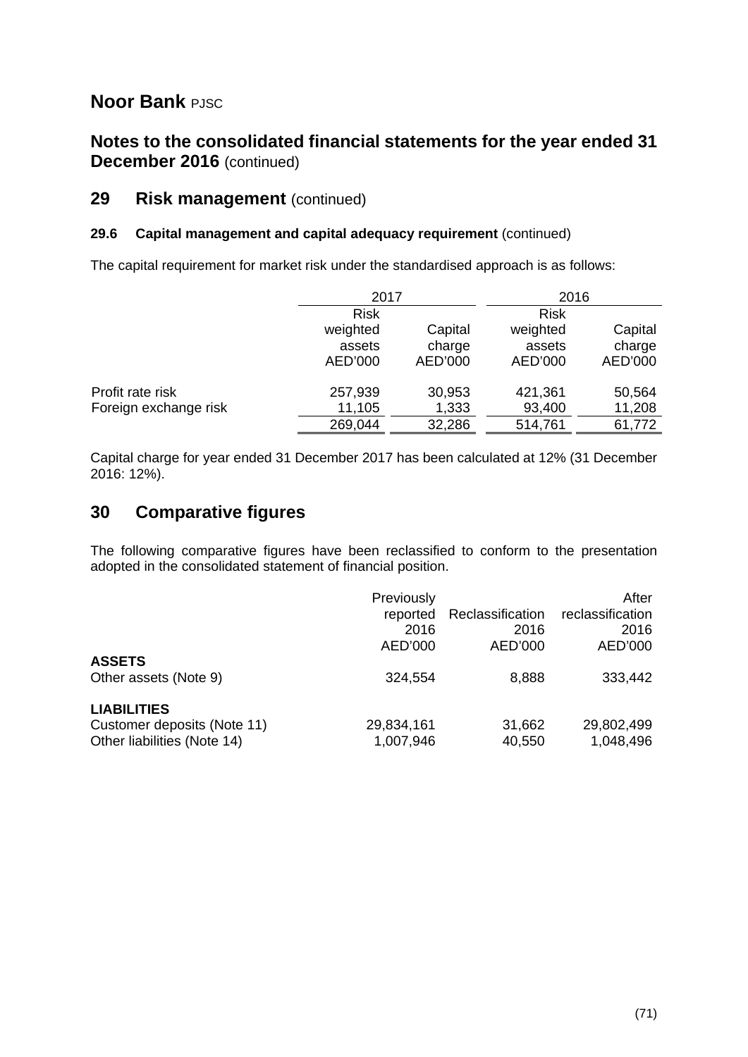# Noor Bank PJSC

## Notes to the consolidated financial statements for the year ended 31 December 2016 (continued)

## 29 Risk management (continued)

### 29.6 Capital management and capital adequacy requirement (continued)

The capital requirement for market risk under the standardised approach is as follows:

| | 2017 | | 2016 | |
|---|---|---|---|---|
| | Risk weighted assets AED'000 | Capital charge AED'000 | Risk weighted assets AED'000 | Capital charge AED'000 |
| Profit rate risk | 257,939 | 30,953 | 421,361 | 50,564 |
| Foreign exchange risk | 11,105 | 1,333 | 93,400 | 11,208 |
| | 269,044 | 32,286 | 514,761 | 61,772 |

Capital charge for year ended 31 December 2017 has been calculated at 12% (31 December 2016: 12%).

## 30 Comparative figures

The following comparative figures have been reclassified to conform to the presentation adopted in the consolidated statement of financial position.

| | Previously reported 2016 AED'000 | Reclassification 2016 AED'000 | After reclassification 2016 AED'000 |
|---|---|---|---|
| **ASSETS** | | | |
| Other assets (Note 9) | 324,554 | 8,888 | 333,442 |
| **LIABILITIES** | | | |
| Customer deposits (Note 11) | 29,834,161 | 31,662 | 29,802,499 |
| Other liabilities (Note 14) | 1,007,946 | 40,550 | 1,048,496 |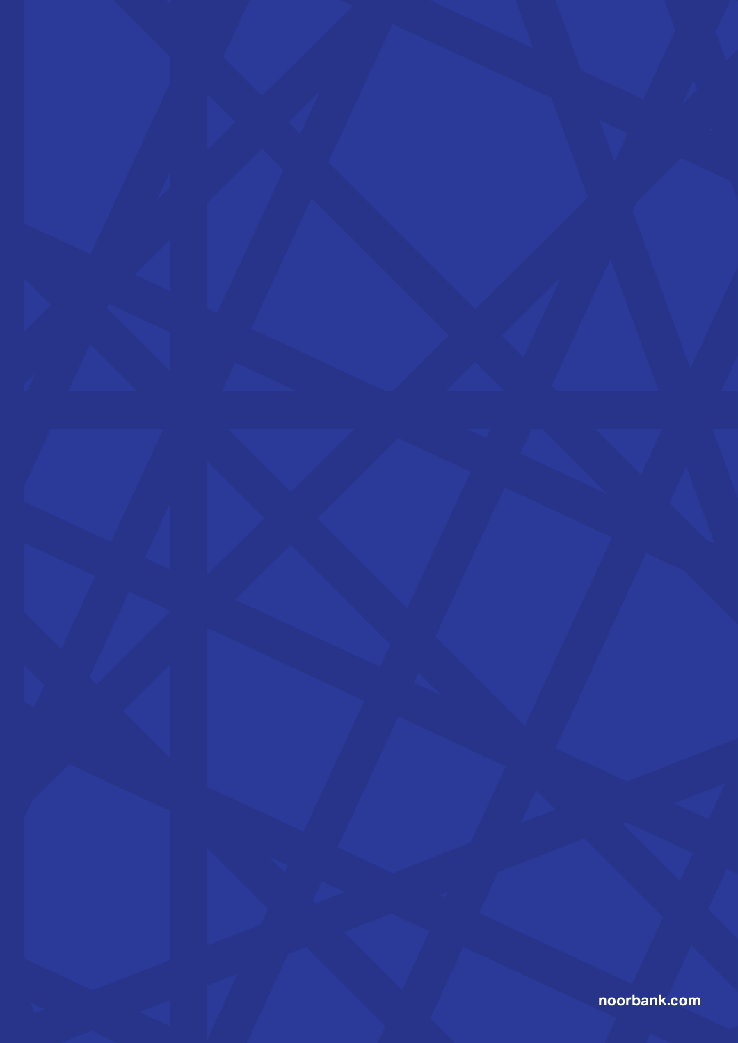noorbank.com